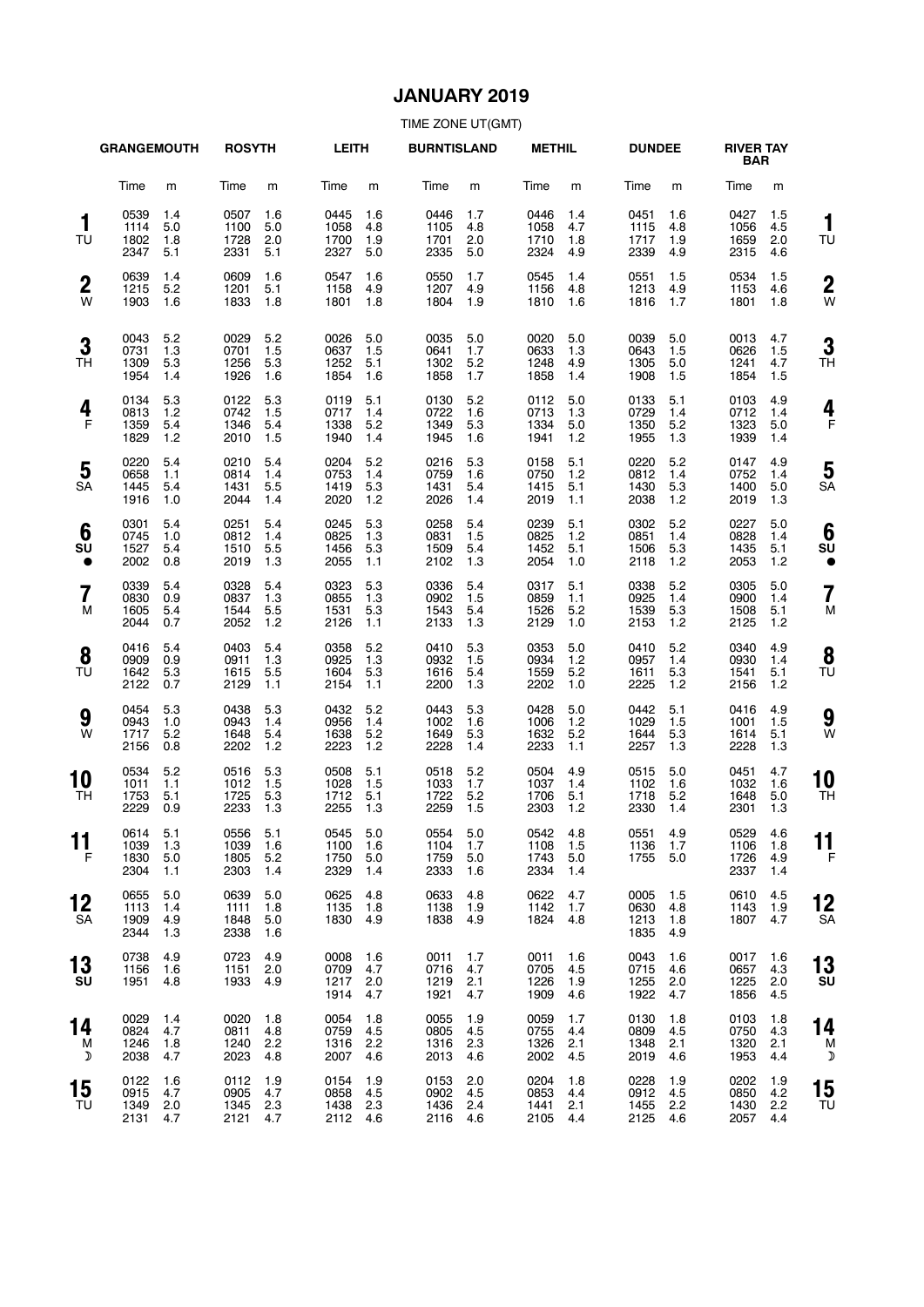# JANUARY 2019

TIME ZONE UT(GMT)

| | GRANGEMOUTH | | ROSYTH | | LEITH | | BURNTISLAND | | METHIL | | DUNDEE | | RIVER TAY BAR | | |
|---|---|---|---|---|---|---|---|---|---|---|---|---|---|---|---|
| | Time | m | Time | m | Time | m | Time | m | Time | m | Time | m | Time | m | |
| **1** TU | 0539<br>1114<br>1802<br>2347 | 1.4<br>5.0<br>1.8<br>5.1 | 0507<br>1100<br>1728<br>2331 | 1.6<br>5.0<br>2.0<br>5.1 | 0445<br>1058<br>1700<br>2327 | 1.6<br>4.8<br>1.9<br>5.0 | 0446<br>1105<br>1701<br>2335 | 1.7<br>4.8<br>2.0<br>5.0 | 0446<br>1058<br>1710<br>2324 | 1.4<br>4.7<br>1.8<br>4.9 | 0451<br>1115<br>1717<br>2339 | 1.6<br>4.8<br>1.9<br>4.9 | 0427<br>1056<br>1659<br>2315 | 1.5<br>4.5<br>2.0<br>4.6 | **1** TU |
| **2** W | 0639<br>1215<br>1903 | 1.4<br>5.2<br>1.6 | 0609<br>1201<br>1833 | 1.6<br>5.1<br>1.8 | 0547<br>1158<br>1801 | 1.6<br>4.9<br>1.8 | 0550<br>1207<br>1804 | 1.7<br>4.9<br>1.9 | 0545<br>1156<br>1810 | 1.4<br>4.8<br>1.6 | 0551<br>1213<br>1816 | 1.5<br>4.9<br>1.7 | 0534<br>1153<br>1801 | 1.5<br>4.6<br>1.8 | **2** W |
| **3** TH | 0043<br>0731<br>1309<br>1954 | 5.2<br>1.3<br>5.3<br>1.4 | 0029<br>0701<br>1256<br>1926 | 5.2<br>1.5<br>5.3<br>1.6 | 0026<br>0637<br>1252<br>1854 | 5.0<br>1.5<br>5.1<br>1.6 | 0035<br>0641<br>1302<br>1858 | 5.0<br>1.7<br>5.2<br>1.7 | 0020<br>0633<br>1248<br>1858 | 5.0<br>1.3<br>4.9<br>1.4 | 0039<br>0643<br>1305<br>1908 | 5.0<br>1.5<br>5.0<br>1.5 | 0013<br>0626<br>1241<br>1854 | 4.7<br>1.5<br>4.7<br>1.5 | **3** TH |
| **4** F | 0134<br>0813<br>1359<br>1829 | 5.3<br>1.2<br>5.4<br>1.2 | 0122<br>0742<br>1346<br>2010 | 5.3<br>1.5<br>5.4<br>1.5 | 0119<br>0717<br>1338<br>1940 | 5.1<br>1.4<br>5.2<br>1.4 | 0130<br>0722<br>1349<br>1945 | 5.2<br>1.6<br>5.3<br>1.6 | 0112<br>0713<br>1334<br>1941 | 5.0<br>1.3<br>5.0<br>1.2 | 0133<br>0729<br>1350<br>1955 | 5.1<br>1.4<br>5.2<br>1.3 | 0103<br>0712<br>1323<br>1939 | 4.9<br>1.4<br>5.0<br>1.4 | **4** F |
| **5** SA | 0220<br>0658<br>1445<br>1916 | 5.4<br>1.1<br>5.4<br>1.0 | 0210<br>0814<br>1431<br>2044 | 5.4<br>1.4<br>5.5<br>1.4 | 0204<br>0753<br>1419<br>2020 | 5.2<br>1.4<br>5.3<br>1.2 | 0216<br>0759<br>1431<br>2026 | 5.3<br>1.6<br>5.4<br>1.4 | 0158<br>0750<br>1415<br>2019 | 5.1<br>1.2<br>5.1<br>1.1 | 0220<br>0812<br>1430<br>2038 | 5.2<br>1.4<br>5.3<br>1.2 | 0147<br>0752<br>1400<br>2019 | 4.9<br>1.4<br>5.0<br>1.3 | **5** SA |
| **6** SU ● | 0301<br>0745<br>1527<br>2002 | 5.4<br>1.0<br>5.4<br>0.8 | 0251<br>0812<br>1510<br>2019 | 5.4<br>1.4<br>5.5<br>1.3 | 0245<br>0825<br>1456<br>2055 | 5.3<br>1.3<br>5.3<br>1.1 | 0258<br>0831<br>1509<br>2102 | 5.4<br>1.5<br>5.4<br>1.3 | 0239<br>0825<br>1452<br>2054 | 5.1<br>1.2<br>5.1<br>1.0 | 0302<br>0851<br>1506<br>2118 | 5.2<br>1.4<br>5.3<br>1.2 | 0227<br>0828<br>1435<br>2053 | 5.0<br>1.4<br>5.1<br>1.2 | **6** SU ● |
| **7** M | 0339<br>0830<br>1605<br>2044 | 5.4<br>0.9<br>5.4<br>0.7 | 0328<br>0837<br>1544<br>2052 | 5.4<br>1.3<br>5.5<br>1.2 | 0323<br>0855<br>1531<br>2126 | 5.3<br>1.3<br>5.3<br>1.1 | 0336<br>0902<br>1543<br>2133 | 5.4<br>1.5<br>5.4<br>1.3 | 0317<br>0859<br>1526<br>2129 | 5.1<br>1.1<br>5.2<br>1.0 | 0338<br>0925<br>1539<br>2153 | 5.2<br>1.4<br>5.3<br>1.2 | 0305<br>0900<br>1508<br>2125 | 5.0<br>1.4<br>5.1<br>1.2 | **7** M |
| **8** TU | 0416<br>0909<br>1642<br>2122 | 5.4<br>0.9<br>5.3<br>0.7 | 0403<br>0911<br>1615<br>2129 | 5.4<br>1.3<br>5.5<br>1.1 | 0358<br>0925<br>1604<br>2154 | 5.2<br>1.3<br>5.3<br>1.1 | 0410<br>0932<br>1616<br>2200 | 5.3<br>1.5<br>5.4<br>1.3 | 0353<br>0934<br>1559<br>2202 | 5.0<br>1.2<br>5.2<br>1.0 | 0410<br>0957<br>1611<br>2225 | 5.2<br>1.4<br>5.3<br>1.2 | 0340<br>0930<br>1541<br>2156 | 4.9<br>1.4<br>5.1<br>1.2 | **8** TU |
| **9** W | 0454<br>0943<br>1717<br>2156 | 5.3<br>1.0<br>5.2<br>0.8 | 0438<br>0943<br>1648<br>2202 | 5.3<br>1.4<br>5.4<br>1.2 | 0432<br>0956<br>1638<br>2223 | 5.2<br>1.4<br>5.2<br>1.2 | 0443<br>1002<br>1649<br>2228 | 5.3<br>1.6<br>5.3<br>1.4 | 0428<br>1006<br>1632<br>2233 | 5.0<br>1.2<br>5.2<br>1.1 | 0442<br>1029<br>1644<br>2257 | 5.1<br>1.5<br>5.3<br>1.3 | 0416<br>1001<br>1614<br>2228 | 4.9<br>1.5<br>5.1<br>1.3 | **9** W |
| **10** TH | 0534<br>1011<br>1753<br>2229 | 5.2<br>1.1<br>5.1<br>0.9 | 0516<br>1012<br>1725<br>2233 | 5.3<br>1.5<br>5.3<br>1.3 | 0508<br>1028<br>1712<br>2255 | 5.1<br>1.5<br>5.1<br>1.3 | 0518<br>1033<br>1722<br>2259 | 5.2<br>1.7<br>5.2<br>1.5 | 0504<br>1037<br>1706<br>2303 | 4.9<br>1.4<br>5.1<br>1.2 | 0515<br>1102<br>1718<br>2330 | 5.0<br>1.6<br>5.2<br>1.4 | 0451<br>1032<br>1648<br>2301 | 4.7<br>1.6<br>5.0<br>1.3 | **10** TH |
| **11** F | 0614<br>1039<br>1830<br>2304 | 5.1<br>1.3<br>5.0<br>1.1 | 0556<br>1039<br>1805<br>2303 | 5.1<br>1.6<br>5.2<br>1.4 | 0545<br>1100<br>1750<br>2329 | 5.0<br>1.6<br>5.0<br>1.4 | 0554<br>1104<br>1759<br>2333 | 5.0<br>1.7<br>5.0<br>1.6 | 0542<br>1108<br>1743<br>2334 | 4.8<br>1.5<br>5.0<br>1.4 | 0551<br>1136<br>1755 | 4.9<br>1.7<br>5.0 | 0529<br>1106<br>1726<br>2337 | 4.6<br>1.8<br>4.9<br>1.4 | **11** F |
| **12** SA | 0655<br>1113<br>1909<br>2344 | 5.0<br>1.4<br>4.9<br>1.3 | 0639<br>1111<br>1848<br>2338 | 5.0<br>1.8<br>5.0<br>1.6 | 0625<br>1135<br>1830 | 4.8<br>1.8<br>4.9 | 0633<br>1138<br>1838 | 4.8<br>1.9<br>4.9 | 0622<br>1142<br>1824 | 4.7<br>1.7<br>4.8 | 0005<br>0630<br>1213<br>1835 | 1.5<br>4.8<br>1.8<br>4.9 | 0610<br>1143<br>1807 | 4.5<br>1.9<br>4.7 | **12** SA |
| **13** SU | 0738<br>1156<br>1951 | 4.9<br>1.6<br>4.8 | 0723<br>1151<br>1933 | 4.9<br>2.0<br>4.9 | 0008<br>0709<br>1217<br>1914 | 1.6<br>4.7<br>2.0<br>4.7 | 0011<br>0716<br>1219<br>1921 | 1.7<br>4.7<br>2.1<br>4.7 | 0011<br>0705<br>1226<br>1909 | 1.6<br>4.5<br>1.9<br>4.6 | 0043<br>0715<br>1255<br>1922 | 1.6<br>4.6<br>2.0<br>4.7 | 0017<br>0657<br>1225<br>1856 | 1.6<br>4.3<br>2.0<br>4.5 | **13** SU |
| **14** M ☽ | 0029<br>0824<br>1246<br>2038 | 1.4<br>4.7<br>1.8<br>4.7 | 0020<br>0811<br>1240<br>2023 | 1.8<br>4.8<br>2.2<br>4.8 | 0054<br>0759<br>1316<br>2007 | 1.8<br>4.5<br>2.2<br>4.6 | 0055<br>0805<br>1316<br>2013 | 1.9<br>4.5<br>2.3<br>4.6 | 0059<br>0755<br>1326<br>2002 | 1.7<br>4.4<br>2.1<br>4.5 | 0130<br>0809<br>1348<br>2019 | 1.8<br>4.5<br>2.1<br>4.6 | 0103<br>0750<br>1320<br>1953 | 1.8<br>4.3<br>2.1<br>4.4 | **14** M ☽ |
| **15** TU | 0122<br>0915<br>1349<br>2131 | 1.6<br>4.7<br>2.0<br>4.7 | 0112<br>0905<br>1345<br>2121 | 1.9<br>4.7<br>2.3<br>4.7 | 0154<br>0858<br>1438<br>2112 | 1.9<br>4.5<br>2.3<br>4.6 | 0153<br>0902<br>1436<br>2116 | 2.0<br>4.5<br>2.4<br>4.6 | 0204<br>0853<br>1441<br>2105 | 1.8<br>4.4<br>2.1<br>4.4 | 0228<br>0912<br>1455<br>2125 | 1.9<br>4.5<br>2.2<br>4.6 | 0202<br>0850<br>1430<br>2057 | 1.9<br>4.2<br>2.2<br>4.4 | **15** TU |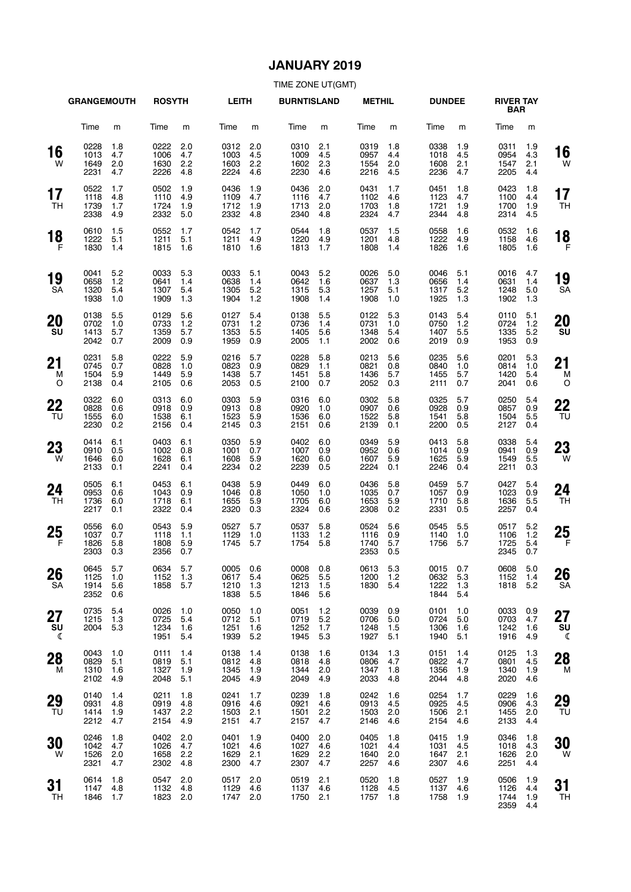# JANUARY 2019

TIME ZONE UT(GMT)

| | GRANGEMOUTH | | ROSYTH | | LEITH | | BURNTISLAND | | METHIL | | DUNDEE | | RIVER TAY BAR | | |
|---|---|---|---|---|---|---|---|---|---|---|---|---|---|---|---|
| | Time | m | Time | m | Time | m | Time | m | Time | m | Time | m | Time | m | |
| **16** W | 0228<br>1013<br>1649<br>2231 | 1.8<br>4.7<br>2.0<br>4.7 | 0222<br>1006<br>1630<br>2226 | 2.0<br>4.7<br>2.2<br>4.8 | 0312<br>1003<br>1603<br>2224 | 2.0<br>4.5<br>2.2<br>4.6 | 0310<br>1009<br>1602<br>2230 | 2.1<br>4.5<br>2.3<br>4.6 | 0319<br>0957<br>1554<br>2216 | 1.8<br>4.4<br>2.0<br>4.5 | 0338<br>1018<br>1608<br>2236 | 1.9<br>4.5<br>2.1<br>4.7 | 0311<br>0954<br>1547<br>2205 | 1.9<br>4.3<br>2.1<br>4.4 | **16** W |
| **17** TH | 0522<br>1118<br>1739<br>2338 | 1.7<br>4.8<br>1.7<br>4.9 | 0502<br>1110<br>1724<br>2332 | 1.9<br>4.9<br>1.9<br>5.0 | 0436<br>1109<br>1712<br>2332 | 1.9<br>4.7<br>1.9<br>4.8 | 0436<br>1116<br>1713<br>2340 | 2.0<br>4.7<br>2.0<br>4.8 | 0431<br>1102<br>1703<br>2324 | 1.7<br>4.6<br>1.8<br>4.7 | 0451<br>1123<br>1721<br>2344 | 1.8<br>4.7<br>1.9<br>4.8 | 0423<br>1100<br>1700<br>2314 | 1.8<br>4.4<br>1.9<br>4.5 | **17** TH |
| **18** F | 0610<br>1222<br>1830 | 1.5<br>5.1<br>1.4 | 0552<br>1211<br>1815 | 1.7<br>5.1<br>1.6 | 0542<br>1211<br>1810 | 1.7<br>4.9<br>1.6 | 0544<br>1220<br>1813 | 1.8<br>4.9<br>1.7 | 0537<br>1201<br>1808 | 1.5<br>4.8<br>1.4 | 0558<br>1222<br>1826 | 1.6<br>4.9<br>1.6 | 0532<br>1158<br>1805 | 1.6<br>4.6<br>1.6 | **18** F |
| **19** SA | 0041<br>0658<br>1320<br>1938 | 5.2<br>1.2<br>5.4<br>1.0 | 0033<br>0641<br>1307<br>1909 | 5.3<br>1.4<br>5.4<br>1.3 | 0033<br>0638<br>1305<br>1904 | 5.1<br>1.4<br>5.2<br>1.2 | 0043<br>0642<br>1315<br>1908 | 5.2<br>1.6<br>5.3<br>1.4 | 0026<br>0637<br>1257<br>1908 | 5.0<br>1.3<br>5.1<br>1.0 | 0046<br>0656<br>1317<br>1925 | 5.1<br>1.4<br>5.2<br>1.3 | 0016<br>0631<br>1248<br>1902 | 4.7<br>1.4<br>5.0<br>1.3 | **19** SA |
| **20** SU | 0138<br>0702<br>1413<br>2042 | 5.5<br>1.0<br>5.7<br>0.7 | 0129<br>0733<br>1359<br>2009 | 5.6<br>1.2<br>5.7<br>0.9 | 0127<br>0731<br>1353<br>1959 | 5.4<br>1.2<br>5.5<br>0.9 | 0138<br>0736<br>1405<br>2005 | 5.5<br>1.4<br>5.6<br>1.1 | 0122<br>0731<br>1348<br>2002 | 5.3<br>1.0<br>5.4<br>0.6 | 0143<br>0750<br>1407<br>2019 | 5.4<br>1.2<br>5.5<br>0.9 | 0110<br>0724<br>1335<br>1953 | 5.1<br>1.2<br>5.2<br>0.9 | **20** SU |
| **21** M O | 0231<br>0745<br>1504<br>2138 | 5.8<br>0.7<br>5.9<br>0.4 | 0222<br>0828<br>1449<br>2105 | 5.9<br>1.0<br>5.9<br>0.6 | 0216<br>0823<br>1438<br>2053 | 5.7<br>0.9<br>5.7<br>0.5 | 0228<br>0829<br>1451<br>2100 | 5.8<br>1.1<br>5.8<br>0.7 | 0213<br>0821<br>1436<br>2052 | 5.6<br>0.8<br>5.7<br>0.3 | 0235<br>0840<br>1455<br>2111 | 5.6<br>1.0<br>5.7<br>0.7 | 0201<br>0814<br>1420<br>2041 | 5.3<br>1.0<br>5.4<br>0.6 | **21** M O |
| **22** TU | 0322<br>0828<br>1555<br>2230 | 6.0<br>0.6<br>6.0<br>0.2 | 0313<br>0918<br>1538<br>2156 | 6.0<br>0.9<br>6.1<br>0.4 | 0303<br>0913<br>1523<br>2145 | 5.9<br>0.8<br>5.9<br>0.3 | 0316<br>0920<br>1536<br>2151 | 6.0<br>1.0<br>6.0<br>0.6 | 0302<br>0907<br>1522<br>2139 | 5.8<br>0.6<br>5.8<br>0.1 | 0325<br>0928<br>1541<br>2200 | 5.7<br>0.9<br>5.8<br>0.5 | 0250<br>0857<br>1504<br>2127 | 5.4<br>0.9<br>5.5<br>0.4 | **22** TU |
| **23** W | 0414<br>0910<br>1646<br>2133 | 6.1<br>0.5<br>6.0<br>0.1 | 0403<br>1002<br>1628<br>2241 | 6.1<br>0.8<br>6.1<br>0.4 | 0350<br>1001<br>1608<br>2234 | 5.9<br>0.7<br>5.9<br>0.2 | 0402<br>1007<br>1620<br>2239 | 6.0<br>0.9<br>6.0<br>0.5 | 0349<br>0952<br>1607<br>2224 | 5.9<br>0.6<br>5.9<br>0.1 | 0413<br>1014<br>1625<br>2246 | 5.8<br>0.9<br>5.9<br>0.4 | 0338<br>0941<br>1549<br>2211 | 5.4<br>0.9<br>5.5<br>0.3 | **23** W |
| **24** TH | 0505<br>0953<br>1736<br>2217 | 6.1<br>0.6<br>6.0<br>0.1 | 0453<br>1043<br>1718<br>2322 | 6.1<br>0.9<br>6.1<br>0.4 | 0438<br>1046<br>1655<br>2320 | 5.9<br>0.8<br>5.9<br>0.3 | 0449<br>1050<br>1705<br>2324 | 6.0<br>1.0<br>6.0<br>0.6 | 0436<br>1035<br>1653<br>2308 | 5.8<br>0.7<br>5.9<br>0.2 | 0459<br>1057<br>1710<br>2331 | 5.7<br>0.9<br>5.8<br>0.5 | 0427<br>1023<br>1636<br>2257 | 5.4<br>0.9<br>5.5<br>0.4 | **24** TH |
| **25** F | 0556<br>1037<br>1826<br>2303 | 6.0<br>0.7<br>5.8<br>0.3 | 0543<br>1118<br>1808<br>2356 | 5.9<br>1.1<br>5.9<br>0.7 | 0527<br>1129<br>1745 | 5.7<br>1.0<br>5.7 | 0537<br>1133<br>1754 | 5.8<br>1.2<br>5.8 | 0524<br>1116<br>1740<br>2353 | 5.6<br>0.9<br>5.7<br>0.5 | 0545<br>1140<br>1756 | 5.5<br>1.0<br>5.7 | 0517<br>1106<br>1725<br>2345 | 5.2<br>1.2<br>5.4<br>0.7 | **25** F |
| **26** SA | 0645<br>1125<br>1914<br>2352 | 5.7<br>1.0<br>5.6<br>0.6 | 0634<br>1152<br>1858 | 5.7<br>1.3<br>5.7 | 0005<br>0617<br>1210<br>1838 | 0.6<br>5.4<br>1.3<br>5.5 | 0008<br>0625<br>1213<br>1846 | 0.8<br>5.5<br>1.5<br>5.6 | 0613<br>1200<br>1830 | 5.3<br>1.2<br>5.4 | 0015<br>0632<br>1222<br>1844 | 0.7<br>5.3<br>1.3<br>5.4 | 0608<br>1152<br>1818 | 5.0<br>1.4<br>5.2 | **26** SA |
| **27** SU ☾ | 0735<br>1215<br>2004 | 5.4<br>1.3<br>5.3 | 0026<br>0725<br>1234<br>1951 | 1.0<br>5.4<br>1.6<br>5.4 | 0050<br>0712<br>1251<br>1939 | 1.0<br>5.1<br>1.6<br>5.2 | 0051<br>0719<br>1252<br>1945 | 1.2<br>5.2<br>1.7<br>5.3 | 0039<br>0706<br>1248<br>1927 | 0.9<br>5.0<br>1.5<br>5.1 | 0101<br>0724<br>1306<br>1940 | 1.0<br>5.0<br>1.6<br>5.1 | 0033<br>0703<br>1242<br>1916 | 0.9<br>4.7<br>1.6<br>4.9 | **27** SU ☾ |
| **28** M | 0043<br>0829<br>1310<br>2102 | 1.0<br>5.1<br>1.6<br>4.9 | 0111<br>0819<br>1327<br>2048 | 1.4<br>5.1<br>1.9<br>5.1 | 0138<br>0812<br>1345<br>2045 | 1.4<br>4.8<br>1.9<br>4.9 | 0138<br>0818<br>1344<br>2049 | 1.6<br>4.8<br>2.0<br>4.9 | 0134<br>0806<br>1347<br>2033 | 1.3<br>4.7<br>1.8<br>4.8 | 0151<br>0822<br>1356<br>2044 | 1.4<br>4.7<br>1.9<br>4.8 | 0125<br>0801<br>1340<br>2020 | 1.3<br>4.5<br>1.9<br>4.6 | **28** M |
| **29** TU | 0140<br>0931<br>1414<br>2212 | 1.4<br>4.8<br>1.9<br>4.7 | 0211<br>0919<br>1437<br>2154 | 1.8<br>4.8<br>2.2<br>4.9 | 0241<br>0916<br>1503<br>2151 | 1.7<br>4.6<br>2.1<br>4.7 | 0239<br>0921<br>1501<br>2157 | 1.8<br>4.6<br>2.2<br>4.7 | 0242<br>0913<br>1503<br>2146 | 1.6<br>4.5<br>2.0<br>4.6 | 0254<br>0925<br>1506<br>2154 | 1.7<br>4.5<br>2.1<br>4.6 | 0229<br>0906<br>1455<br>2133 | 1.6<br>4.3<br>2.0<br>4.4 | **29** TU |
| **30** W | 0246<br>1042<br>1526<br>2321 | 1.8<br>4.7<br>2.0<br>4.7 | 0402<br>1026<br>1658<br>2302 | 2.0<br>4.7<br>2.2<br>4.8 | 0401<br>1021<br>1629<br>2300 | 1.9<br>4.6<br>2.1<br>4.7 | 0400<br>1027<br>1629<br>2307 | 2.0<br>4.6<br>2.2<br>4.7 | 0405<br>1021<br>1640<br>2257 | 1.8<br>4.4<br>2.0<br>4.6 | 0415<br>1031<br>1647<br>2307 | 1.9<br>4.5<br>2.1<br>4.6 | 0346<br>1018<br>1626<br>2251 | 1.8<br>4.3<br>2.0<br>4.4 | **30** W |
| **31** TH | 0614<br>1147<br>1846 | 1.8<br>4.8<br>1.7 | 0547<br>1132<br>1823 | 2.0<br>4.8<br>2.0 | 0517<br>1129<br>1747 | 2.0<br>4.6<br>2.0 | 0519<br>1137<br>1750 | 2.1<br>4.6<br>2.1 | 0520<br>1128<br>1757 | 1.8<br>4.5<br>1.8 | 0527<br>1137<br>1758 | 1.9<br>4.6<br>1.9 | 0506<br>1126<br>1744<br>2359 | 1.9<br>4.4<br>1.9<br>4.4 | **31** TH |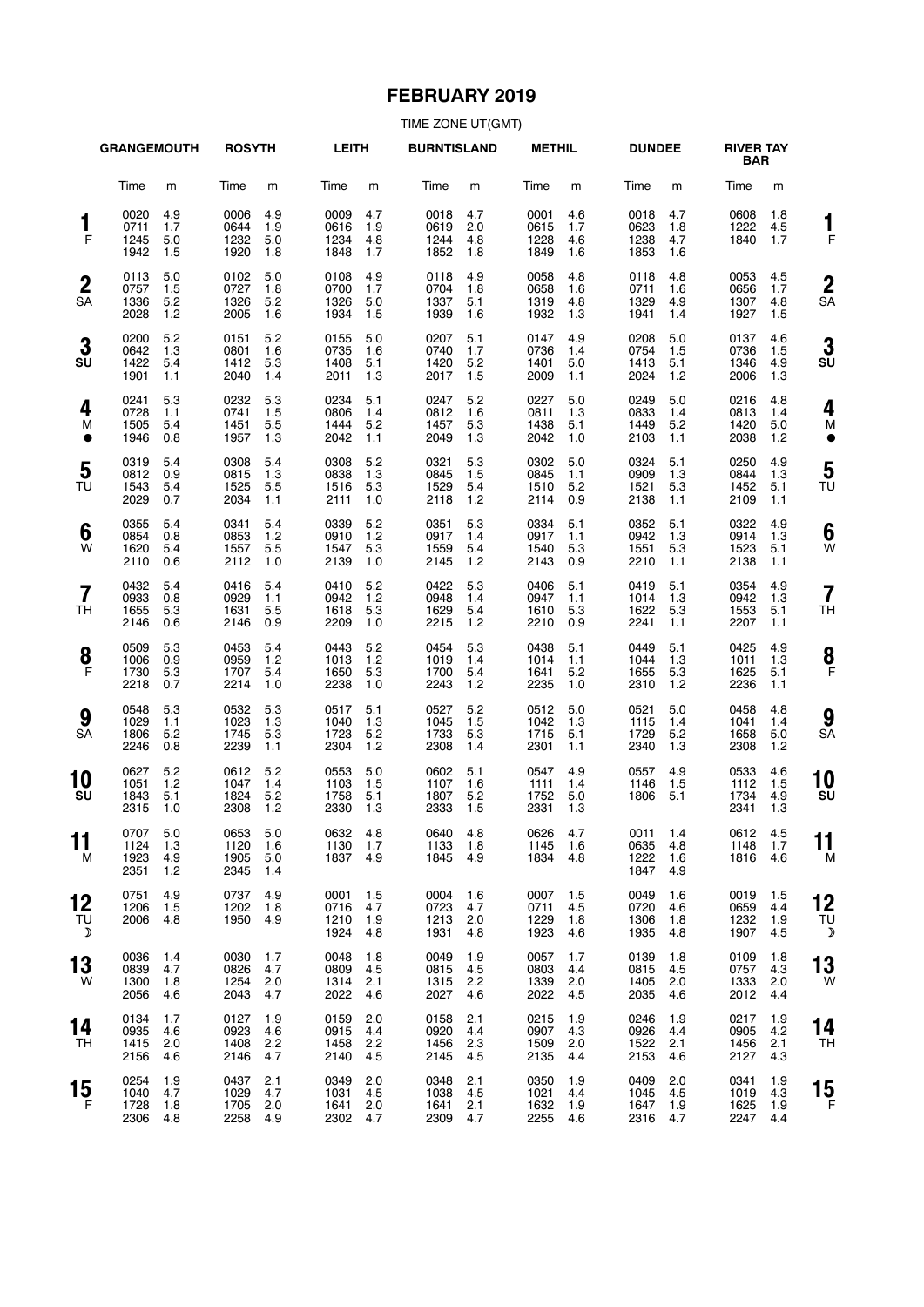# FEBRUARY 2019

TIME ZONE UT(GMT)

| | GRANGEMOUTH | | ROSYTH | | LEITH | | BURNTISLAND | | METHIL | | DUNDEE | | RIVER TAY BAR | | |
|---|---|---|---|---|---|---|---|---|---|---|---|---|---|---|---|
| | Time | m | Time | m | Time | m | Time | m | Time | m | Time | m | Time | m | |
| **1** F | 0020<br>0711<br>1245<br>1942 | 4.9<br>1.7<br>5.0<br>1.5 | 0006<br>0644<br>1232<br>1920 | 4.9<br>1.9<br>5.0<br>1.8 | 0009<br>0616<br>1234<br>1848 | 4.7<br>1.9<br>4.8<br>1.7 | 0018<br>0619<br>1244<br>1852 | 4.7<br>2.0<br>4.8<br>1.8 | 0001<br>0615<br>1228<br>1849 | 4.6<br>1.7<br>4.6<br>1.6 | 0018<br>0623<br>1238<br>1853 | 4.7<br>1.8<br>4.7<br>1.6 | 0608<br>1222<br>1840 | 1.8<br>4.5<br>1.7 | **1** F |
| **2** SA | 0113<br>0757<br>1336<br>2028 | 5.0<br>1.5<br>5.2<br>1.2 | 0102<br>0727<br>1326<br>2005 | 5.0<br>1.8<br>5.2<br>1.6 | 0108<br>0700<br>1326<br>1934 | 4.9<br>1.7<br>5.0<br>1.5 | 0118<br>0704<br>1337<br>1939 | 4.9<br>1.8<br>5.1<br>1.6 | 0058<br>0658<br>1319<br>1932 | 4.8<br>1.6<br>4.8<br>1.3 | 0118<br>0711<br>1329<br>1941 | 4.8<br>1.6<br>4.9<br>1.4 | 0053<br>0656<br>1307<br>1927 | 4.5<br>1.7<br>4.8<br>1.5 | **2** SA |
| **3** SU | 0200<br>0642<br>1422<br>1901 | 5.2<br>1.3<br>5.4<br>1.1 | 0151<br>0801<br>1412<br>2040 | 5.2<br>1.6<br>5.3<br>1.4 | 0155<br>0735<br>1408<br>2011 | 5.0<br>1.6<br>5.1<br>1.3 | 0207<br>0740<br>1420<br>2017 | 5.1<br>1.7<br>5.2<br>1.5 | 0147<br>0736<br>1401<br>2009 | 4.9<br>1.4<br>5.0<br>1.1 | 0208<br>0754<br>1413<br>2024 | 5.0<br>1.5<br>5.1<br>1.2 | 0137<br>0736<br>1346<br>2006 | 4.6<br>1.5<br>4.9<br>1.3 | **3** SU |
| **4** M ● | 0241<br>0728<br>1505<br>1946 | 5.3<br>1.1<br>5.4<br>0.8 | 0232<br>0741<br>1451<br>1957 | 5.3<br>1.5<br>5.5<br>1.3 | 0234<br>0806<br>1444<br>2042 | 5.1<br>1.4<br>5.2<br>1.1 | 0247<br>0812<br>1457<br>2049 | 5.2<br>1.6<br>5.3<br>1.3 | 0227<br>0811<br>1438<br>2042 | 5.0<br>1.3<br>5.1<br>1.0 | 0249<br>0833<br>1449<br>2103 | 5.0<br>1.4<br>5.2<br>1.1 | 0216<br>0813<br>1420<br>2038 | 4.8<br>1.4<br>5.0<br>1.2 | **4** M ● |
| **5** TU | 0319<br>0812<br>1543<br>2029 | 5.4<br>0.9<br>5.4<br>0.7 | 0308<br>0815<br>1525<br>2034 | 5.4<br>1.3<br>5.5<br>1.1 | 0308<br>0838<br>1516<br>2111 | 5.2<br>1.3<br>5.3<br>1.0 | 0321<br>0845<br>1529<br>2118 | 5.3<br>1.5<br>5.4<br>1.2 | 0302<br>0845<br>1510<br>2114 | 5.0<br>1.1<br>5.2<br>0.9 | 0324<br>0909<br>1521<br>2138 | 5.1<br>1.3<br>5.3<br>1.1 | 0250<br>0844<br>1452<br>2109 | 4.9<br>1.3<br>5.1<br>1.1 | **5** TU |
| **6** W | 0355<br>0854<br>1620<br>2110 | 5.4<br>0.8<br>5.4<br>0.6 | 0341<br>0853<br>1557<br>2112 | 5.4<br>1.2<br>5.5<br>1.0 | 0339<br>0910<br>1547<br>2139 | 5.2<br>1.2<br>5.3<br>1.0 | 0351<br>0917<br>1559<br>2145 | 5.3<br>1.4<br>5.4<br>1.2 | 0334<br>0917<br>1540<br>2143 | 5.1<br>1.1<br>5.3<br>0.9 | 0352<br>0942<br>1551<br>2210 | 5.1<br>1.3<br>5.3<br>1.1 | 0322<br>0914<br>1523<br>2138 | 4.9<br>1.3<br>5.1<br>1.1 | **6** W |
| **7** TH | 0432<br>0933<br>1655<br>2146 | 5.4<br>0.8<br>5.3<br>0.6 | 0416<br>0929<br>1631<br>2146 | 5.4<br>1.1<br>5.5<br>0.9 | 0410<br>0942<br>1618<br>2209 | 5.2<br>1.2<br>5.3<br>1.0 | 0422<br>0948<br>1629<br>2215 | 5.3<br>1.4<br>5.4<br>1.2 | 0406<br>0947<br>1610<br>2210 | 5.1<br>1.1<br>5.3<br>0.9 | 0419<br>1014<br>1622<br>2241 | 5.1<br>1.3<br>5.3<br>1.1 | 0354<br>0942<br>1553<br>2207 | 4.9<br>1.3<br>5.1<br>1.1 | **7** TH |
| **8** F | 0509<br>1006<br>1730<br>2218 | 5.3<br>0.9<br>5.3<br>0.7 | 0453<br>0959<br>1707<br>2214 | 5.4<br>1.2<br>5.4<br>1.0 | 0443<br>1013<br>1650<br>2238 | 5.2<br>1.2<br>5.3<br>1.0 | 0454<br>1019<br>1700<br>2243 | 5.3<br>1.4<br>5.4<br>1.2 | 0438<br>1014<br>1641<br>2235 | 5.1<br>1.1<br>5.2<br>1.0 | 0449<br>1044<br>1655<br>2310 | 5.1<br>1.3<br>5.3<br>1.2 | 0425<br>1011<br>1625<br>2236 | 4.9<br>1.3<br>5.1<br>1.1 | **8** F |
| **9** SA | 0548<br>1029<br>1806<br>2246 | 5.3<br>1.1<br>5.2<br>0.8 | 0532<br>1023<br>1745<br>2239 | 5.3<br>1.3<br>5.3<br>1.1 | 0517<br>1040<br>1723<br>2304 | 5.1<br>1.3<br>5.2<br>1.2 | 0527<br>1045<br>1733<br>2308 | 5.2<br>1.5<br>5.3<br>1.4 | 0512<br>1042<br>1715<br>2301 | 5.0<br>1.3<br>5.1<br>1.1 | 0521<br>1115<br>1729<br>2340 | 5.0<br>1.4<br>5.2<br>1.3 | 0458<br>1041<br>1658<br>2308 | 4.8<br>1.4<br>5.0<br>1.2 | **9** SA |
| **10** SU | 0627<br>1051<br>1843<br>2315 | 5.2<br>1.2<br>5.1<br>1.0 | 0612<br>1047<br>1824<br>2308 | 5.2<br>1.4<br>5.2<br>1.2 | 0553<br>1103<br>1758<br>2330 | 5.0<br>1.5<br>5.1<br>1.3 | 0602<br>1107<br>1807<br>2333 | 5.1<br>1.6<br>5.2<br>1.5 | 0547<br>1111<br>1752<br>2331 | 4.9<br>1.4<br>5.0<br>1.3 | 0557<br>1146<br>1806 | 4.9<br>1.5<br>5.1 | 0533<br>1112<br>1734<br>2341 | 4.6<br>1.5<br>4.9<br>1.3 | **10** SU |
| **11** M | 0707<br>1124<br>1923<br>2351 | 5.0<br>1.3<br>4.9<br>1.2 | 0653<br>1120<br>1905<br>2345 | 5.0<br>1.6<br>5.0<br>1.4 | 0632<br>1130<br>1837 | 4.8<br>1.7<br>4.9 | 0640<br>1133<br>1845 | 4.8<br>1.8<br>4.9 | 0626<br>1145<br>1834 | 4.7<br>1.6<br>4.8 | 0011<br>0635<br>1222<br>1847 | 1.4<br>4.8<br>1.6<br>4.9 | 0612<br>1148<br>1816 | 4.5<br>1.7<br>4.6 | **11** M |
| **12** TU ☽ | 0751<br>1206<br>2006 | 4.9<br>1.5<br>4.8 | 0737<br>1202<br>1950 | 4.9<br>1.8<br>4.9 | 0001<br>0716<br>1210<br>1924 | 1.5<br>4.7<br>1.9<br>4.8 | 0004<br>0723<br>1213<br>1931 | 1.6<br>4.7<br>2.0<br>4.8 | 0007<br>0711<br>1229<br>1923 | 1.5<br>4.5<br>1.8<br>4.6 | 0049<br>0720<br>1306<br>1935 | 1.6<br>4.6<br>1.8<br>4.8 | 0019<br>0659<br>1232<br>1907 | 1.5<br>4.4<br>1.9<br>4.5 | **12** TU ☽ |
| **13** W | 0036<br>0839<br>1300<br>2056 | 1.4<br>4.7<br>1.8<br>4.6 | 0030<br>0826<br>1254<br>2043 | 1.7<br>4.7<br>2.0<br>4.7 | 0048<br>0809<br>1314<br>2022 | 1.8<br>4.5<br>2.1<br>4.6 | 0049<br>0815<br>1315<br>2027 | 1.9<br>4.5<br>2.2<br>4.6 | 0057<br>0803<br>1339<br>2022 | 1.7<br>4.4<br>2.0<br>4.5 | 0139<br>0815<br>1405<br>2035 | 1.8<br>4.5<br>2.0<br>4.6 | 0109<br>0757<br>1333<br>2012 | 1.8<br>4.3<br>2.0<br>4.4 | **13** W |
| **14** TH | 0134<br>0935<br>1415<br>2156 | 1.7<br>4.6<br>2.0<br>4.6 | 0127<br>0923<br>1408<br>2146 | 1.9<br>4.6<br>2.2<br>4.7 | 0159<br>0915<br>1458<br>2140 | 2.0<br>4.4<br>2.2<br>4.5 | 0158<br>0920<br>1456<br>2145 | 2.1<br>4.4<br>2.3<br>4.5 | 0215<br>0907<br>1509<br>2135 | 1.9<br>4.3<br>2.0<br>4.4 | 0246<br>0926<br>1522<br>2153 | 1.9<br>4.4<br>2.1<br>4.6 | 0217<br>0905<br>1456<br>2127 | 1.9<br>4.2<br>2.1<br>4.3 | **14** TH |
| **15** F | 0254<br>1040<br>1728<br>2306 | 1.9<br>4.7<br>1.8<br>4.8 | 0437<br>1029<br>1705<br>2258 | 2.1<br>4.7<br>2.0<br>4.9 | 0349<br>1031<br>1641<br>2302 | 2.0<br>4.5<br>2.0<br>4.7 | 0348<br>1038<br>1641<br>2309 | 2.1<br>4.5<br>2.1<br>4.7 | 0350<br>1021<br>1632<br>2255 | 1.9<br>4.4<br>1.9<br>4.6 | 0409<br>1045<br>1647<br>2316 | 2.0<br>4.5<br>1.9<br>4.7 | 0341<br>1019<br>1625<br>2247 | 1.9<br>4.3<br>1.9<br>4.4 | **15** F |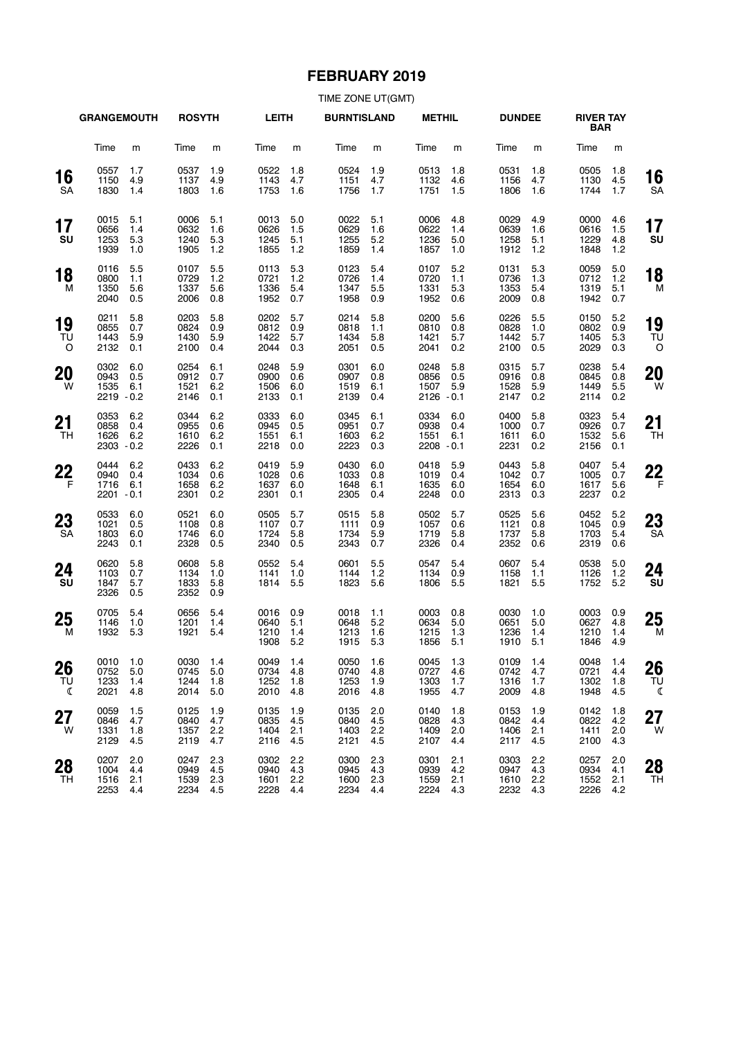# FEBRUARY 2019

TIME ZONE UT(GMT)

| | GRANGEMOUTH | | ROSYTH | | LEITH | | BURNTISLAND | | METHIL | | DUNDEE | | RIVER TAY BAR | | |
|---|---|---|---|---|---|---|---|---|---|---|---|---|---|---|---|
| | Time | m | Time | m | Time | m | Time | m | Time | m | Time | m | Time | m | |
| **16** SA | 0557<br>1150<br>1830 | 1.7<br>4.9<br>1.4 | 0537<br>1137<br>1803 | 1.9<br>4.9<br>1.6 | 0522<br>1143<br>1753 | 1.8<br>4.7<br>1.6 | 0524<br>1151<br>1756 | 1.9<br>4.7<br>1.7 | 0513<br>1132<br>1751 | 1.8<br>4.6<br>1.5 | 0531<br>1156<br>1806 | 1.8<br>4.7<br>1.6 | 0505<br>1130<br>1744 | 1.8<br>4.5<br>1.7 | **16** SA |
| **17** SU | 0015<br>0656<br>1253<br>1939 | 5.1<br>1.4<br>5.3<br>1.0 | 0006<br>0632<br>1240<br>1905 | 5.1<br>1.6<br>5.3<br>1.2 | 0013<br>0626<br>1245<br>1855 | 5.0<br>1.5<br>5.1<br>1.2 | 0022<br>0629<br>1255<br>1859 | 5.1<br>1.6<br>5.2<br>1.4 | 0006<br>0622<br>1236<br>1857 | 4.8<br>1.4<br>5.0<br>1.0 | 0029<br>0639<br>1258<br>1912 | 4.9<br>1.6<br>5.1<br>1.2 | 0000<br>0616<br>1229<br>1848 | 4.6<br>1.5<br>4.8<br>1.2 | **17** SU |
| **18** M | 0116<br>0800<br>1350<br>2040 | 5.5<br>1.1<br>5.6<br>0.5 | 0107<br>0729<br>1337<br>2006 | 5.5<br>1.2<br>5.6<br>0.8 | 0113<br>0721<br>1336<br>1952 | 5.3<br>1.2<br>5.4<br>0.7 | 0123<br>0726<br>1347<br>1958 | 5.4<br>1.4<br>5.5<br>0.9 | 0107<br>0720<br>1331<br>1952 | 5.2<br>1.1<br>5.3<br>0.6 | 0131<br>0736<br>1353<br>2009 | 5.3<br>1.3<br>5.4<br>0.8 | 0059<br>0712<br>1319<br>1942 | 5.0<br>1.2<br>5.1<br>0.7 | **18** M |
| **19** TU O | 0211<br>0855<br>1443<br>2132 | 5.8<br>0.7<br>5.9<br>0.1 | 0203<br>0824<br>1430<br>2100 | 5.8<br>0.9<br>5.9<br>0.4 | 0202<br>0812<br>1422<br>2044 | 5.7<br>0.9<br>5.7<br>0.3 | 0214<br>0818<br>1434<br>2051 | 5.8<br>1.1<br>5.8<br>0.5 | 0200<br>0810<br>1421<br>2041 | 5.6<br>0.8<br>5.7<br>0.2 | 0226<br>0828<br>1442<br>2100 | 5.5<br>1.0<br>5.7<br>0.5 | 0150<br>0802<br>1405<br>2029 | 5.2<br>0.9<br>5.3<br>0.3 | **19** TU O |
| **20** W | 0302<br>0943<br>1535<br>2219 | 6.0<br>0.5<br>6.1<br>-0.2 | 0254<br>0912<br>1521<br>2146 | 6.1<br>0.7<br>6.2<br>0.1 | 0248<br>0900<br>1506<br>2133 | 5.9<br>0.6<br>6.0<br>0.1 | 0301<br>0907<br>1519<br>2139 | 6.0<br>0.8<br>6.1<br>0.4 | 0248<br>0856<br>1507<br>2126 | 5.8<br>0.5<br>5.9<br>-0.1 | 0315<br>0916<br>1528<br>2147 | 5.7<br>0.8<br>5.9<br>0.2 | 0238<br>0845<br>1449<br>2114 | 5.4<br>0.8<br>5.5<br>0.2 | **20** W |
| **21** TH | 0353<br>0858<br>1626<br>2303 | 6.2<br>0.4<br>6.2<br>-0.2 | 0344<br>0955<br>1610<br>2226 | 6.2<br>0.6<br>6.2<br>0.1 | 0333<br>0945<br>1551<br>2218 | 6.0<br>0.5<br>6.1<br>0.0 | 0345<br>0951<br>1603<br>2223 | 6.1<br>0.7<br>6.2<br>0.3 | 0334<br>0938<br>1551<br>2208 | 6.0<br>0.4<br>6.1<br>-0.1 | 0400<br>1000<br>1611<br>2231 | 5.8<br>0.7<br>6.0<br>0.2 | 0323<br>0926<br>1532<br>2156 | 5.4<br>0.7<br>5.6<br>0.1 | **21** TH |
| **22** F | 0444<br>0940<br>1716<br>2201 | 6.2<br>0.4<br>6.1<br>-0.1 | 0433<br>1034<br>1658<br>2301 | 6.2<br>0.6<br>6.2<br>0.2 | 0419<br>1028<br>1637<br>2301 | 5.9<br>0.6<br>6.0<br>0.1 | 0430<br>1033<br>1648<br>2305 | 6.0<br>0.8<br>6.1<br>0.4 | 0418<br>1019<br>1635<br>2248 | 5.9<br>0.4<br>6.0<br>0.0 | 0443<br>1042<br>1654<br>2313 | 5.8<br>0.7<br>6.0<br>0.3 | 0407<br>1005<br>1617<br>2237 | 5.4<br>0.7<br>5.6<br>0.2 | **22** F |
| **23** SA | 0533<br>1021<br>1803<br>2243 | 6.0<br>0.5<br>6.0<br>0.1 | 0521<br>1108<br>1746<br>2328 | 6.0<br>0.8<br>6.0<br>0.5 | 0505<br>1107<br>1724<br>2340 | 5.7<br>0.7<br>5.8<br>0.5 | 0515<br>1111<br>1734<br>2343 | 5.8<br>0.9<br>5.9<br>0.7 | 0502<br>1057<br>1719<br>2326 | 5.7<br>0.6<br>5.8<br>0.4 | 0525<br>1121<br>1737<br>2352 | 5.6<br>0.8<br>5.8<br>0.6 | 0452<br>1045<br>1703<br>2319 | 5.2<br>0.9<br>5.4<br>0.6 | **23** SA |
| **24** SU | 0620<br>1103<br>1847<br>2326 | 5.8<br>0.7<br>5.7<br>0.5 | 0608<br>1134<br>1833<br>2352 | 5.8<br>1.0<br>5.8<br>0.9 | 0552<br>1141<br>1814 | 5.4<br>1.0<br>5.5 | 0601<br>1144<br>1823 | 5.5<br>1.2<br>5.6 | 0547<br>1134<br>1806 | 5.4<br>0.9<br>5.5 | 0607<br>1158<br>1821 | 5.4<br>1.1<br>5.5 | 0538<br>1126<br>1752 | 5.0<br>1.2<br>5.2 | **24** SU |
| **25** M | 0705<br>1146<br>1932 | 5.4<br>1.0<br>5.3 | 0656<br>1201<br>1921 | 5.4<br>1.4<br>5.4 | 0016<br>0640<br>1210<br>1908 | 0.9<br>5.1<br>1.4<br>5.2 | 0018<br>0648<br>1213<br>1915 | 1.1<br>5.2<br>1.6<br>5.3 | 0003<br>0634<br>1215<br>1856 | 0.8<br>5.0<br>1.3<br>5.1 | 0030<br>0651<br>1236<br>1910 | 1.0<br>5.0<br>1.4<br>5.1 | 0003<br>0627<br>1210<br>1846 | 0.9<br>4.8<br>1.4<br>4.9 | **25** M |
| **26** TU ☾ | 0010<br>0752<br>1233<br>2021 | 1.0<br>5.0<br>1.4<br>4.8 | 0030<br>0745<br>1244<br>2014 | 1.4<br>5.0<br>1.8<br>5.0 | 0049<br>0734<br>1252<br>2010 | 1.4<br>4.8<br>1.8<br>4.8 | 0050<br>0740<br>1253<br>2016 | 1.6<br>4.8<br>1.9<br>4.8 | 0045<br>0727<br>1303<br>1955 | 1.3<br>4.6<br>1.7<br>4.7 | 0109<br>0742<br>1316<br>2009 | 1.4<br>4.7<br>1.7<br>4.8 | 0048<br>0721<br>1302<br>1948 | 1.4<br>4.4<br>1.8<br>4.5 | **26** TU ☾ |
| **27** W | 0059<br>0846<br>1331<br>2129 | 1.5<br>4.7<br>1.8<br>4.5 | 0125<br>0840<br>1357<br>2119 | 1.9<br>4.7<br>2.2<br>4.7 | 0135<br>0835<br>1404<br>2116 | 1.9<br>4.5<br>2.1<br>4.5 | 0135<br>0840<br>1403<br>2121 | 2.0<br>4.5<br>2.2<br>4.5 | 0140<br>0828<br>1409<br>2107 | 1.8<br>4.3<br>2.0<br>4.4 | 0153<br>0842<br>1406<br>2117 | 1.9<br>4.4<br>2.1<br>4.5 | 0142<br>0822<br>1411<br>2100 | 1.8<br>4.2<br>2.0<br>4.3 | **27** W |
| **28** TH | 0207<br>1004<br>1516<br>2253 | 2.0<br>4.4<br>2.1<br>4.4 | 0247<br>0949<br>1539<br>2234 | 2.3<br>4.5<br>2.3<br>4.5 | 0302<br>0940<br>1601<br>2228 | 2.2<br>4.3<br>2.2<br>4.4 | 0300<br>0945<br>1600<br>2234 | 2.3<br>4.3<br>2.3<br>4.4 | 0301<br>0939<br>1559<br>2224 | 2.1<br>4.2<br>2.1<br>4.3 | 0303<br>0947<br>1610<br>2232 | 2.2<br>4.3<br>2.2<br>4.3 | 0257<br>0934<br>1552<br>2226 | 2.0<br>4.1<br>2.1<br>4.2 | **28** TH |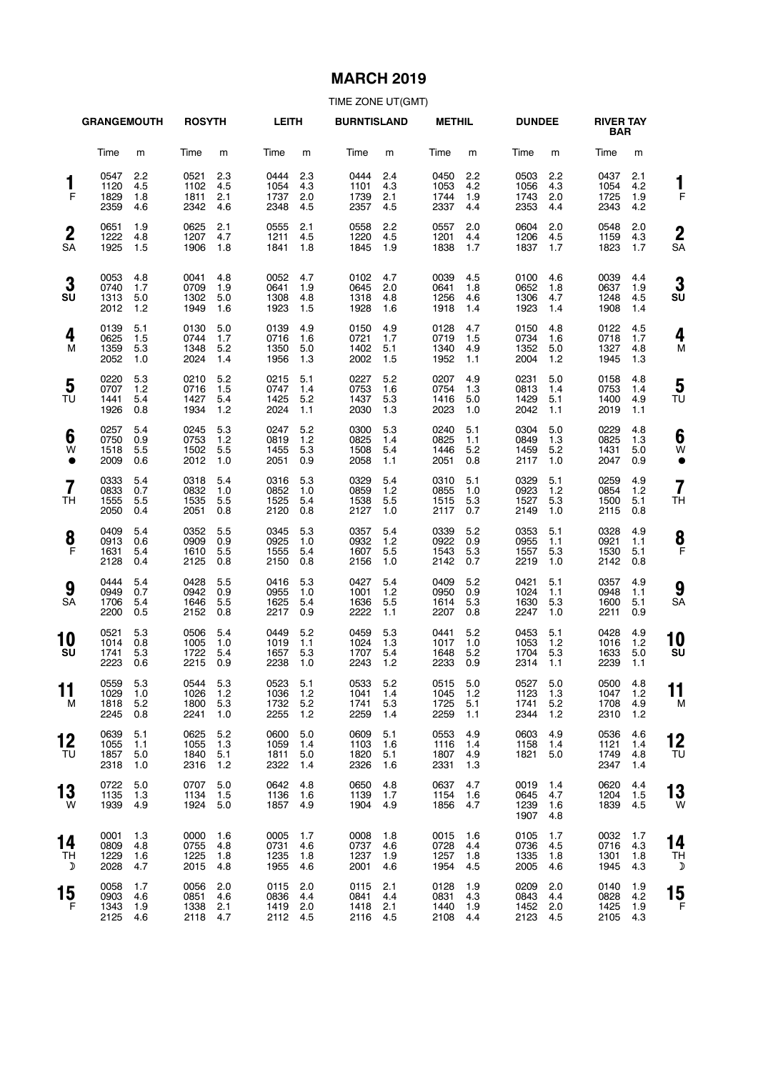# MARCH 2019

TIME ZONE UT(GMT)

| Day | GRANGEMOUTH Time | m | ROSYTH Time | m | LEITH Time | m | BURNTISLAND Time | m | METHIL Time | m | DUNDEE Time | m | RIVER TAY BAR Time | m | Day |
|---|---|---|---|---|---|---|---|---|---|---|---|---|---|---|---|
| 1 F | 0547<br>1120<br>1829<br>2359 | 2.2<br>4.5<br>1.8<br>4.6 | 0521<br>1102<br>1811<br>2342 | 2.3<br>4.5<br>2.1<br>4.6 | 0444<br>1054<br>1737<br>2348 | 2.3<br>4.3<br>2.0<br>4.5 | 0444<br>1101<br>1739<br>2357 | 2.4<br>4.3<br>2.1<br>4.5 | 0450<br>1053<br>1744<br>2337 | 2.2<br>4.2<br>1.9<br>4.4 | 0503<br>1056<br>1743<br>2353 | 2.2<br>4.3<br>2.0<br>4.4 | 0437<br>1054<br>1725<br>2343 | 2.1<br>4.2<br>1.9<br>4.2 | 1 F |
| 2 SA | 0651<br>1222<br>1925 | 1.9<br>4.8<br>1.5 | 0625<br>1207<br>1906 | 2.1<br>4.7<br>1.8 | 0555<br>1211<br>1841 | 2.1<br>4.5<br>1.8 | 0558<br>1220<br>1845 | 2.2<br>4.5<br>1.9 | 0557<br>1201<br>1838 | 2.0<br>4.4<br>1.7 | 0604<br>1206<br>1837 | 2.0<br>4.5<br>1.7 | 0548<br>1159<br>1823 | 2.0<br>4.3<br>1.7 | 2 SA |
| 3 SU | 0053<br>0740<br>1313<br>2012 | 4.8<br>1.7<br>5.0<br>1.2 | 0041<br>0709<br>1302<br>1949 | 4.8<br>1.9<br>5.0<br>1.6 | 0052<br>0641<br>1308<br>1923 | 4.7<br>1.9<br>4.8<br>1.5 | 0102<br>0645<br>1318<br>1928 | 4.7<br>2.0<br>4.8<br>1.6 | 0039<br>0641<br>1256<br>1918 | 4.5<br>1.8<br>4.6<br>1.4 | 0100<br>0652<br>1306<br>1923 | 4.6<br>1.8<br>4.7<br>1.4 | 0039<br>0637<br>1248<br>1908 | 4.4<br>1.9<br>4.5<br>1.4 | 3 SU |
| 4 M | 0139<br>0625<br>1359<br>2052 | 5.1<br>1.5<br>5.3<br>1.0 | 0130<br>0744<br>1348<br>2024 | 5.0<br>1.7<br>5.2<br>1.4 | 0139<br>0716<br>1350<br>1956 | 4.9<br>1.6<br>5.0<br>1.3 | 0150<br>0721<br>1402<br>2002 | 4.9<br>1.7<br>5.1<br>1.5 | 0128<br>0719<br>1340<br>1952 | 4.7<br>1.5<br>4.9<br>1.1 | 0150<br>0734<br>1352<br>2004 | 4.8<br>1.6<br>5.0<br>1.2 | 0122<br>0718<br>1327<br>1945 | 4.5<br>1.7<br>4.8<br>1.3 | 4 M |
| 5 TU | 0220<br>0707<br>1441<br>1926 | 5.3<br>1.2<br>5.4<br>0.8 | 0210<br>0716<br>1427<br>1934 | 5.2<br>1.5<br>5.4<br>1.2 | 0215<br>0747<br>1425<br>2024 | 5.1<br>1.4<br>5.2<br>1.1 | 0227<br>0753<br>1437<br>2030 | 5.2<br>1.6<br>5.3<br>1.3 | 0207<br>0754<br>1416<br>2023 | 4.9<br>1.3<br>5.0<br>1.0 | 0231<br>0813<br>1429<br>2042 | 5.0<br>1.4<br>5.1<br>1.1 | 0158<br>0753<br>1400<br>2019 | 4.8<br>1.4<br>4.9<br>1.1 | 5 TU |
| 6 W ● | 0257<br>0750<br>1518<br>2009 | 5.4<br>0.9<br>5.5<br>0.6 | 0245<br>0753<br>1502<br>2012 | 5.3<br>1.2<br>5.5<br>1.0 | 0247<br>0819<br>1455<br>2051 | 5.2<br>1.2<br>5.3<br>0.9 | 0300<br>0825<br>1508<br>2058 | 5.3<br>1.4<br>5.4<br>1.1 | 0240<br>0825<br>1446<br>2051 | 5.1<br>1.1<br>5.2<br>0.8 | 0304<br>0849<br>1459<br>2117 | 5.0<br>1.3<br>5.2<br>1.0 | 0229<br>0825<br>1431<br>2047 | 4.8<br>1.3<br>5.0<br>0.9 | 6 W ● |
| 7 TH | 0333<br>0833<br>1555<br>2050 | 5.4<br>0.7<br>5.5<br>0.4 | 0318<br>0832<br>1535<br>2051 | 5.4<br>1.0<br>5.5<br>0.8 | 0316<br>0852<br>1525<br>2120 | 5.3<br>1.0<br>5.4<br>0.8 | 0329<br>0859<br>1538<br>2127 | 5.4<br>1.2<br>5.5<br>1.0 | 0310<br>0855<br>1515<br>2117 | 5.1<br>1.0<br>5.3<br>0.7 | 0329<br>0923<br>1527<br>2149 | 5.1<br>1.2<br>5.3<br>1.0 | 0259<br>0854<br>1500<br>2115 | 4.9<br>1.2<br>5.1<br>0.8 | 7 TH |
| 8 F | 0409<br>0913<br>1631<br>2128 | 5.4<br>0.6<br>5.4<br>0.4 | 0352<br>0909<br>1610<br>2125 | 5.5<br>0.9<br>5.5<br>0.8 | 0345<br>0925<br>1555<br>2150 | 5.3<br>1.0<br>5.4<br>0.8 | 0357<br>0932<br>1607<br>2156 | 5.4<br>1.2<br>5.5<br>1.0 | 0339<br>0922<br>1543<br>2142 | 5.2<br>0.9<br>5.3<br>0.7 | 0353<br>0955<br>1557<br>2219 | 5.1<br>1.1<br>5.3<br>1.0 | 0328<br>0921<br>1530<br>2142 | 4.9<br>1.1<br>5.1<br>0.8 | 8 F |
| 9 SA | 0444<br>0949<br>1706<br>2200 | 5.4<br>0.7<br>5.4<br>0.5 | 0428<br>0942<br>1646<br>2152 | 5.5<br>0.9<br>5.5<br>0.8 | 0416<br>0955<br>1625<br>2217 | 5.3<br>1.0<br>5.4<br>0.9 | 0427<br>1001<br>1636<br>2222 | 5.4<br>1.2<br>5.5<br>1.1 | 0409<br>0950<br>1614<br>2207 | 5.2<br>0.9<br>5.3<br>0.8 | 0421<br>1024<br>1630<br>2247 | 5.1<br>1.1<br>5.3<br>1.0 | 0357<br>0948<br>1600<br>2211 | 4.9<br>1.1<br>5.1<br>0.9 | 9 SA |
| 10 SU | 0521<br>1014<br>1741<br>2223 | 5.3<br>0.8<br>5.3<br>0.6 | 0506<br>1005<br>1722<br>2215 | 5.4<br>1.0<br>5.4<br>0.9 | 0449<br>1019<br>1657<br>2238 | 5.2<br>1.1<br>5.3<br>1.0 | 0459<br>1024<br>1707<br>2243 | 5.3<br>1.3<br>5.4<br>1.2 | 0441<br>1017<br>1648<br>2233 | 5.2<br>1.0<br>5.2<br>0.9 | 0453<br>1053<br>1704<br>2314 | 5.1<br>1.2<br>5.3<br>1.1 | 0428<br>1016<br>1633<br>2239 | 4.9<br>1.2<br>5.0<br>1.1 | 10 SU |
| 11 M | 0559<br>1029<br>1818<br>2245 | 5.3<br>1.0<br>5.2<br>0.8 | 0544<br>1026<br>1800<br>2241 | 5.3<br>1.2<br>5.3<br>1.0 | 0523<br>1036<br>1732<br>2255 | 5.1<br>1.2<br>5.2<br>1.2 | 0533<br>1041<br>1741<br>2259 | 5.2<br>1.4<br>5.3<br>1.4 | 0515<br>1045<br>1725<br>2259 | 5.0<br>1.2<br>5.1<br>1.1 | 0527<br>1123<br>1741<br>2344 | 5.0<br>1.3<br>5.2<br>1.2 | 0500<br>1047<br>1708<br>2310 | 4.8<br>1.2<br>4.9<br>1.2 | 11 M |
| 12 TU | 0639<br>1055<br>1857<br>2318 | 5.1<br>1.1<br>5.0<br>1.0 | 0625<br>1055<br>1840<br>2316 | 5.2<br>1.3<br>5.1<br>1.2 | 0600<br>1059<br>1811<br>2322 | 5.0<br>1.4<br>5.0<br>1.4 | 0609<br>1103<br>1820<br>2326 | 5.1<br>1.6<br>5.1<br>1.6 | 0553<br>1116<br>1807<br>2331 | 4.9<br>1.4<br>4.9<br>1.3 | 0603<br>1158<br>1821 | 4.9<br>1.4<br>5.0 | 0536<br>1121<br>1749<br>2347 | 4.6<br>1.4<br>4.8<br>1.4 | 12 TU |
| 13 W | 0722<br>1135<br>1939 | 5.0<br>1.3<br>4.9 | 0707<br>1134<br>1924 | 5.0<br>1.5<br>5.0 | 0642<br>1136<br>1857 | 4.8<br>1.6<br>4.9 | 0650<br>1139<br>1904 | 4.8<br>1.7<br>4.9 | 0637<br>1154<br>1856 | 4.7<br>1.6<br>4.7 | 0019<br>0645<br>1239<br>1907 | 1.4<br>4.7<br>1.6<br>4.8 | 0620<br>1204<br>1839 | 4.4<br>1.5<br>4.5 | 13 W |
| 14 TH ☽ | 0001<br>0809<br>1229<br>2028 | 1.3<br>4.8<br>1.6<br>4.7 | 0000<br>0755<br>1225<br>2015 | 1.6<br>4.8<br>1.8<br>4.8 | 0005<br>0731<br>1235<br>1955 | 1.7<br>4.6<br>1.8<br>4.6 | 0008<br>0737<br>1237<br>2001 | 1.8<br>4.6<br>1.9<br>4.6 | 0015<br>0728<br>1257<br>1954 | 1.6<br>4.4<br>1.8<br>4.5 | 0105<br>0736<br>1335<br>2005 | 1.7<br>4.5<br>1.8<br>4.6 | 0032<br>0716<br>1301<br>1945 | 1.7<br>4.3<br>1.8<br>4.3 | 14 TH ☽ |
| 15 F | 0058<br>0903<br>1343<br>2125 | 1.7<br>4.6<br>1.9<br>4.6 | 0056<br>0851<br>1338<br>2118 | 2.0<br>4.6<br>2.1<br>4.7 | 0115<br>0836<br>1419<br>2112 | 2.0<br>4.4<br>2.0<br>4.5 | 0115<br>0841<br>1418<br>2116 | 2.1<br>4.4<br>2.1<br>4.5 | 0128<br>0831<br>1440<br>2108 | 1.9<br>4.3<br>1.9<br>4.4 | 0209<br>0843<br>1452<br>2123 | 2.0<br>4.4<br>2.0<br>4.5 | 0140<br>0828<br>1425<br>2105 | 1.9<br>4.2<br>1.9<br>4.3 | 15 F |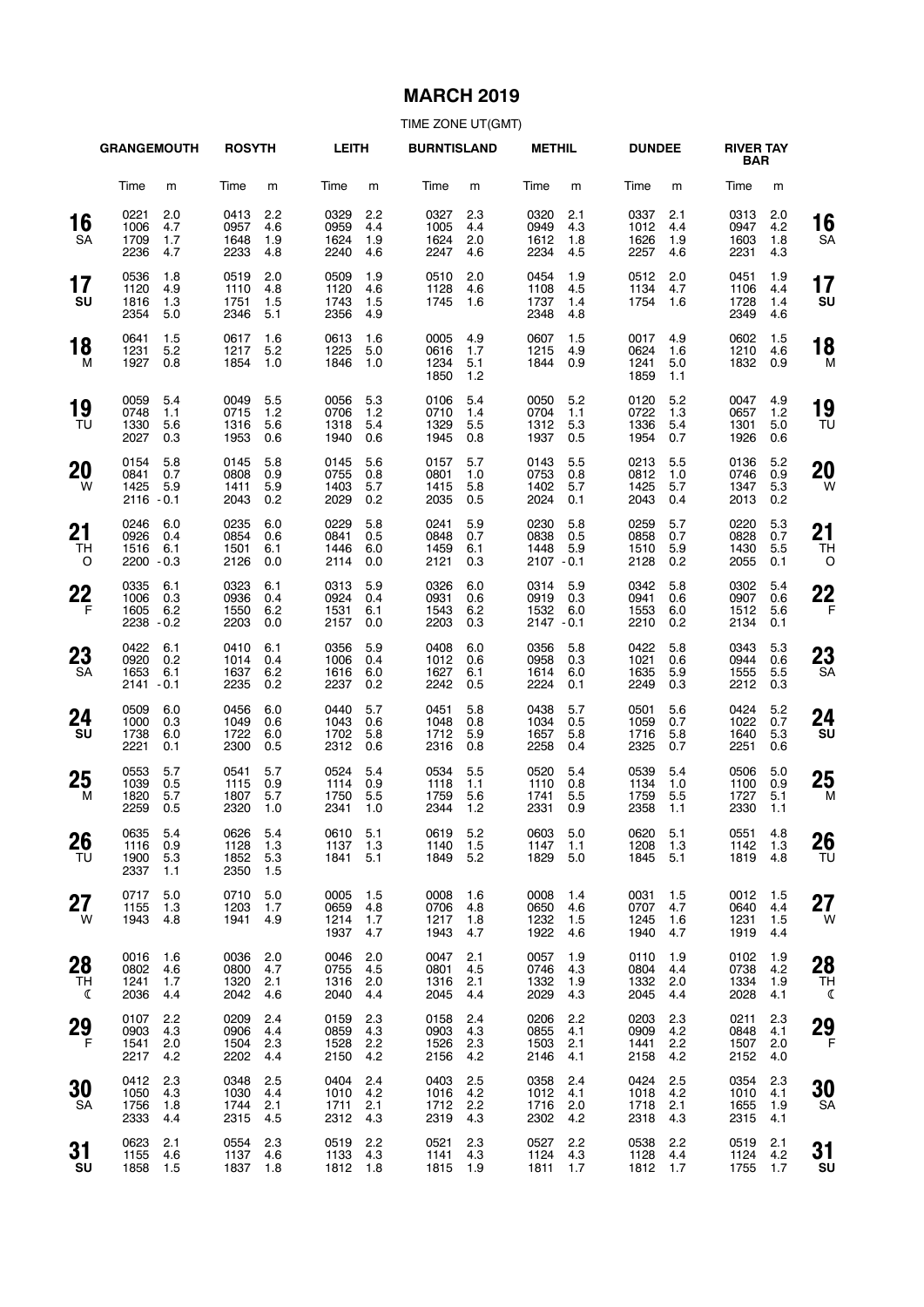# MARCH 2019

TIME ZONE UT(GMT)

| | GRANGEMOUTH | | ROSYTH | | LEITH | | BURNTISLAND | | METHIL | | DUNDEE | | RIVER TAY BAR | |
|---|---|---|---|---|---|---|---|---|---|---|---|---|---|---|
| | Time | m | Time | m | Time | m | Time | m | Time | m | Time | m | Time | m |
| **16** SA | 0221<br>1006<br>1709<br>2236 | 2.0<br>4.7<br>1.7<br>4.7 | 0413<br>0957<br>1648<br>2233 | 2.2<br>4.6<br>1.9<br>4.8 | 0329<br>0959<br>1624<br>2240 | 2.2<br>4.4<br>1.9<br>4.6 | 0327<br>1005<br>1624<br>2247 | 2.3<br>4.4<br>2.0<br>4.6 | 0320<br>0949<br>1612<br>2234 | 2.1<br>4.3<br>1.8<br>4.5 | 0337<br>1012<br>1626<br>2257 | 2.1<br>4.4<br>1.9<br>4.6 | 0313<br>0947<br>1603<br>2231 | 2.0<br>4.2<br>1.8<br>4.3 |
| **17** SU | 0536<br>1120<br>1816<br>2354 | 1.8<br>4.9<br>1.3<br>5.0 | 0519<br>1110<br>1751<br>2346 | 2.0<br>4.8<br>1.5<br>5.1 | 0509<br>1120<br>1743<br>2356 | 1.9<br>4.6<br>1.5<br>4.9 | 0510<br>1128<br>1745 | 2.0<br>4.6<br>1.6 | 0454<br>1108<br>1737<br>2348 | 1.9<br>4.5<br>1.4<br>4.8 | 0512<br>1134<br>1754 | 2.0<br>4.7<br>1.6 | 0451<br>1106<br>1728<br>2349 | 1.9<br>4.4<br>1.4<br>4.6 |
| **18** M | 0641<br>1231<br>1927 | 1.5<br>5.2<br>0.8 | 0617<br>1217<br>1854 | 1.6<br>5.2<br>1.0 | 0613<br>1225<br>1846 | 1.6<br>5.0<br>1.0 | 0005<br>0616<br>1234<br>1850 | 4.9<br>1.7<br>5.1<br>1.2 | 0607<br>1215<br>1844 | 1.5<br>4.9<br>0.9 | 0017<br>0624<br>1241<br>1859 | 4.9<br>1.6<br>5.0<br>1.1 | 0602<br>1210<br>1832 | 1.5<br>4.6<br>0.9 |
| **19** TU | 0059<br>0748<br>1330<br>2027 | 5.4<br>1.1<br>5.6<br>0.3 | 0049<br>0715<br>1316<br>1953 | 5.5<br>1.2<br>5.6<br>0.6 | 0056<br>0706<br>1318<br>1940 | 5.3<br>1.2<br>5.4<br>0.6 | 0106<br>0710<br>1329<br>1945 | 5.4<br>1.4<br>5.5<br>0.8 | 0050<br>0704<br>1312<br>1937 | 5.2<br>1.1<br>5.3<br>0.5 | 0120<br>0722<br>1336<br>1954 | 5.2<br>1.3<br>5.4<br>0.7 | 0047<br>0657<br>1301<br>1926 | 4.9<br>1.2<br>5.0<br>0.6 |
| **20** W | 0154<br>0841<br>1425<br>2116 | 5.8<br>0.7<br>5.9<br>-0.1 | 0145<br>0808<br>1411<br>2043 | 5.8<br>0.9<br>5.9<br>0.2 | 0145<br>0755<br>1403<br>2029 | 5.6<br>0.8<br>5.7<br>0.2 | 0157<br>0801<br>1415<br>2035 | 5.7<br>1.0<br>5.8<br>0.5 | 0143<br>0753<br>1402<br>2024 | 5.5<br>0.8<br>5.7<br>0.1 | 0213<br>0812<br>1425<br>2043 | 5.5<br>1.0<br>5.7<br>0.4 | 0136<br>0746<br>1347<br>2013 | 5.2<br>0.9<br>5.3<br>0.2 |
| **21** TH O | 0246<br>0926<br>1516<br>2200 | 6.0<br>0.4<br>6.1<br>-0.3 | 0235<br>0854<br>1501<br>2126 | 6.0<br>0.6<br>6.1<br>0.0 | 0229<br>0841<br>1446<br>2114 | 5.8<br>0.5<br>6.0<br>0.0 | 0241<br>0848<br>1459<br>2121 | 5.9<br>0.7<br>6.1<br>0.3 | 0230<br>0838<br>1448<br>2107 | 5.8<br>0.5<br>5.9<br>-0.1 | 0259<br>0858<br>1510<br>2128 | 5.7<br>0.7<br>5.9<br>0.2 | 0220<br>0828<br>1430<br>2055 | 5.3<br>0.7<br>5.5<br>0.1 |
| **22** F | 0335<br>1006<br>1605<br>2238 | 6.1<br>0.3<br>6.2<br>-0.2 | 0323<br>0936<br>1550<br>2203 | 6.1<br>0.4<br>6.2<br>0.0 | 0313<br>0924<br>1531<br>2157 | 5.9<br>0.4<br>6.1<br>0.0 | 0326<br>0931<br>1543<br>2203 | 6.0<br>0.6<br>6.2<br>0.3 | 0314<br>0919<br>1532<br>2147 | 5.9<br>0.3<br>6.0<br>-0.1 | 0342<br>0941<br>1553<br>2210 | 5.8<br>0.6<br>6.0<br>0.2 | 0302<br>0907<br>1512<br>2134 | 5.4<br>0.6<br>5.6<br>0.1 |
| **23** SA | 0422<br>0920<br>1653<br>2141 | 6.1<br>0.2<br>6.1<br>-0.1 | 0410<br>1014<br>1637<br>2235 | 6.1<br>0.4<br>6.2<br>0.2 | 0356<br>1006<br>1616<br>2237 | 5.9<br>0.4<br>6.0<br>0.2 | 0408<br>1012<br>1627<br>2242 | 6.0<br>0.6<br>6.1<br>0.5 | 0356<br>0958<br>1614<br>2224 | 5.8<br>0.3<br>6.0<br>0.1 | 0422<br>1021<br>1635<br>2249 | 5.8<br>0.6<br>5.9<br>0.3 | 0343<br>0944<br>1555<br>2212 | 5.3<br>0.6<br>5.5<br>0.3 |
| **24** SU | 0509<br>1000<br>1738<br>2221 | 6.0<br>0.3<br>6.0<br>0.1 | 0456<br>1049<br>1722<br>2300 | 6.0<br>0.6<br>6.0<br>0.5 | 0440<br>1043<br>1702<br>2312 | 5.7<br>0.6<br>5.8<br>0.6 | 0451<br>1048<br>1712<br>2316 | 5.8<br>0.8<br>5.9<br>0.8 | 0438<br>1034<br>1657<br>2258 | 5.7<br>0.5<br>5.8<br>0.4 | 0501<br>1059<br>1716<br>2325 | 5.6<br>0.7<br>5.8<br>0.7 | 0424<br>1022<br>1640<br>2251 | 5.2<br>0.7<br>5.3<br>0.6 |
| **25** M | 0553<br>1039<br>1820<br>2259 | 5.7<br>0.5<br>5.7<br>0.5 | 0541<br>1115<br>1807<br>2320 | 5.7<br>0.9<br>5.7<br>1.0 | 0524<br>1114<br>1750<br>2341 | 5.4<br>0.9<br>5.5<br>1.0 | 0534<br>1118<br>1759<br>2344 | 5.5<br>1.1<br>5.6<br>1.2 | 0520<br>1110<br>1741<br>2331 | 5.4<br>0.8<br>5.5<br>0.9 | 0539<br>1134<br>1759<br>2358 | 5.4<br>1.0<br>5.5<br>1.1 | 0506<br>1100<br>1727<br>2330 | 5.0<br>0.9<br>5.1<br>1.1 |
| **26** TU | 0635<br>1116<br>1900<br>2337 | 5.4<br>0.9<br>5.3<br>1.1 | 0626<br>1128<br>1852<br>2350 | 5.4<br>1.3<br>5.3<br>1.5 | 0610<br>1137<br>1841 | 5.1<br>1.3<br>5.1 | 0619<br>1140<br>1849 | 5.2<br>1.5<br>5.2 | 0603<br>1147<br>1829 | 5.0<br>1.1<br>5.0 | 0620<br>1208<br>1845 | 5.1<br>1.3<br>5.1 | 0551<br>1142<br>1819 | 4.8<br>1.3<br>4.8 |
| **27** W | 0717<br>1155<br>1943 | 5.0<br>1.3<br>4.8 | 0710<br>1203<br>1941 | 5.0<br>1.7<br>4.9 | 0005<br>0659<br>1214<br>1937 | 1.5<br>4.8<br>1.7<br>4.7 | 0008<br>0706<br>1217<br>1943 | 1.6<br>4.8<br>1.8<br>4.7 | 0008<br>0650<br>1232<br>1922 | 1.4<br>4.6<br>1.5<br>4.6 | 0031<br>0707<br>1245<br>1940 | 1.5<br>4.7<br>1.6<br>4.7 | 0012<br>0640<br>1231<br>1919 | 1.5<br>4.4<br>1.5<br>4.4 |
| **28** TH ☾ | 0016<br>0802<br>1241<br>2036 | 1.6<br>4.6<br>1.7<br>4.4 | 0036<br>0800<br>1320<br>2042 | 2.0<br>4.7<br>2.1<br>4.6 | 0046<br>0755<br>1316<br>2040 | 2.0<br>4.5<br>2.0<br>4.4 | 0047<br>0801<br>1316<br>2045 | 2.1<br>4.5<br>2.1<br>4.4 | 0057<br>0746<br>1332<br>2029 | 1.9<br>4.3<br>1.9<br>4.3 | 0110<br>0804<br>1332<br>2045 | 1.9<br>4.4<br>2.0<br>4.4 | 0102<br>0738<br>1334<br>2028 | 1.9<br>4.2<br>1.9<br>4.1 |
| **29** F | 0107<br>0903<br>1541<br>2217 | 2.2<br>4.3<br>2.0<br>4.2 | 0209<br>0906<br>1504<br>2202 | 2.4<br>4.4<br>2.3<br>4.4 | 0159<br>0859<br>1528<br>2150 | 2.3<br>4.3<br>2.2<br>4.2 | 0158<br>0903<br>1526<br>2156 | 2.4<br>4.3<br>2.3<br>4.2 | 0206<br>0855<br>1503<br>2146 | 2.2<br>4.1<br>2.1<br>4.1 | 0203<br>0909<br>1441<br>2158 | 2.3<br>4.2<br>2.2<br>4.2 | 0211<br>0848<br>1507<br>2152 | 2.3<br>4.1<br>2.0<br>4.0 |
| **30** SA | 0412<br>1050<br>1756<br>2333 | 2.3<br>4.3<br>1.8<br>4.4 | 0348<br>1030<br>1744<br>2315 | 2.5<br>4.4<br>2.1<br>4.5 | 0404<br>1010<br>1711<br>2312 | 2.4<br>4.2<br>2.1<br>4.3 | 0403<br>1016<br>1712<br>2319 | 2.5<br>4.2<br>2.2<br>4.3 | 0358<br>1012<br>1716<br>2302 | 2.4<br>4.1<br>2.0<br>4.2 | 0424<br>1018<br>1718<br>2318 | 2.5<br>4.2<br>2.1<br>4.3 | 0354<br>1010<br>1655<br>2315 | 2.3<br>4.1<br>1.9<br>4.1 |
| **31** SU | 0623<br>1155<br>1858 | 2.1<br>4.6<br>1.5 | 0554<br>1137<br>1837 | 2.3<br>4.6<br>1.8 | 0519<br>1133<br>1812 | 2.2<br>4.3<br>1.8 | 0521<br>1141<br>1815 | 2.3<br>4.3<br>1.9 | 0527<br>1124<br>1811 | 2.2<br>4.3<br>1.7 | 0538<br>1128<br>1812 | 2.2<br>4.4<br>1.7 | 0519<br>1124<br>1755 | 2.1<br>4.2<br>1.7 |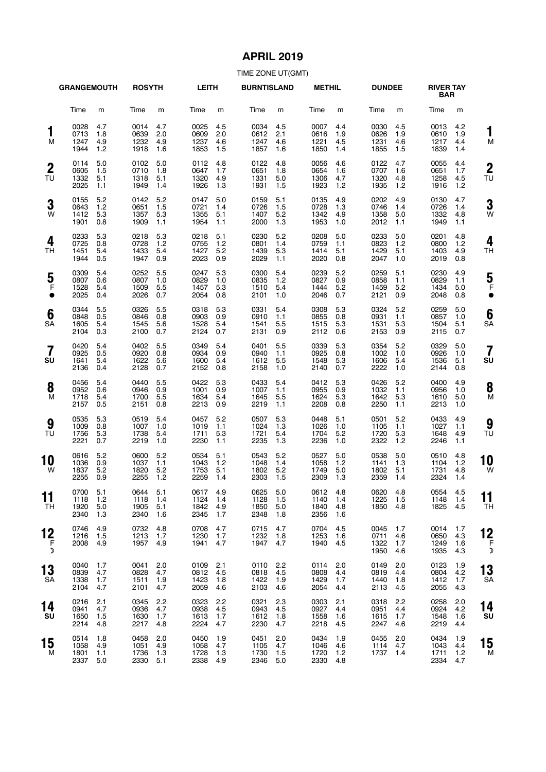## APRIL 2019

TIME ZONE UT(GMT)

| | GRANGEMOUTH | | ROSYTH | | LEITH | | BURNTISLAND | | METHIL | | DUNDEE | | RIVER TAY BAR | | |
|---|---|---|---|---|---|---|---|---|---|---|---|---|---|---|---|
| | Time | m | Time | m | Time | m | Time | m | Time | m | Time | m | Time | m | |
| **1** M | 0028<br>0713<br>1247<br>1944 | 4.7<br>1.8<br>4.9<br>1.2 | 0014<br>0639<br>1232<br>1918 | 4.7<br>2.0<br>4.9<br>1.6 | 0025<br>0609<br>1237<br>1853 | 4.5<br>2.0<br>4.6<br>1.5 | 0034<br>0612<br>1247<br>1857 | 4.5<br>2.1<br>4.6<br>1.6 | 0007<br>0616<br>1221<br>1850 | 4.4<br>1.9<br>4.5<br>1.4 | 0030<br>0626<br>1231<br>1855 | 4.5<br>1.9<br>4.6<br>1.5 | 0013<br>0610<br>1217<br>1839 | 4.2<br>1.9<br>4.4<br>1.4 | **1** M |
| **2** TU | 0114<br>0605<br>1332<br>2025 | 5.0<br>1.5<br>5.1<br>1.1 | 0102<br>0710<br>1318<br>1949 | 5.0<br>1.8<br>5.1<br>1.4 | 0112<br>0647<br>1320<br>1926 | 4.8<br>1.7<br>4.9<br>1.3 | 0122<br>0651<br>1331<br>1931 | 4.8<br>1.8<br>5.0<br>1.5 | 0056<br>0654<br>1306<br>1923 | 4.6<br>1.6<br>4.7<br>1.2 | 0122<br>0707<br>1320<br>1935 | 4.7<br>1.6<br>4.8<br>1.2 | 0055<br>0651<br>1258<br>1916 | 4.4<br>1.7<br>4.5<br>1.2 | **2** TU |
| **3** W | 0155<br>0643<br>1412<br>1901 | 5.2<br>1.2<br>5.3<br>0.8 | 0142<br>0651<br>1357<br>1909 | 5.2<br>1.5<br>5.3<br>1.1 | 0147<br>0721<br>1355<br>1954 | 5.0<br>1.4<br>5.1<br>1.1 | 0159<br>0726<br>1407<br>2000 | 5.1<br>1.5<br>5.2<br>1.3 | 0135<br>0728<br>1342<br>1953 | 4.9<br>1.3<br>4.9<br>1.0 | 0202<br>0746<br>1358<br>2012 | 4.9<br>1.4<br>5.0<br>1.1 | 0130<br>0726<br>1332<br>1949 | 4.7<br>1.4<br>4.8<br>1.1 | **3** W |
| **4** TH | 0233<br>0725<br>1451<br>1944 | 5.3<br>0.8<br>5.4<br>0.5 | 0218<br>0728<br>1433<br>1947 | 5.3<br>1.2<br>5.4<br>0.9 | 0218<br>0755<br>1427<br>2023 | 5.1<br>1.2<br>5.2<br>0.9 | 0230<br>0801<br>1439<br>2029 | 5.2<br>1.4<br>5.3<br>1.1 | 0208<br>0759<br>1414<br>2020 | 5.0<br>1.1<br>5.1<br>0.8 | 0233<br>0823<br>1429<br>2047 | 5.0<br>1.2<br>5.1<br>1.0 | 0201<br>0800<br>1403<br>2019 | 4.8<br>1.2<br>4.9<br>0.8 | **4** TH |
| **5** F ● | 0309<br>0807<br>1528<br>2025 | 5.4<br>0.6<br>5.4<br>0.4 | 0252<br>0807<br>1509<br>2026 | 5.5<br>1.0<br>5.5<br>0.7 | 0247<br>0829<br>1457<br>2054 | 5.3<br>1.0<br>5.3<br>0.8 | 0300<br>0835<br>1510<br>2101 | 5.4<br>1.2<br>5.4<br>1.0 | 0239<br>0827<br>1444<br>2046 | 5.2<br>0.9<br>5.2<br>0.7 | 0259<br>0858<br>1459<br>2121 | 5.1<br>1.1<br>5.2<br>0.9 | 0230<br>0829<br>1434<br>2048 | 4.9<br>1.1<br>5.0<br>0.8 | **5** F ● |
| **6** SA | 0344<br>0848<br>1605<br>2104 | 5.5<br>0.5<br>5.4<br>0.3 | 0326<br>0846<br>1545<br>2100 | 5.5<br>0.8<br>5.6<br>0.7 | 0318<br>0903<br>1528<br>2124 | 5.3<br>0.9<br>5.4<br>0.7 | 0331<br>0910<br>1541<br>2131 | 5.4<br>1.1<br>5.5<br>0.9 | 0308<br>0855<br>1515<br>2112 | 5.3<br>0.8<br>5.3<br>0.6 | 0324<br>0931<br>1531<br>2153 | 5.2<br>1.1<br>5.3<br>0.9 | 0259<br>0857<br>1504<br>2115 | 5.0<br>1.0<br>5.1<br>0.7 | **6** SA |
| **7** SU | 0420<br>0925<br>1641<br>2136 | 5.4<br>0.5<br>5.4<br>0.4 | 0402<br>0920<br>1622<br>2128 | 5.5<br>0.8<br>5.6<br>0.7 | 0349<br>0934<br>1600<br>2152 | 5.4<br>0.9<br>5.4<br>0.8 | 0401<br>0940<br>1612<br>2158 | 5.5<br>1.1<br>5.5<br>1.0 | 0339<br>0925<br>1548<br>2140 | 5.3<br>0.8<br>5.3<br>0.7 | 0354<br>1002<br>1606<br>2222 | 5.2<br>1.0<br>5.4<br>1.0 | 0329<br>0926<br>1536<br>2144 | 5.0<br>1.0<br>5.1<br>0.8 | **7** SU |
| **8** M | 0456<br>0952<br>1718<br>2157 | 5.4<br>0.6<br>5.4<br>0.5 | 0440<br>0946<br>1700<br>2151 | 5.5<br>0.9<br>5.5<br>0.8 | 0422<br>1001<br>1634<br>2213 | 5.3<br>0.9<br>5.4<br>0.9 | 0433<br>1007<br>1645<br>2219 | 5.4<br>1.1<br>5.5<br>1.1 | 0412<br>0955<br>1624<br>2208 | 5.3<br>0.9<br>5.3<br>0.8 | 0426<br>1032<br>1642<br>2250 | 5.2<br>1.1<br>5.3<br>1.1 | 0400<br>0956<br>1610<br>2213 | 4.9<br>1.0<br>5.0<br>1.0 | **8** M |
| **9** TU | 0535<br>1009<br>1756<br>2221 | 5.3<br>0.8<br>5.3<br>0.7 | 0519<br>1007<br>1738<br>2219 | 5.4<br>1.0<br>5.4<br>1.0 | 0457<br>1019<br>1711<br>2230 | 5.2<br>1.1<br>5.3<br>1.1 | 0507<br>1024<br>1721<br>2235 | 5.3<br>1.3<br>5.4<br>1.3 | 0448<br>1026<br>1704<br>2236 | 5.1<br>1.0<br>5.2<br>1.0 | 0501<br>1105<br>1720<br>2322 | 5.2<br>1.1<br>5.3<br>1.2 | 0433<br>1027<br>1648<br>2246 | 4.9<br>1.1<br>4.9<br>1.1 | **9** TU |
| **10** W | 0616<br>1036<br>1837<br>2255 | 5.2<br>0.9<br>5.2<br>0.9 | 0600<br>1037<br>1820<br>2255 | 5.2<br>1.1<br>5.2<br>1.2 | 0534<br>1043<br>1753<br>2259 | 5.1<br>1.2<br>5.1<br>1.4 | 0543<br>1048<br>1802<br>2303 | 5.2<br>1.4<br>5.2<br>1.5 | 0527<br>1058<br>1749<br>2309 | 5.0<br>1.2<br>5.0<br>1.3 | 0538<br>1141<br>1802<br>2359 | 5.0<br>1.3<br>5.1<br>1.4 | 0510<br>1104<br>1731<br>2324 | 4.8<br>1.2<br>4.8<br>1.4 | **10** W |
| **11** TH | 0700<br>1118<br>1920<br>2340 | 5.1<br>1.2<br>5.0<br>1.3 | 0644<br>1118<br>1905<br>2340 | 5.1<br>1.4<br>5.1<br>1.6 | 0617<br>1124<br>1842<br>2345 | 4.9<br>1.4<br>4.9<br>1.7 | 0625<br>1128<br>1850<br>2348 | 5.0<br>1.5<br>5.0<br>1.8 | 0612<br>1140<br>1840<br>2356 | 4.8<br>1.4<br>4.8<br>1.6 | 0620<br>1225<br>1850 | 4.8<br>1.5<br>4.8 | 0554<br>1148<br>1825 | 4.5<br>1.4<br>4.5 | **11** TH |
| **12** F ☽ | 0746<br>1216<br>2008 | 4.9<br>1.5<br>4.9 | 0732<br>1213<br>1957 | 4.8<br>1.7<br>4.9 | 0708<br>1230<br>1941 | 4.7<br>1.7<br>4.7 | 0715<br>1232<br>1947 | 4.7<br>1.8<br>4.7 | 0704<br>1253<br>1940 | 4.5<br>1.6<br>4.5 | 0045<br>0711<br>1322<br>1950 | 1.7<br>4.6<br>1.7<br>4.6 | 0014<br>0650<br>1249<br>1935 | 1.7<br>4.3<br>1.6<br>4.3 | **12** F ☽ |
| **13** SA | 0040<br>0839<br>1338<br>2104 | 1.7<br>4.7<br>1.7<br>4.7 | 0041<br>0828<br>1511<br>2101 | 2.0<br>4.7<br>1.9<br>4.7 | 0109<br>0812<br>1423<br>2059 | 2.1<br>4.5<br>1.8<br>4.6 | 0110<br>0818<br>1422<br>2103 | 2.2<br>4.5<br>1.9<br>4.6 | 0114<br>0808<br>1429<br>2054 | 2.0<br>4.4<br>1.7<br>4.4 | 0149<br>0819<br>1440<br>2113 | 2.0<br>4.4<br>1.8<br>4.5 | 0123<br>0804<br>1412<br>2055 | 1.9<br>4.2<br>1.7<br>4.3 | **13** SA |
| **14** SU | 0216<br>0941<br>1650<br>2214 | 2.1<br>4.7<br>1.5<br>4.8 | 0345<br>0936<br>1630<br>2217 | 2.2<br>4.7<br>1.7<br>4.8 | 0323<br>0938<br>1613<br>2224 | 2.2<br>4.5<br>1.7<br>4.7 | 0321<br>0943<br>1612<br>2230 | 2.3<br>4.5<br>1.8<br>4.7 | 0303<br>0927<br>1558<br>2218 | 2.1<br>4.4<br>1.6<br>4.5 | 0318<br>0951<br>1615<br>2247 | 2.2<br>4.4<br>1.7<br>4.6 | 0258<br>0924<br>1548<br>2219 | 2.0<br>4.2<br>1.6<br>4.4 | **14** SU |
| **15** M | 0514<br>1058<br>1801<br>2337 | 1.8<br>4.9<br>1.1<br>5.0 | 0458<br>1051<br>1736<br>2330 | 2.0<br>4.9<br>1.3<br>5.1 | 0450<br>1058<br>1728<br>2338 | 1.9<br>4.7<br>1.3<br>4.9 | 0451<br>1105<br>1730<br>2346 | 2.0<br>4.7<br>1.5<br>5.0 | 0434<br>1046<br>1720<br>2330 | 1.9<br>4.6<br>1.2<br>4.8 | 0455<br>1114<br>1737 | 2.0<br>4.7<br>1.4 | 0434<br>1043<br>1711<br>2334 | 1.9<br>4.4<br>1.2<br>4.7 | **15** M |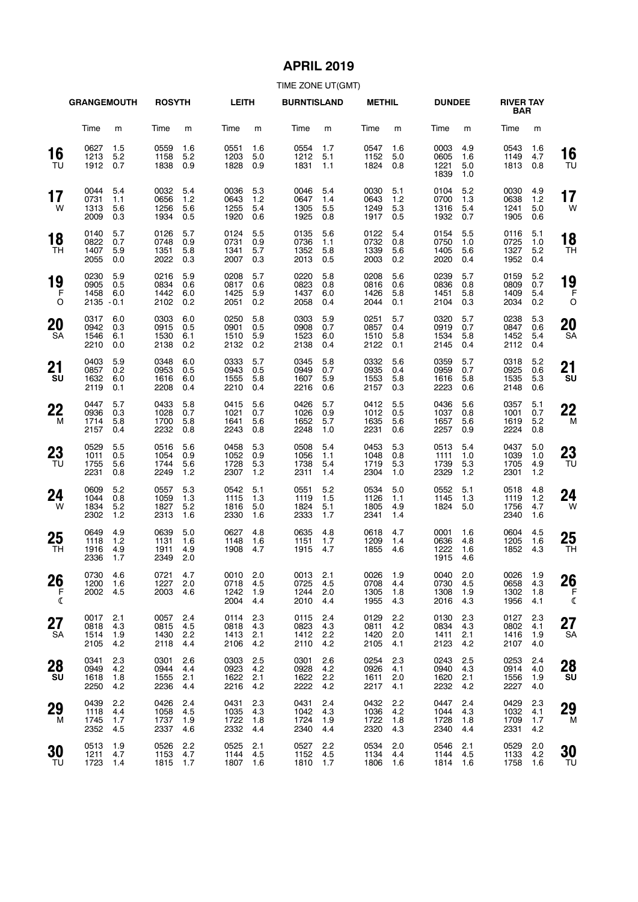## APRIL 2019

TIME ZONE UT(GMT)

| | GRANGEMOUTH | | ROSYTH | | LEITH | | BURNTISLAND | | METHIL | | DUNDEE | | RIVER TAY BAR | | |
|---|---|---|---|---|---|---|---|---|---|---|---|---|---|---|---|
| | Time | m | Time | m | Time | m | Time | m | Time | m | Time | m | Time | m | |
| **16** TU | 0627<br>1213<br>1912 | 1.5<br>5.2<br>0.7 | 0559<br>1158<br>1838 | 1.6<br>5.2<br>0.9 | 0551<br>1203<br>1828 | 1.6<br>5.0<br>0.9 | 0554<br>1212<br>1831 | 1.7<br>5.1<br>1.1 | 0547<br>1152<br>1824 | 1.6<br>5.0<br>0.8 | 0003<br>0605<br>1221<br>1839 | 4.9<br>1.6<br>5.0<br>1.0 | 0543<br>1149<br>1813 | 1.6<br>4.7<br>0.8 | **16** TU |
| **17** W | 0044<br>0731<br>1313<br>2009 | 5.4<br>1.1<br>5.6<br>0.3 | 0032<br>0656<br>1256<br>1934 | 5.4<br>1.2<br>5.6<br>0.5 | 0036<br>0643<br>1255<br>1920 | 5.3<br>1.2<br>5.4<br>0.6 | 0046<br>0647<br>1305<br>1925 | 5.4<br>1.4<br>5.5<br>0.8 | 0030<br>0643<br>1249<br>1917 | 5.1<br>1.2<br>5.3<br>0.5 | 0104<br>0700<br>1316<br>1932 | 5.2<br>1.3<br>5.4<br>0.7 | 0030<br>0638<br>1241<br>1905 | 4.9<br>1.2<br>5.0<br>0.6 | **17** W |
| **18** TH | 0140<br>0822<br>1407<br>2055 | 5.7<br>0.7<br>5.9<br>0.0 | 0126<br>0748<br>1351<br>2022 | 5.7<br>0.9<br>5.8<br>0.3 | 0124<br>0731<br>1341<br>2007 | 5.5<br>0.9<br>5.7<br>0.3 | 0135<br>0736<br>1352<br>2013 | 5.6<br>1.1<br>5.8<br>0.5 | 0122<br>0732<br>1339<br>2003 | 5.4<br>0.8<br>5.6<br>0.2 | 0154<br>0750<br>1405<br>2020 | 5.5<br>1.0<br>5.6<br>0.4 | 0116<br>0725<br>1327<br>1952 | 5.1<br>1.0<br>5.2<br>0.4 | **18** TH |
| **19** F O | 0230<br>0905<br>1458<br>2135 | 5.9<br>0.5<br>6.0<br>-0.1 | 0216<br>0834<br>1442<br>2102 | 5.9<br>0.6<br>6.0<br>0.2 | 0208<br>0817<br>1425<br>2051 | 5.7<br>0.6<br>5.9<br>0.2 | 0220<br>0823<br>1437<br>2058 | 5.8<br>0.8<br>6.0<br>0.4 | 0208<br>0816<br>1426<br>2044 | 5.6<br>0.6<br>5.8<br>0.1 | 0239<br>0836<br>1451<br>2104 | 5.7<br>0.8<br>5.8<br>0.3 | 0159<br>0809<br>1409<br>2034 | 5.2<br>0.7<br>5.4<br>0.2 | **19** F O |
| **20** SA | 0317<br>0942<br>1546<br>2210 | 6.0<br>0.3<br>6.1<br>0.0 | 0303<br>0915<br>1530<br>2138 | 6.0<br>0.5<br>6.1<br>0.2 | 0250<br>0901<br>1510<br>2132 | 5.8<br>0.5<br>5.9<br>0.2 | 0303<br>0908<br>1523<br>2138 | 5.9<br>0.7<br>6.0<br>0.4 | 0251<br>0857<br>1510<br>2122 | 5.7<br>0.4<br>5.8<br>0.1 | 0320<br>0919<br>1534<br>2145 | 5.7<br>0.7<br>5.8<br>0.4 | 0238<br>0847<br>1452<br>2112 | 5.3<br>0.6<br>5.4<br>0.4 | **20** SA |
| **21** SU | 0403<br>0857<br>1632<br>2119 | 5.9<br>0.2<br>6.0<br>0.1 | 0348<br>0953<br>1616<br>2208 | 6.0<br>0.5<br>6.0<br>0.4 | 0333<br>0943<br>1555<br>2210 | 5.7<br>0.5<br>5.8<br>0.4 | 0345<br>0949<br>1607<br>2216 | 5.8<br>0.7<br>5.9<br>0.6 | 0332<br>0935<br>1553<br>2157 | 5.6<br>0.4<br>5.8<br>0.3 | 0359<br>0959<br>1616<br>2223 | 5.7<br>0.7<br>5.8<br>0.6 | 0318<br>0925<br>1535<br>2148 | 5.2<br>0.6<br>5.3<br>0.6 | **21** SU |
| **22** M | 0447<br>0936<br>1714<br>2157 | 5.7<br>0.3<br>5.8<br>0.4 | 0433<br>1028<br>1700<br>2232 | 5.8<br>0.7<br>5.8<br>0.8 | 0415<br>1021<br>1641<br>2243 | 5.6<br>0.7<br>5.6<br>0.8 | 0426<br>1026<br>1652<br>2248 | 5.7<br>0.9<br>5.7<br>1.0 | 0412<br>1012<br>1635<br>2231 | 5.5<br>0.5<br>5.6<br>0.6 | 0436<br>1037<br>1657<br>2257 | 5.6<br>0.8<br>5.6<br>0.9 | 0357<br>1001<br>1619<br>2224 | 5.1<br>0.7<br>5.2<br>0.8 | **22** M |
| **23** TU | 0529<br>1011<br>1755<br>2231 | 5.5<br>0.5<br>5.6<br>0.8 | 0516<br>1054<br>1744<br>2249 | 5.6<br>0.9<br>5.6<br>1.2 | 0458<br>1052<br>1728<br>2307 | 5.3<br>0.9<br>5.3<br>1.2 | 0508<br>1056<br>1738<br>2311 | 5.4<br>1.1<br>5.4<br>1.4 | 0453<br>1048<br>1719<br>2304 | 5.3<br>0.8<br>5.3<br>1.0 | 0513<br>1111<br>1739<br>2329 | 5.4<br>1.0<br>5.3<br>1.2 | 0437<br>1039<br>1705<br>2301 | 5.0<br>1.0<br>4.9<br>1.2 | **23** TU |
| **24** W | 0609<br>1044<br>1834<br>2302 | 5.2<br>0.8<br>5.2<br>1.2 | 0557<br>1059<br>1827<br>2313 | 5.3<br>1.3<br>5.2<br>1.6 | 0542<br>1115<br>1816<br>2330 | 5.1<br>1.3<br>5.0<br>1.6 | 0551<br>1119<br>1824<br>2333 | 5.2<br>1.5<br>5.1<br>1.7 | 0534<br>1126<br>1805<br>2341 | 5.0<br>1.1<br>4.9<br>1.4 | 0552<br>1145<br>1824 | 5.1<br>1.3<br>5.0 | 0518<br>1119<br>1756<br>2340 | 4.8<br>1.2<br>4.7<br>1.6 | **24** W |
| **25** TH | 0649<br>1118<br>1916<br>2336 | 4.9<br>1.2<br>4.9<br>1.7 | 0639<br>1131<br>1911<br>2349 | 5.0<br>1.6<br>4.9<br>2.0 | 0627<br>1148<br>1908 | 4.8<br>1.6<br>4.7 | 0635<br>1151<br>1915 | 4.8<br>1.7<br>4.7 | 0618<br>1209<br>1855 | 4.7<br>1.4<br>4.6 | 0001<br>0636<br>1222<br>1915 | 1.6<br>4.8<br>1.6<br>4.6 | 0604<br>1205<br>1852 | 4.5<br>1.6<br>4.3 | **25** TH |
| **26** F ☾ | 0730<br>1200<br>2002 | 4.6<br>1.6<br>4.5 | 0721<br>1227<br>2003 | 4.7<br>2.0<br>4.6 | 0010<br>0718<br>1242<br>2004 | 2.0<br>4.5<br>1.9<br>4.4 | 0013<br>0725<br>1244<br>2010 | 2.1<br>4.5<br>2.0<br>4.4 | 0026<br>0708<br>1305<br>1955 | 1.9<br>4.4<br>1.8<br>4.3 | 0040<br>0730<br>1308<br>2016 | 2.0<br>4.5<br>1.9<br>4.3 | 0026<br>0658<br>1302<br>1956 | 1.9<br>4.3<br>1.8<br>4.1 | **26** F ☾ |
| **27** SA | 0017<br>0818<br>1514<br>2105 | 2.1<br>4.3<br>1.9<br>4.2 | 0057<br>0815<br>1430<br>2118 | 2.4<br>4.5<br>2.2<br>4.4 | 0114<br>0818<br>1413<br>2106 | 2.3<br>4.3<br>2.1<br>4.2 | 0115<br>0823<br>1412<br>2110 | 2.4<br>4.3<br>2.2<br>4.2 | 0129<br>0811<br>1420<br>2105 | 2.2<br>4.2<br>2.0<br>4.1 | 0130<br>0834<br>1411<br>2123 | 2.3<br>4.3<br>2.1<br>4.2 | 0127<br>0802<br>1416<br>2107 | 2.3<br>4.1<br>1.9<br>4.0 | **27** SA |
| **28** SU | 0341<br>0949<br>1618<br>2250 | 2.3<br>4.2<br>1.8<br>4.2 | 0301<br>0944<br>1555<br>2236 | 2.6<br>4.4<br>2.1<br>4.4 | 0303<br>0923<br>1622<br>2216 | 2.5<br>4.2<br>2.1<br>4.2 | 0301<br>0928<br>1622<br>2222 | 2.6<br>4.2<br>2.2<br>4.2 | 0254<br>0926<br>1611<br>2217 | 2.3<br>4.1<br>2.0<br>4.1 | 0243<br>0940<br>1620<br>2232 | 2.5<br>4.3<br>2.1<br>4.2 | 0253<br>0914<br>1556<br>2227 | 2.4<br>4.0<br>1.9<br>4.0 | **28** SU |
| **29** M | 0439<br>1118<br>1745<br>2352 | 2.2<br>4.4<br>1.7<br>4.5 | 0426<br>1058<br>1737<br>2337 | 2.4<br>4.5<br>1.9<br>4.6 | 0431<br>1035<br>1722<br>2332 | 2.3<br>4.3<br>1.8<br>4.4 | 0431<br>1042<br>1724<br>2340 | 2.4<br>4.3<br>1.9<br>4.4 | 0432<br>1036<br>1722<br>2320 | 2.2<br>4.2<br>1.8<br>4.3 | 0447<br>1044<br>1728<br>2340 | 2.4<br>4.3<br>1.8<br>4.4 | 0429<br>1032<br>1709<br>2331 | 2.3<br>4.1<br>1.7<br>4.2 | **29** M |
| **30** TU | 0513<br>1211<br>1723 | 1.9<br>4.7<br>1.4 | 0526<br>1153<br>1815 | 2.2<br>4.7<br>1.7 | 0525<br>1144<br>1807 | 2.1<br>4.5<br>1.6 | 0527<br>1152<br>1810 | 2.2<br>4.5<br>1.7 | 0534<br>1134<br>1806 | 2.0<br>4.4<br>1.6 | 0546<br>1144<br>1814 | 2.1<br>4.5<br>1.6 | 0529<br>1133<br>1758 | 2.0<br>4.2<br>1.6 | **30** TU |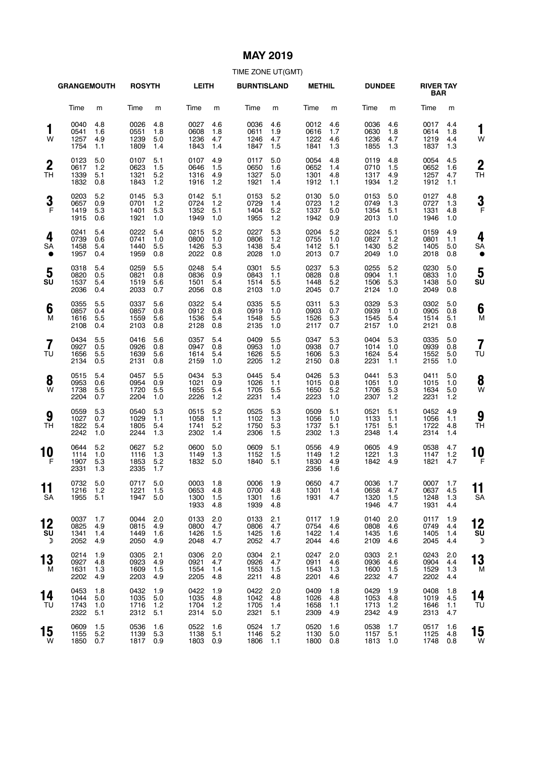# MAY 2019

TIME ZONE UT(GMT)

| | GRANGEMOUTH | | ROSYTH | | LEITH | | BURNTISLAND | | METHIL | | DUNDEE | | RIVER TAY BAR | | |
|---|---|---|---|---|---|---|---|---|---|---|---|---|---|---|---|
| | Time | m | Time | m | Time | m | Time | m | Time | m | Time | m | Time | m | |
| **1** W | 0040 | 4.8 | 0026 | 4.8 | 0027 | 4.6 | 0036 | 4.6 | 0012 | 4.6 | 0036 | 4.6 | 0017 | 4.4 | **1** W |
| | 0541 | 1.6 | 0551 | 1.8 | 0608 | 1.8 | 0611 | 1.9 | 0616 | 1.7 | 0630 | 1.8 | 0614 | 1.8 | |
| | 1257 | 4.9 | 1239 | 5.0 | 1236 | 4.7 | 1246 | 4.7 | 1222 | 4.6 | 1236 | 4.7 | 1219 | 4.4 | |
| | 1754 | 1.1 | 1809 | 1.4 | 1843 | 1.4 | 1847 | 1.5 | 1841 | 1.3 | 1855 | 1.3 | 1837 | 1.3 | |
| **2** TH | 0123 | 5.0 | 0107 | 5.1 | 0107 | 4.9 | 0117 | 5.0 | 0054 | 4.8 | 0119 | 4.8 | 0054 | 4.5 | **2** TH |
| | 0617 | 1.2 | 0623 | 1.5 | 0646 | 1.5 | 0650 | 1.6 | 0652 | 1.4 | 0710 | 1.5 | 0652 | 1.6 | |
| | 1339 | 5.1 | 1321 | 5.2 | 1316 | 4.9 | 1327 | 5.0 | 1301 | 4.8 | 1317 | 4.9 | 1257 | 4.7 | |
| | 1832 | 0.8 | 1843 | 1.2 | 1916 | 1.2 | 1921 | 1.4 | 1912 | 1.1 | 1934 | 1.2 | 1912 | 1.1 | |
| **3** F | 0203 | 5.2 | 0145 | 5.3 | 0142 | 5.1 | 0153 | 5.2 | 0130 | 5.0 | 0153 | 5.0 | 0127 | 4.8 | **3** F |
| | 0657 | 0.9 | 0701 | 1.2 | 0724 | 1.2 | 0729 | 1.4 | 0723 | 1.2 | 0749 | 1.3 | 0727 | 1.3 | |
| | 1419 | 5.3 | 1401 | 5.3 | 1352 | 5.1 | 1404 | 5.2 | 1337 | 5.0 | 1354 | 5.1 | 1331 | 4.8 | |
| | 1915 | 0.6 | 1921 | 1.0 | 1949 | 1.0 | 1955 | 1.2 | 1942 | 0.9 | 2013 | 1.0 | 1946 | 1.0 | |
| **4** SA ● | 0241 | 5.4 | 0222 | 5.4 | 0215 | 5.2 | 0227 | 5.3 | 0204 | 5.2 | 0224 | 5.1 | 0159 | 4.9 | **4** SA ● |
| | 0739 | 0.6 | 0741 | 1.0 | 0800 | 1.0 | 0806 | 1.2 | 0755 | 1.0 | 0827 | 1.2 | 0801 | 1.1 | |
| | 1458 | 5.4 | 1440 | 5.5 | 1426 | 5.3 | 1438 | 5.4 | 1412 | 5.1 | 1430 | 5.2 | 1405 | 5.0 | |
| | 1957 | 0.4 | 1959 | 0.8 | 2022 | 0.8 | 2028 | 1.0 | 2013 | 0.7 | 2049 | 1.0 | 2018 | 0.8 | |
| **5** SU | 0318 | 5.4 | 0259 | 5.5 | 0248 | 5.4 | 0301 | 5.5 | 0237 | 5.3 | 0255 | 5.2 | 0230 | 5.0 | **5** SU |
| | 0820 | 0.5 | 0821 | 0.8 | 0836 | 0.9 | 0843 | 1.1 | 0828 | 0.8 | 0904 | 1.1 | 0833 | 1.0 | |
| | 1537 | 5.4 | 1519 | 5.6 | 1501 | 5.4 | 1514 | 5.5 | 1448 | 5.2 | 1506 | 5.3 | 1438 | 5.0 | |
| | 2036 | 0.4 | 2033 | 0.7 | 2056 | 0.8 | 2103 | 1.0 | 2045 | 0.7 | 2124 | 1.0 | 2049 | 0.8 | |
| **6** M | 0355 | 5.5 | 0337 | 5.6 | 0322 | 5.4 | 0335 | 5.5 | 0311 | 5.3 | 0329 | 5.3 | 0302 | 5.0 | **6** M |
| | 0857 | 0.4 | 0857 | 0.8 | 0912 | 0.8 | 0919 | 1.0 | 0903 | 0.7 | 0939 | 1.0 | 0905 | 0.8 | |
| | 1616 | 5.5 | 1559 | 5.6 | 1536 | 5.4 | 1548 | 5.5 | 1526 | 5.3 | 1545 | 5.4 | 1514 | 5.1 | |
| | 2108 | 0.4 | 2103 | 0.8 | 2128 | 0.8 | 2135 | 1.0 | 2117 | 0.7 | 2157 | 1.0 | 2121 | 0.8 | |
| **7** TU | 0434 | 5.5 | 0416 | 5.6 | 0357 | 5.4 | 0409 | 5.5 | 0347 | 5.3 | 0404 | 5.3 | 0335 | 5.0 | **7** TU |
| | 0927 | 0.5 | 0926 | 0.8 | 0947 | 0.8 | 0953 | 1.0 | 0938 | 0.7 | 1014 | 1.0 | 0939 | 0.8 | |
| | 1656 | 5.5 | 1639 | 5.6 | 1614 | 5.4 | 1626 | 5.5 | 1606 | 5.3 | 1624 | 5.4 | 1552 | 5.0 | |
| | 2134 | 0.5 | 2131 | 0.8 | 2159 | 1.0 | 2205 | 1.2 | 2150 | 0.8 | 2231 | 1.1 | 2155 | 1.0 | |
| **8** W | 0515 | 5.4 | 0457 | 5.5 | 0434 | 5.3 | 0445 | 5.4 | 0426 | 5.3 | 0441 | 5.3 | 0411 | 5.0 | **8** W |
| | 0953 | 0.6 | 0954 | 0.9 | 1021 | 0.9 | 1026 | 1.1 | 1015 | 0.8 | 1051 | 1.0 | 1015 | 1.0 | |
| | 1738 | 5.5 | 1720 | 5.5 | 1655 | 5.4 | 1705 | 5.5 | 1650 | 5.2 | 1706 | 5.3 | 1634 | 5.0 | |
| | 2204 | 0.7 | 2204 | 1.0 | 2226 | 1.2 | 2231 | 1.4 | 2223 | 1.0 | 2307 | 1.2 | 2231 | 1.2 | |
| **9** TH | 0559 | 5.3 | 0540 | 5.3 | 0515 | 5.2 | 0525 | 5.3 | 0509 | 5.1 | 0521 | 5.1 | 0452 | 4.9 | **9** TH |
| | 1027 | 0.7 | 1029 | 1.1 | 1058 | 1.1 | 1102 | 1.3 | 1056 | 1.0 | 1133 | 1.1 | 1056 | 1.1 | |
| | 1822 | 5.4 | 1805 | 5.4 | 1741 | 5.2 | 1750 | 5.3 | 1737 | 5.1 | 1751 | 5.1 | 1722 | 4.8 | |
| | 2242 | 1.0 | 2244 | 1.3 | 2302 | 1.4 | 2306 | 1.5 | 2302 | 1.3 | 2348 | 1.4 | 2314 | 1.4 | |
| **10** F | 0644 | 5.2 | 0627 | 5.2 | 0600 | 5.0 | 0609 | 5.1 | 0556 | 4.9 | 0605 | 4.9 | 0538 | 4.7 | **10** F |
| | 1114 | 1.0 | 1116 | 1.3 | 1149 | 1.3 | 1152 | 1.5 | 1149 | 1.2 | 1221 | 1.3 | 1147 | 1.2 | |
| | 1907 | 5.3 | 1853 | 5.2 | 1832 | 5.0 | 1840 | 5.1 | 1830 | 4.9 | 1842 | 4.9 | 1821 | 4.7 | |
| | 2331 | 1.3 | 2335 | 1.7 | | | | | 2356 | 1.6 | | | | | |
| **11** SA | 0732 | 5.0 | 0717 | 5.0 | 0003 | 1.8 | 0006 | 1.9 | 0650 | 4.7 | 0036 | 1.7 | 0007 | 1.7 | **11** SA |
| | 1216 | 1.2 | 1221 | 1.5 | 0653 | 4.8 | 0700 | 4.8 | 1301 | 1.4 | 0658 | 4.7 | 0637 | 4.5 | |
| | 1955 | 5.1 | 1947 | 5.0 | 1300 | 1.5 | 1301 | 1.6 | 1931 | 4.7 | 1320 | 1.5 | 1248 | 1.3 | |
| | | | | | 1933 | 4.8 | 1939 | 4.8 | | | 1946 | 4.7 | 1931 | 4.4 | |
| **12** SU ☽ | 0037 | 1.7 | 0044 | 2.0 | 0133 | 2.0 | 0133 | 2.1 | 0117 | 1.9 | 0140 | 2.0 | 0117 | 1.9 | **12** SU ☽ |
| | 0825 | 4.9 | 0815 | 4.9 | 0800 | 4.7 | 0806 | 4.7 | 0754 | 4.6 | 0808 | 4.6 | 0749 | 4.4 | |
| | 1341 | 1.4 | 1449 | 1.6 | 1426 | 1.5 | 1425 | 1.6 | 1422 | 1.4 | 1435 | 1.6 | 1405 | 1.4 | |
| | 2052 | 4.9 | 2050 | 4.9 | 2048 | 4.7 | 2052 | 4.7 | 2044 | 4.6 | 2109 | 4.6 | 2045 | 4.4 | |
| **13** M | 0214 | 1.9 | 0305 | 2.1 | 0306 | 2.0 | 0304 | 2.1 | 0247 | 2.0 | 0303 | 2.1 | 0243 | 2.0 | **13** M |
| | 0927 | 4.8 | 0923 | 4.9 | 0921 | 4.7 | 0926 | 4.7 | 0911 | 4.6 | 0936 | 4.6 | 0904 | 4.4 | |
| | 1631 | 1.3 | 1609 | 1.5 | 1554 | 1.4 | 1553 | 1.5 | 1543 | 1.3 | 1600 | 1.5 | 1529 | 1.3 | |
| | 2202 | 4.9 | 2203 | 4.9 | 2205 | 4.8 | 2211 | 4.8 | 2201 | 4.6 | 2232 | 4.7 | 2202 | 4.4 | |
| **14** TU | 0453 | 1.8 | 0432 | 1.9 | 0422 | 1.9 | 0422 | 2.0 | 0409 | 1.8 | 0429 | 1.9 | 0408 | 1.8 | **14** TU |
| | 1044 | 5.0 | 1035 | 5.0 | 1035 | 4.8 | 1042 | 4.8 | 1026 | 4.8 | 1053 | 4.8 | 1019 | 4.5 | |
| | 1743 | 1.0 | 1716 | 1.2 | 1704 | 1.2 | 1705 | 1.4 | 1658 | 1.1 | 1713 | 1.2 | 1646 | 1.1 | |
| | 2322 | 5.1 | 2312 | 5.1 | 2314 | 5.0 | 2321 | 5.1 | 2309 | 4.9 | 2342 | 4.9 | 2313 | 4.7 | |
| **15** W | 0609 | 1.5 | 0536 | 1.6 | 0522 | 1.6 | 0524 | 1.7 | 0520 | 1.6 | 0538 | 1.7 | 0517 | 1.6 | **15** W |
| | 1155 | 5.2 | 1139 | 5.3 | 1138 | 5.1 | 1146 | 5.2 | 1130 | 5.0 | 1157 | 5.1 | 1125 | 4.8 | |
| | 1850 | 0.7 | 1817 | 0.9 | 1803 | 0.9 | 1806 | 1.1 | 1800 | 0.8 | 1813 | 1.0 | 1748 | 0.8 | |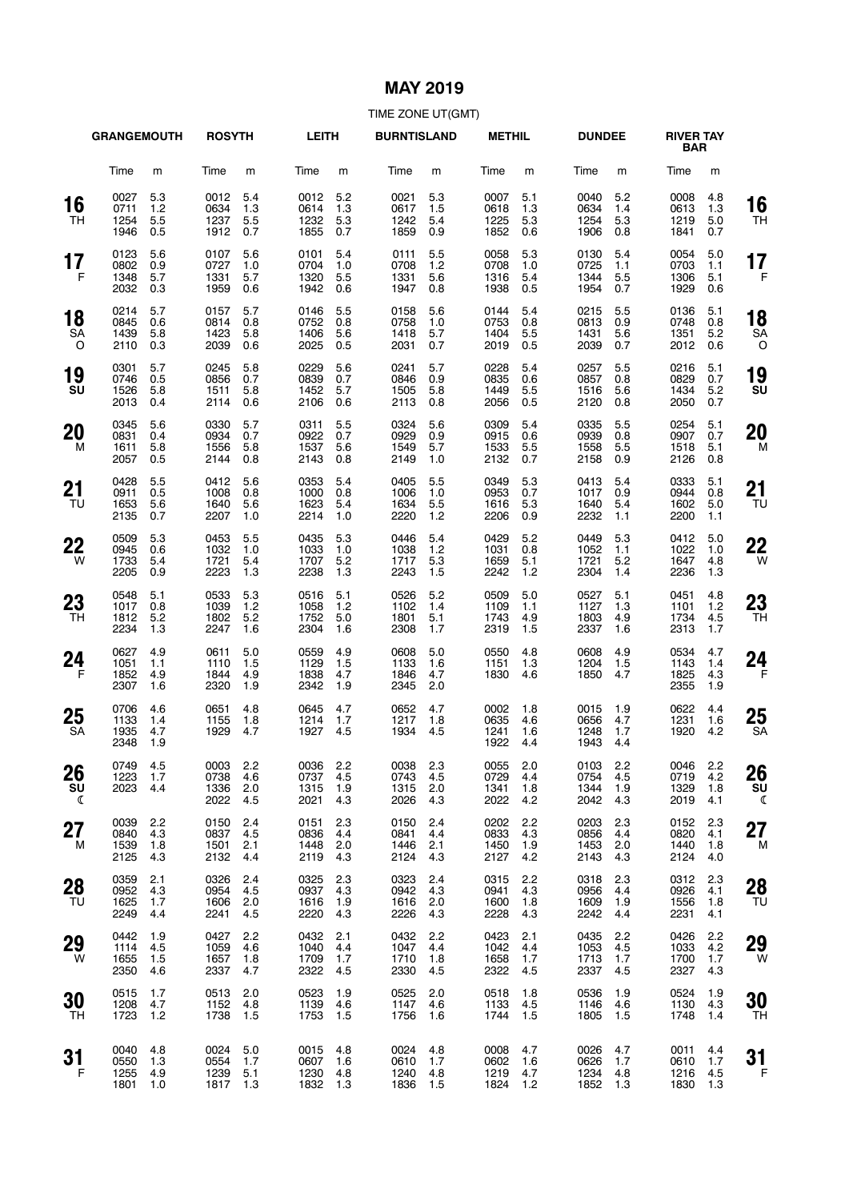# MAY 2019

TIME ZONE UT(GMT)

| | GRANGEMOUTH | | ROSYTH | | LEITH | | BURNTISLAND | | METHIL | | DUNDEE | | RIVER TAY BAR | | |
|---|---|---|---|---|---|---|---|---|---|---|---|---|---|---|---|
| | Time | m | Time | m | Time | m | Time | m | Time | m | Time | m | Time | m | |
| **16** TH | 0027<br>0711<br>1254<br>1946 | 5.3<br>1.2<br>5.5<br>0.5 | 0012<br>0634<br>1237<br>1912 | 5.4<br>1.3<br>5.5<br>0.7 | 0012<br>0614<br>1232<br>1855 | 5.2<br>1.3<br>5.3<br>0.7 | 0021<br>0617<br>1242<br>1859 | 5.3<br>1.5<br>5.4<br>0.9 | 0007<br>0618<br>1225<br>1852 | 5.1<br>1.3<br>5.3<br>0.6 | 0040<br>0634<br>1254<br>1906 | 5.2<br>1.4<br>5.3<br>0.8 | 0008<br>0613<br>1219<br>1841 | 4.8<br>1.3<br>5.0<br>0.7 | **16** TH |
| **17** F | 0123<br>0802<br>1348<br>2032 | 5.6<br>0.9<br>5.7<br>0.3 | 0107<br>0727<br>1331<br>1959 | 5.6<br>1.0<br>5.7<br>0.6 | 0101<br>0704<br>1320<br>1942 | 5.4<br>1.0<br>5.5<br>0.6 | 0111<br>0708<br>1331<br>1947 | 5.5<br>1.2<br>5.6<br>0.8 | 0058<br>0708<br>1316<br>1938 | 5.3<br>1.0<br>5.4<br>0.5 | 0130<br>0725<br>1344<br>1954 | 5.4<br>1.1<br>5.5<br>0.7 | 0054<br>0703<br>1306<br>1929 | 5.0<br>1.1<br>5.1<br>0.6 | **17** F |
| **18** SA O | 0214<br>0845<br>1439<br>2110 | 5.7<br>0.6<br>5.8<br>0.3 | 0157<br>0814<br>1423<br>2039 | 5.7<br>0.8<br>5.8<br>0.6 | 0146<br>0752<br>1406<br>2025 | 5.5<br>0.8<br>5.6<br>0.5 | 0158<br>0758<br>1418<br>2031 | 5.6<br>1.0<br>5.7<br>0.7 | 0144<br>0753<br>1404<br>2019 | 5.4<br>0.8<br>5.5<br>0.5 | 0215<br>0813<br>1431<br>2039 | 5.5<br>0.9<br>5.6<br>0.7 | 0136<br>0748<br>1351<br>2012 | 5.1<br>0.8<br>5.2<br>0.6 | **18** SA O |
| **19** SU | 0301<br>0746<br>1526<br>2013 | 5.7<br>0.5<br>5.8<br>0.4 | 0245<br>0856<br>1511<br>2114 | 5.8<br>0.7<br>5.8<br>0.6 | 0229<br>0839<br>1452<br>2106 | 5.6<br>0.7<br>5.7<br>0.6 | 0241<br>0846<br>1505<br>2113 | 5.7<br>0.9<br>5.8<br>0.8 | 0228<br>0835<br>1449<br>2056 | 5.4<br>0.6<br>5.5<br>0.5 | 0257<br>0857<br>1516<br>2120 | 5.5<br>0.8<br>5.6<br>0.8 | 0216<br>0829<br>1434<br>2050 | 5.1<br>0.7<br>5.2<br>0.7 | **19** SU |
| **20** M | 0345<br>0831<br>1611<br>2057 | 5.6<br>0.4<br>5.8<br>0.5 | 0330<br>0934<br>1556<br>2144 | 5.7<br>0.7<br>5.8<br>0.8 | 0311<br>0922<br>1537<br>2143 | 5.5<br>0.7<br>5.6<br>0.8 | 0324<br>0929<br>1549<br>2149 | 5.6<br>0.9<br>5.7<br>1.0 | 0309<br>0915<br>1533<br>2132 | 5.4<br>0.6<br>5.5<br>0.7 | 0335<br>0939<br>1558<br>2158 | 5.5<br>0.8<br>5.5<br>0.9 | 0254<br>0907<br>1518<br>2126 | 5.1<br>0.7<br>5.1<br>0.8 | **20** M |
| **21** TU | 0428<br>0911<br>1653<br>2135 | 5.5<br>0.5<br>5.6<br>0.7 | 0412<br>1008<br>1640<br>2207 | 5.6<br>0.8<br>5.6<br>1.0 | 0353<br>1000<br>1623<br>2214 | 5.4<br>0.8<br>5.4<br>1.0 | 0405<br>1006<br>1634<br>2220 | 5.5<br>1.0<br>5.5<br>1.2 | 0349<br>0953<br>1616<br>2206 | 5.3<br>0.7<br>5.3<br>0.9 | 0413<br>1017<br>1640<br>2232 | 5.4<br>0.9<br>5.4<br>1.1 | 0333<br>0944<br>1602<br>2200 | 5.1<br>0.8<br>5.0<br>1.1 | **21** TU |
| **22** W | 0509<br>0945<br>1733<br>2205 | 5.3<br>0.6<br>5.4<br>0.9 | 0453<br>1032<br>1721<br>2223 | 5.5<br>1.0<br>5.4<br>1.3 | 0435<br>1033<br>1707<br>2238 | 5.3<br>1.0<br>5.2<br>1.3 | 0446<br>1038<br>1717<br>2243 | 5.4<br>1.2<br>5.3<br>1.5 | 0429<br>1031<br>1659<br>2242 | 5.2<br>0.8<br>5.1<br>1.2 | 0449<br>1052<br>1721<br>2304 | 5.3<br>1.1<br>5.2<br>1.4 | 0412<br>1022<br>1647<br>2236 | 5.0<br>1.0<br>4.8<br>1.3 | **22** W |
| **23** TH | 0548<br>1017<br>1812<br>2234 | 5.1<br>0.8<br>5.2<br>1.3 | 0533<br>1039<br>1802<br>2247 | 5.3<br>1.2<br>5.2<br>1.6 | 0516<br>1058<br>1752<br>2304 | 5.1<br>1.2<br>5.0<br>1.6 | 0526<br>1102<br>1801<br>2308 | 5.2<br>1.4<br>5.1<br>1.7 | 0509<br>1109<br>1743<br>2319 | 5.0<br>1.1<br>4.9<br>1.5 | 0527<br>1127<br>1803<br>2337 | 5.1<br>1.3<br>4.9<br>1.6 | 0451<br>1101<br>1734<br>2313 | 4.8<br>1.2<br>4.5<br>1.7 | **23** TH |
| **24** F | 0627<br>1051<br>1852<br>2307 | 4.9<br>1.1<br>4.9<br>1.6 | 0611<br>1110<br>1844<br>2320 | 5.0<br>1.5<br>4.9<br>1.9 | 0559<br>1129<br>1838<br>2342 | 4.9<br>1.5<br>4.7<br>1.9 | 0608<br>1133<br>1846<br>2345 | 5.0<br>1.6<br>4.7<br>2.0 | 0550<br>1151<br>1830 | 4.8<br>1.3<br>4.6 | 0608<br>1204<br>1850 | 4.9<br>1.5<br>4.7 | 0534<br>1143<br>1825<br>2355 | 4.7<br>1.4<br>4.3<br>1.9 | **24** F |
| **25** SA | 0706<br>1133<br>1935<br>2348 | 4.6<br>1.4<br>4.7<br>1.9 | 0651<br>1155<br>1929 | 4.8<br>1.8<br>4.7 | 0645<br>1214<br>1927 | 4.7<br>1.7<br>4.5 | 0652<br>1217<br>1934 | 4.7<br>1.8<br>4.5 | 0002<br>0635<br>1241<br>1922 | 1.8<br>4.6<br>1.6<br>4.4 | 0015<br>0656<br>1248<br>1943 | 1.9<br>4.7<br>1.7<br>4.4 | 0622<br>1231<br>1920 | 4.4<br>1.6<br>4.2 | **25** SA |
| **26** SU ☾ | 0749<br>1223<br>2023 | 4.5<br>1.7<br>4.4 | 0003<br>0738<br>1336<br>2022 | 2.2<br>4.6<br>2.0<br>4.5 | 0036<br>0737<br>1315<br>2021 | 2.2<br>4.5<br>1.9<br>4.3 | 0038<br>0743<br>1315<br>2026 | 2.3<br>4.5<br>2.0<br>4.3 | 0055<br>0729<br>1341<br>2022 | 2.0<br>4.4<br>1.8<br>4.2 | 0103<br>0754<br>1344<br>2042 | 2.2<br>4.5<br>1.9<br>4.3 | 0046<br>0719<br>1329<br>2019 | 2.2<br>4.2<br>1.8<br>4.1 | **26** SU ☾ |
| **27** M | 0039<br>0840<br>1539<br>2125 | 2.2<br>4.3<br>1.8<br>4.3 | 0150<br>0837<br>1501<br>2132 | 2.4<br>4.5<br>2.1<br>4.4 | 0151<br>0836<br>1448<br>2119 | 2.3<br>4.4<br>2.0<br>4.3 | 0150<br>0841<br>1446<br>2124 | 2.4<br>4.4<br>2.1<br>4.3 | 0202<br>0833<br>1450<br>2127 | 2.2<br>4.3<br>1.9<br>4.2 | 0203<br>0856<br>1453<br>2143 | 2.3<br>4.4<br>2.0<br>4.3 | 0152<br>0820<br>1440<br>2124 | 2.3<br>4.1<br>1.8<br>4.0 | **27** M |
| **28** TU | 0359<br>0952<br>1625<br>2249 | 2.1<br>4.3<br>1.7<br>4.4 | 0326<br>0954<br>1606<br>2241 | 2.4<br>4.5<br>2.0<br>4.5 | 0325<br>0937<br>1616<br>2220 | 2.3<br>4.3<br>1.9<br>4.3 | 0323<br>0942<br>1616<br>2226 | 2.4<br>4.3<br>2.0<br>4.3 | 0315<br>0941<br>1600<br>2228 | 2.2<br>4.3<br>1.8<br>4.3 | 0318<br>0956<br>1609<br>2242 | 2.3<br>4.4<br>1.9<br>4.4 | 0312<br>0926<br>1556<br>2231 | 2.3<br>4.1<br>1.8<br>4.1 | **28** TU |
| **29** W | 0442<br>1114<br>1655<br>2350 | 1.9<br>4.5<br>1.5<br>4.6 | 0427<br>1059<br>1657<br>2337 | 2.2<br>4.6<br>1.8<br>4.7 | 0432<br>1040<br>1709<br>2322 | 2.1<br>4.4<br>1.7<br>4.5 | 0432<br>1047<br>1710<br>2330 | 2.2<br>4.4<br>1.8<br>4.5 | 0423<br>1042<br>1658<br>2322 | 2.1<br>4.4<br>1.7<br>4.5 | 0435<br>1053<br>1713<br>2337 | 2.2<br>4.5<br>1.7<br>4.5 | 0426<br>1033<br>1700<br>2327 | 2.2<br>4.2<br>1.7<br>4.3 | **29** W |
| **30** TH | 0515<br>1208<br>1723 | 1.7<br>4.7<br>1.2 | 0513<br>1152<br>1738 | 2.0<br>4.8<br>1.5 | 0523<br>1139<br>1753 | 1.9<br>4.6<br>1.5 | 0525<br>1147<br>1756 | 2.0<br>4.6<br>1.6 | 0518<br>1133<br>1744 | 1.8<br>4.5<br>1.5 | 0536<br>1146<br>1805 | 1.9<br>4.6<br>1.5 | 0524<br>1130<br>1748 | 1.9<br>4.3<br>1.4 | **30** TH |
| **31** F | 0040<br>0550<br>1255<br>1801 | 4.8<br>1.3<br>4.9<br>1.0 | 0024<br>0554<br>1239<br>1817 | 5.0<br>1.7<br>5.1<br>1.3 | 0015<br>0607<br>1230<br>1832 | 4.8<br>1.6<br>4.8<br>1.3 | 0024<br>0610<br>1240<br>1836 | 4.8<br>1.7<br>4.8<br>1.5 | 0008<br>0602<br>1219<br>1824 | 4.7<br>1.6<br>4.7<br>1.2 | 0026<br>0626<br>1234<br>1852 | 4.7<br>1.7<br>4.8<br>1.3 | 0011<br>0610<br>1216<br>1830 | 4.4<br>1.7<br>4.5<br>1.3 | **31** F |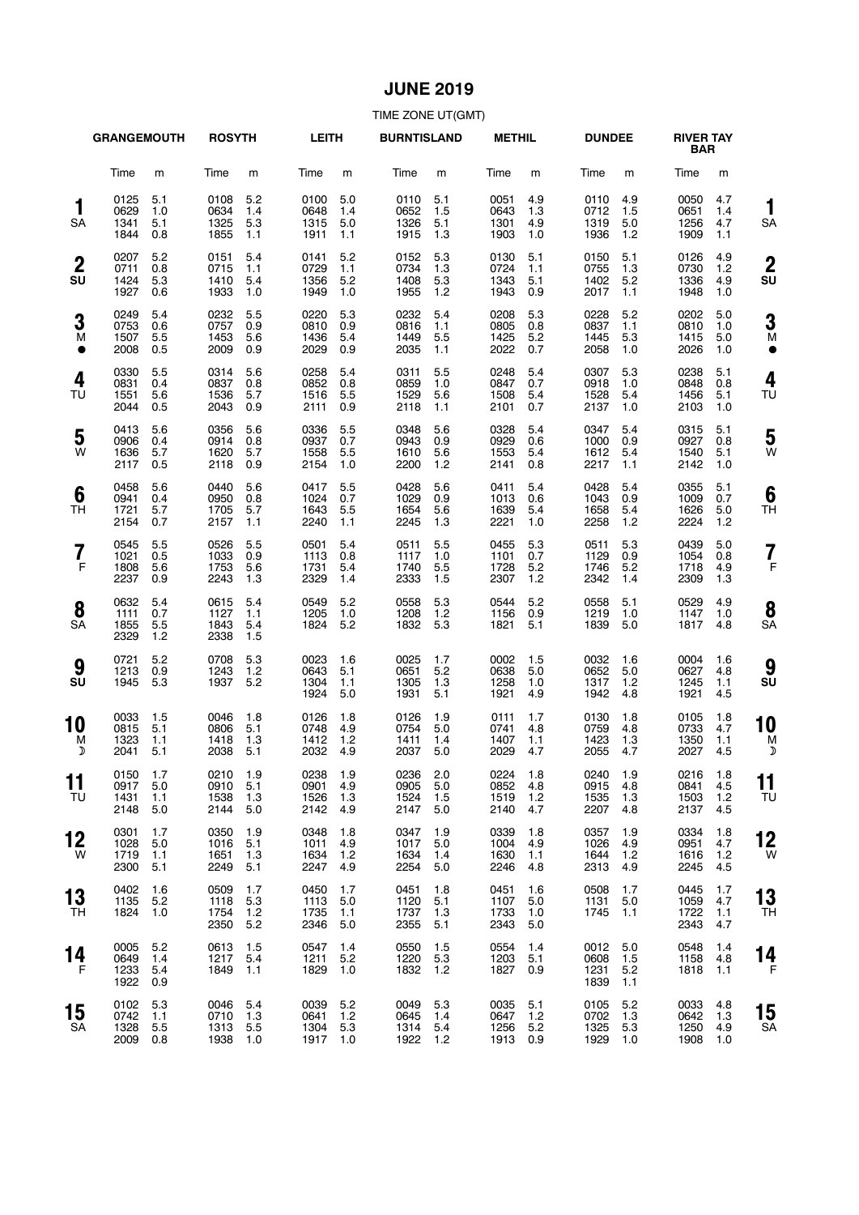# JUNE 2019

TIME ZONE UT(GMT)

| | GRANGEMOUTH | | ROSYTH | | LEITH | | BURNTISLAND | | METHIL | | DUNDEE | | RIVER TAY BAR | | |
|---|---|---|---|---|---|---|---|---|---|---|---|---|---|---|---|
| | Time | m | Time | m | Time | m | Time | m | Time | m | Time | m | Time | m | |
| **1** SA | 0125<br>0629<br>1341<br>1844 | 5.1<br>1.0<br>5.1<br>0.8 | 0108<br>0634<br>1325<br>1855 | 5.2<br>1.4<br>5.3<br>1.1 | 0100<br>0648<br>1315<br>1911 | 5.0<br>1.4<br>5.0<br>1.1 | 0110<br>0652<br>1326<br>1915 | 5.1<br>1.5<br>5.1<br>1.3 | 0051<br>0643<br>1301<br>1903 | 4.9<br>1.3<br>4.9<br>1.0 | 0110<br>0712<br>1319<br>1936 | 4.9<br>1.5<br>5.0<br>1.2 | 0050<br>0651<br>1256<br>1909 | 4.7<br>1.4<br>4.7<br>1.1 | **1** SA |
| **2** SU | 0207<br>0711<br>1424<br>1927 | 5.2<br>0.8<br>5.3<br>0.6 | 0151<br>0715<br>1410<br>1933 | 5.4<br>1.1<br>5.4<br>1.0 | 0141<br>0729<br>1356<br>1949 | 5.2<br>1.1<br>5.2<br>1.0 | 0152<br>0734<br>1408<br>1955 | 5.3<br>1.3<br>5.3<br>1.2 | 0130<br>0724<br>1343<br>1943 | 5.1<br>1.1<br>5.1<br>0.9 | 0150<br>0755<br>1402<br>2017 | 5.1<br>1.3<br>5.2<br>1.1 | 0126<br>0730<br>1336<br>1948 | 4.9<br>1.2<br>4.9<br>1.0 | **2** SU |
| **3** M ● | 0249<br>0753<br>1507<br>2008 | 5.4<br>0.6<br>5.5<br>0.5 | 0232<br>0757<br>1453<br>2009 | 5.5<br>0.9<br>5.6<br>0.9 | 0220<br>0810<br>1436<br>2029 | 5.3<br>0.9<br>5.4<br>0.9 | 0232<br>0816<br>1449<br>2035 | 5.4<br>1.1<br>5.5<br>1.1 | 0208<br>0805<br>1425<br>2022 | 5.3<br>0.8<br>5.2<br>0.7 | 0228<br>0837<br>1445<br>2058 | 5.2<br>1.1<br>5.3<br>1.0 | 0202<br>0810<br>1415<br>2026 | 5.0<br>1.0<br>5.0<br>1.0 | **3** M ● |
| **4** TU | 0330<br>0831<br>1551<br>2044 | 5.5<br>0.4<br>5.6<br>0.5 | 0314<br>0837<br>1536<br>2043 | 5.6<br>0.8<br>5.7<br>0.9 | 0258<br>0852<br>1516<br>2111 | 5.4<br>0.8<br>5.5<br>0.9 | 0311<br>0859<br>1529<br>2118 | 5.5<br>1.0<br>5.6<br>1.1 | 0248<br>0847<br>1508<br>2101 | 5.4<br>0.7<br>5.4<br>0.7 | 0307<br>0918<br>1528<br>2137 | 5.3<br>1.0<br>5.4<br>1.0 | 0238<br>0848<br>1456<br>2103 | 5.1<br>0.8<br>5.1<br>1.0 | **4** TU |
| **5** W | 0413<br>0906<br>1636<br>2117 | 5.6<br>0.4<br>5.7<br>0.5 | 0356<br>0914<br>1620<br>2118 | 5.6<br>0.8<br>5.7<br>0.9 | 0336<br>0937<br>1558<br>2154 | 5.5<br>0.7<br>5.5<br>1.0 | 0348<br>0943<br>1610<br>2200 | 5.6<br>0.9<br>5.6<br>1.2 | 0328<br>0929<br>1553<br>2141 | 5.4<br>0.6<br>5.4<br>0.8 | 0347<br>1000<br>1612<br>2217 | 5.4<br>0.9<br>5.4<br>1.1 | 0315<br>0927<br>1540<br>2142 | 5.1<br>0.8<br>5.1<br>1.0 | **5** W |
| **6** TH | 0458<br>0941<br>1721<br>2154 | 5.6<br>0.4<br>5.7<br>0.7 | 0440<br>0950<br>1705<br>2157 | 5.6<br>0.8<br>5.7<br>1.1 | 0417<br>1024<br>1643<br>2240 | 5.5<br>0.7<br>5.5<br>1.1 | 0428<br>1029<br>1654<br>2245 | 5.6<br>0.9<br>5.6<br>1.3 | 0411<br>1013<br>1639<br>2221 | 5.4<br>0.6<br>5.4<br>1.0 | 0428<br>1043<br>1658<br>2258 | 5.4<br>0.9<br>5.4<br>1.2 | 0355<br>1009<br>1626<br>2224 | 5.1<br>0.7<br>5.0<br>1.2 | **6** TH |
| **7** F | 0545<br>1021<br>1808<br>2237 | 5.5<br>0.5<br>5.6<br>0.9 | 0526<br>1033<br>1753<br>2243 | 5.5<br>0.9<br>5.6<br>1.3 | 0501<br>1113<br>1731<br>2329 | 5.4<br>0.8<br>5.4<br>1.4 | 0511<br>1117<br>1740<br>2333 | 5.5<br>1.0<br>5.5<br>1.5 | 0455<br>1101<br>1728<br>2307 | 5.3<br>0.7<br>5.2<br>1.2 | 0511<br>1129<br>1746<br>2342 | 5.3<br>0.9<br>5.2<br>1.4 | 0439<br>1054<br>1718<br>2309 | 5.0<br>0.8<br>4.9<br>1.3 | **7** F |
| **8** SA | 0632<br>1111<br>1855<br>2329 | 5.4<br>0.7<br>5.5<br>1.2 | 0615<br>1127<br>1843<br>2338 | 5.4<br>1.1<br>5.4<br>1.5 | 0549<br>1205<br>1824 | 5.2<br>1.0<br>5.2 | 0558<br>1208<br>1832 | 5.3<br>1.2<br>5.3 | 0544<br>1156<br>1821 | 5.2<br>0.9<br>5.1 | 0558<br>1219<br>1839 | 5.1<br>1.0<br>5.0 | 0529<br>1147<br>1817 | 4.9<br>1.0<br>4.8 | **8** SA |
| **9** SU | 0721<br>1213<br>1945 | 5.2<br>0.9<br>5.3 | 0708<br>1243<br>1937 | 5.3<br>1.2<br>5.2 | 0023<br>0643<br>1304<br>1924 | 1.6<br>5.1<br>1.1<br>5.0 | 0025<br>0651<br>1305<br>1931 | 1.7<br>5.2<br>1.3<br>5.1 | 0002<br>0638<br>1258<br>1921 | 1.5<br>5.0<br>1.0<br>4.9 | 0032<br>0652<br>1317<br>1942 | 1.6<br>5.0<br>1.2<br>4.8 | 0004<br>0627<br>1245<br>1921 | 1.6<br>4.8<br>1.1<br>4.5 | **9** SU |
| **10** M ☽ | 0033<br>0815<br>1323<br>2041 | 1.5<br>5.1<br>1.1<br>5.1 | 0046<br>0806<br>1418<br>2038 | 1.8<br>5.1<br>1.3<br>5.1 | 0126<br>0748<br>1412<br>2032 | 1.8<br>4.9<br>1.2<br>4.9 | 0126<br>0754<br>1411<br>2037 | 1.9<br>5.0<br>1.4<br>5.0 | 0111<br>0741<br>1407<br>2029 | 1.7<br>4.8<br>1.1<br>4.7 | 0130<br>0759<br>1423<br>2055 | 1.8<br>4.8<br>1.3<br>4.7 | 0105<br>0733<br>1350<br>2027 | 1.8<br>4.7<br>1.1<br>4.5 | **10** M ☽ |
| **11** TU | 0150<br>0917<br>1431<br>2148 | 1.7<br>5.0<br>1.1<br>5.0 | 0210<br>0910<br>1538<br>2144 | 1.9<br>5.1<br>1.3<br>5.0 | 0238<br>0901<br>1526<br>2142 | 1.9<br>4.9<br>1.3<br>4.9 | 0236<br>0905<br>1524<br>2147 | 2.0<br>5.0<br>1.5<br>5.0 | 0224<br>0852<br>1519<br>2140 | 1.8<br>4.8<br>1.2<br>4.7 | 0240<br>0915<br>1535<br>2207 | 1.9<br>4.8<br>1.3<br>4.8 | 0216<br>0841<br>1503<br>2137 | 1.8<br>4.5<br>1.2<br>4.5 | **11** TU |
| **12** W | 0301<br>1028<br>1719<br>2300 | 1.7<br>5.0<br>1.1<br>5.1 | 0350<br>1016<br>1651<br>2249 | 1.9<br>5.1<br>1.3<br>5.1 | 0348<br>1011<br>1634<br>2247 | 1.8<br>4.9<br>1.2<br>4.9 | 0347<br>1017<br>1634<br>2254 | 1.9<br>5.0<br>1.4<br>5.0 | 0339<br>1004<br>1630<br>2246 | 1.8<br>4.9<br>1.1<br>4.8 | 0357<br>1026<br>1644<br>2313 | 1.9<br>4.9<br>1.2<br>4.9 | 0334<br>0951<br>1616<br>2245 | 1.8<br>4.7<br>1.2<br>4.5 | **12** W |
| **13** TH | 0402<br>1135<br>1824 | 1.6<br>5.2<br>1.0 | 0509<br>1118<br>1754<br>2350 | 1.7<br>5.3<br>1.2<br>5.2 | 0450<br>1113<br>1735<br>2346 | 1.7<br>5.0<br>1.1<br>5.0 | 0451<br>1120<br>1737<br>2355 | 1.8<br>5.1<br>1.3<br>5.1 | 0451<br>1107<br>1733<br>2343 | 1.6<br>5.0<br>1.0<br>5.0 | 0508<br>1131<br>1745 | 1.7<br>5.0<br>1.1 | 0445<br>1059<br>1722<br>2343 | 1.7<br>4.7<br>1.1<br>4.7 | **13** TH |
| **14** F | 0005<br>0649<br>1233<br>1922 | 5.2<br>1.4<br>5.4<br>0.9 | 0613<br>1217<br>1849 | 1.5<br>5.4<br>1.1 | 0547<br>1211<br>1829 | 1.4<br>5.2<br>1.0 | 0550<br>1220<br>1832 | 1.5<br>5.3<br>1.2 | 0554<br>1203<br>1827 | 1.4<br>5.1<br>0.9 | 0012<br>0608<br>1231<br>1839 | 5.0<br>1.5<br>5.2<br>1.1 | 0548<br>1158<br>1818 | 1.4<br>4.8<br>1.1 | **14** F |
| **15** SA | 0102<br>0742<br>1328<br>2009 | 5.3<br>1.1<br>5.5<br>0.8 | 0046<br>0710<br>1313<br>1938 | 5.4<br>1.3<br>5.5<br>1.0 | 0039<br>0641<br>1304<br>1917 | 5.2<br>1.2<br>5.3<br>1.0 | 0049<br>0645<br>1314<br>1922 | 5.3<br>1.4<br>5.4<br>1.2 | 0035<br>0647<br>1256<br>1913 | 5.1<br>1.2<br>5.2<br>0.9 | 0105<br>0702<br>1325<br>1929 | 5.2<br>1.3<br>5.3<br>1.0 | 0033<br>0642<br>1250<br>1908 | 4.8<br>1.3<br>4.9<br>1.0 | **15** SA |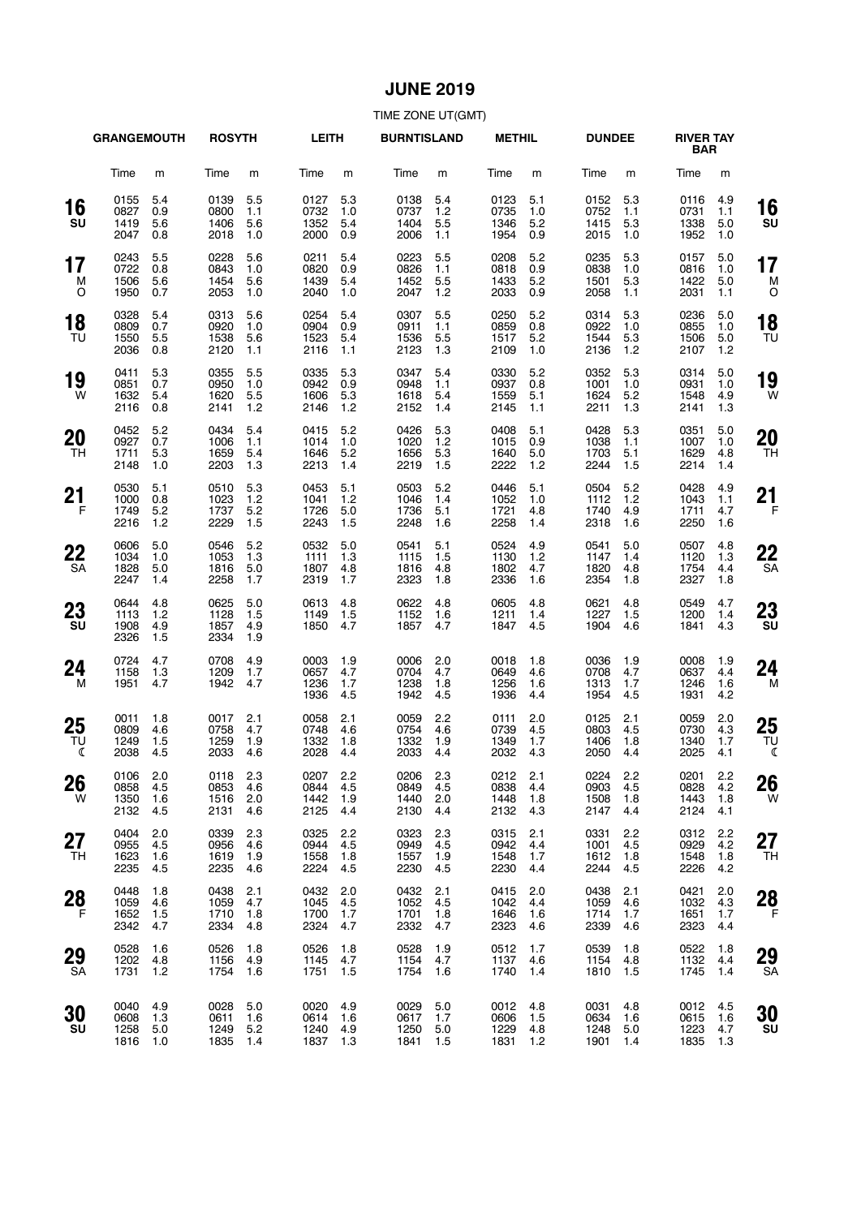# JUNE 2019

TIME ZONE UT(GMT)

| | GRANGEMOUTH | | ROSYTH | | LEITH | | BURNTISLAND | | METHIL | | DUNDEE | | RIVER TAY BAR | | |
|---|---|---|---|---|---|---|---|---|---|---|---|---|---|---|---|
| | Time | m | Time | m | Time | m | Time | m | Time | m | Time | m | Time | m | |
| **16** SU | 0155<br>0827<br>1419<br>2047 | 5.4<br>0.9<br>5.6<br>0.8 | 0139<br>0800<br>1406<br>2018 | 5.5<br>1.1<br>5.6<br>1.0 | 0127<br>0732<br>1352<br>2000 | 5.3<br>1.0<br>5.4<br>0.9 | 0138<br>0737<br>1404<br>2006 | 5.4<br>1.2<br>5.5<br>1.1 | 0123<br>0735<br>1346<br>1954 | 5.1<br>1.0<br>5.2<br>0.9 | 0152<br>0752<br>1415<br>2015 | 5.3<br>1.1<br>5.3<br>1.0 | 0116<br>0731<br>1338<br>1952 | 4.9<br>1.1<br>5.0<br>1.0 | **16** SU |
| **17** M O | 0243<br>0722<br>1506<br>1950 | 5.5<br>0.8<br>5.6<br>0.7 | 0228<br>0843<br>1454<br>2053 | 5.6<br>1.0<br>5.6<br>1.0 | 0211<br>0820<br>1439<br>2040 | 5.4<br>0.9<br>5.4<br>1.0 | 0223<br>0826<br>1452<br>2047 | 5.5<br>1.1<br>5.5<br>1.2 | 0208<br>0818<br>1433<br>2033 | 5.2<br>0.9<br>5.2<br>0.9 | 0235<br>0838<br>1501<br>2058 | 5.3<br>1.0<br>5.3<br>1.1 | 0157<br>0816<br>1422<br>2031 | 5.0<br>1.0<br>5.0<br>1.1 | **17** M O |
| **18** TU | 0328<br>0809<br>1550<br>2036 | 5.4<br>0.7<br>5.5<br>0.8 | 0313<br>0920<br>1538<br>2120 | 5.6<br>1.0<br>5.6<br>1.1 | 0254<br>0904<br>1523<br>2116 | 5.4<br>0.9<br>5.4<br>1.1 | 0307<br>0911<br>1536<br>2123 | 5.5<br>1.1<br>5.5<br>1.3 | 0250<br>0859<br>1517<br>2109 | 5.2<br>0.8<br>5.2<br>1.0 | 0314<br>0922<br>1544<br>2136 | 5.3<br>1.0<br>5.3<br>1.2 | 0236<br>0855<br>1506<br>2107 | 5.0<br>1.0<br>5.0<br>1.2 | **18** TU |
| **19** W | 0411<br>0851<br>1632<br>2116 | 5.3<br>0.7<br>5.4<br>0.8 | 0355<br>0950<br>1620<br>2141 | 5.5<br>1.0<br>5.5<br>1.2 | 0335<br>0942<br>1606<br>2146 | 5.3<br>0.9<br>5.3<br>1.2 | 0347<br>0948<br>1618<br>2152 | 5.4<br>1.1<br>5.4<br>1.4 | 0330<br>0937<br>1559<br>2145 | 5.2<br>0.8<br>5.1<br>1.1 | 0352<br>1001<br>1624<br>2211 | 5.3<br>1.0<br>5.2<br>1.3 | 0314<br>0931<br>1548<br>2141 | 5.0<br>1.0<br>4.9<br>1.3 | **19** W |
| **20** TH | 0452<br>0927<br>1711<br>2148 | 5.2<br>0.7<br>5.3<br>1.0 | 0434<br>1006<br>1659<br>2203 | 5.4<br>1.1<br>5.4<br>1.3 | 0415<br>1014<br>1646<br>2213 | 5.2<br>1.0<br>5.2<br>1.4 | 0426<br>1020<br>1656<br>2219 | 5.3<br>1.2<br>5.3<br>1.5 | 0408<br>1015<br>1640<br>2222 | 5.1<br>0.9<br>5.0<br>1.2 | 0428<br>1038<br>1703<br>2244 | 5.3<br>1.1<br>5.1<br>1.5 | 0351<br>1007<br>1629<br>2214 | 5.0<br>1.0<br>4.8<br>1.4 | **20** TH |
| **21** F | 0530<br>1000<br>1749<br>2216 | 5.1<br>0.8<br>5.2<br>1.2 | 0510<br>1023<br>1737<br>2229 | 5.3<br>1.2<br>5.2<br>1.5 | 0453<br>1041<br>1726<br>2243 | 5.1<br>1.2<br>5.0<br>1.5 | 0503<br>1046<br>1736<br>2248 | 5.2<br>1.4<br>5.1<br>1.6 | 0446<br>1052<br>1721<br>2258 | 5.1<br>1.0<br>4.8<br>1.4 | 0504<br>1112<br>1740<br>2318 | 5.2<br>1.2<br>4.9<br>1.6 | 0428<br>1043<br>1711<br>2250 | 4.9<br>1.1<br>4.7<br>1.6 | **21** F |
| **22** SA | 0606<br>1034<br>1828<br>2247 | 5.0<br>1.0<br>5.0<br>1.4 | 0546<br>1053<br>1816<br>2258 | 5.2<br>1.3<br>5.0<br>1.7 | 0532<br>1111<br>1807<br>2319 | 5.0<br>1.3<br>4.8<br>1.7 | 0541<br>1115<br>1816<br>2323 | 5.1<br>1.5<br>4.8<br>1.8 | 0524<br>1130<br>1802<br>2336 | 4.9<br>1.2<br>4.7<br>1.6 | 0541<br>1147<br>1820<br>2354 | 5.0<br>1.4<br>4.8<br>1.8 | 0507<br>1120<br>1754<br>2327 | 4.8<br>1.3<br>4.4<br>1.8 | **22** SA |
| **23** SU | 0644<br>1113<br>1908<br>2326 | 4.8<br>1.2<br>4.9<br>1.5 | 0625<br>1128<br>1857<br>2334 | 5.0<br>1.5<br>4.9<br>1.9 | 0613<br>1149<br>1850 | 4.8<br>1.5<br>4.7 | 0622<br>1152<br>1857 | 4.8<br>1.6<br>4.7 | 0605<br>1211<br>1847 | 4.8<br>1.4<br>4.5 | 0621<br>1227<br>1904 | 4.8<br>1.5<br>4.6 | 0549<br>1200<br>1841 | 4.7<br>1.4<br>4.3 | **23** SU |
| **24** M | 0724<br>1158<br>1951 | 4.7<br>1.3<br>4.7 | 0708<br>1209<br>1942 | 4.9<br>1.7<br>4.7 | 0003<br>0657<br>1236<br>1936 | 1.9<br>4.7<br>1.7<br>4.5 | 0006<br>0704<br>1238<br>1942 | 2.0<br>4.7<br>1.8<br>4.5 | 0018<br>0649<br>1256<br>1936 | 1.8<br>4.6<br>1.6<br>4.4 | 0036<br>0708<br>1313<br>1954 | 1.9<br>4.7<br>1.7<br>4.5 | 0008<br>0637<br>1246<br>1931 | 1.9<br>4.4<br>1.6<br>4.2 | **24** M |
| **25** TU ☾ | 0011<br>0809<br>1249<br>2038 | 1.8<br>4.6<br>1.5<br>4.5 | 0017<br>0758<br>1259<br>2033 | 2.1<br>4.7<br>1.9<br>4.6 | 0058<br>0748<br>1332<br>2028 | 2.1<br>4.6<br>1.8<br>4.4 | 0059<br>0754<br>1332<br>2033 | 2.2<br>4.6<br>1.9<br>4.4 | 0111<br>0739<br>1349<br>2032 | 2.0<br>4.5<br>1.7<br>4.3 | 0125<br>0803<br>1406<br>2050 | 2.1<br>4.5<br>1.8<br>4.4 | 0059<br>0730<br>1340<br>2025 | 2.0<br>4.3<br>1.7<br>4.1 | **25** TU ☾ |
| **26** W | 0106<br>0858<br>1350<br>2132 | 2.0<br>4.5<br>1.6<br>4.5 | 0118<br>0853<br>1516<br>2131 | 2.3<br>4.6<br>2.0<br>4.6 | 0207<br>0844<br>1442<br>2125 | 2.2<br>4.5<br>1.9<br>4.4 | 0206<br>0849<br>1440<br>2130 | 2.3<br>4.5<br>2.0<br>4.4 | 0212<br>0838<br>1448<br>2132 | 2.1<br>4.4<br>1.8<br>4.3 | 0224<br>0903<br>1508<br>2147 | 2.2<br>4.5<br>1.8<br>4.4 | 0201<br>0828<br>1443<br>2124 | 2.2<br>4.2<br>1.8<br>4.1 | **26** W |
| **27** TH | 0404<br>0955<br>1623<br>2235 | 2.0<br>4.5<br>1.6<br>4.5 | 0339<br>0956<br>1619<br>2235 | 2.3<br>4.6<br>1.9<br>4.6 | 0325<br>0944<br>1558<br>2224 | 2.2<br>4.5<br>1.8<br>4.5 | 0323<br>0949<br>1557<br>2230 | 2.3<br>4.5<br>1.9<br>4.5 | 0315<br>0942<br>1548<br>2230 | 2.1<br>4.4<br>1.7<br>4.4 | 0331<br>1001<br>1612<br>2244 | 2.2<br>4.5<br>1.8<br>4.5 | 0312<br>0929<br>1548<br>2226 | 2.2<br>4.2<br>1.8<br>4.2 | **27** TH |
| **28** F | 0448<br>1059<br>1652<br>2342 | 1.8<br>4.6<br>1.5<br>4.7 | 0438<br>1059<br>1710<br>2334 | 2.1<br>4.7<br>1.8<br>4.8 | 0432<br>1045<br>1700<br>2324 | 2.0<br>4.5<br>1.7<br>4.7 | 0432<br>1052<br>1701<br>2332 | 2.1<br>4.5<br>1.8<br>4.7 | 0415<br>1042<br>1646<br>2323 | 2.0<br>4.4<br>1.6<br>4.6 | 0438<br>1059<br>1714<br>2339 | 2.1<br>4.6<br>1.7<br>4.6 | 0421<br>1032<br>1651<br>2323 | 2.0<br>4.3<br>1.7<br>4.4 | **28** F |
| **29** SA | 0528<br>1202<br>1731 | 1.6<br>4.8<br>1.2 | 0526<br>1156<br>1754 | 1.8<br>4.9<br>1.6 | 0526<br>1145<br>1751 | 1.8<br>4.7<br>1.5 | 0528<br>1154<br>1754 | 1.9<br>4.7<br>1.6 | 0512<br>1137<br>1740 | 1.7<br>4.6<br>1.4 | 0539<br>1154<br>1810 | 1.8<br>4.8<br>1.5 | 0522<br>1132<br>1745 | 1.8<br>4.4<br>1.4 | **29** SA |
| **30** SU | 0040<br>0608<br>1258<br>1816 | 4.9<br>1.3<br>5.0<br>1.0 | 0028<br>0611<br>1249<br>1835 | 5.0<br>1.6<br>5.2<br>1.4 | 0020<br>0614<br>1240<br>1837 | 4.9<br>1.6<br>4.9<br>1.3 | 0029<br>0617<br>1250<br>1841 | 5.0<br>1.7<br>5.0<br>1.5 | 0012<br>0606<br>1229<br>1831 | 4.8<br>1.5<br>4.8<br>1.2 | 0031<br>0634<br>1248<br>1901 | 4.8<br>1.6<br>5.0<br>1.4 | 0012<br>0615<br>1223<br>1835 | 4.5<br>1.6<br>4.7<br>1.3 | **30** SU |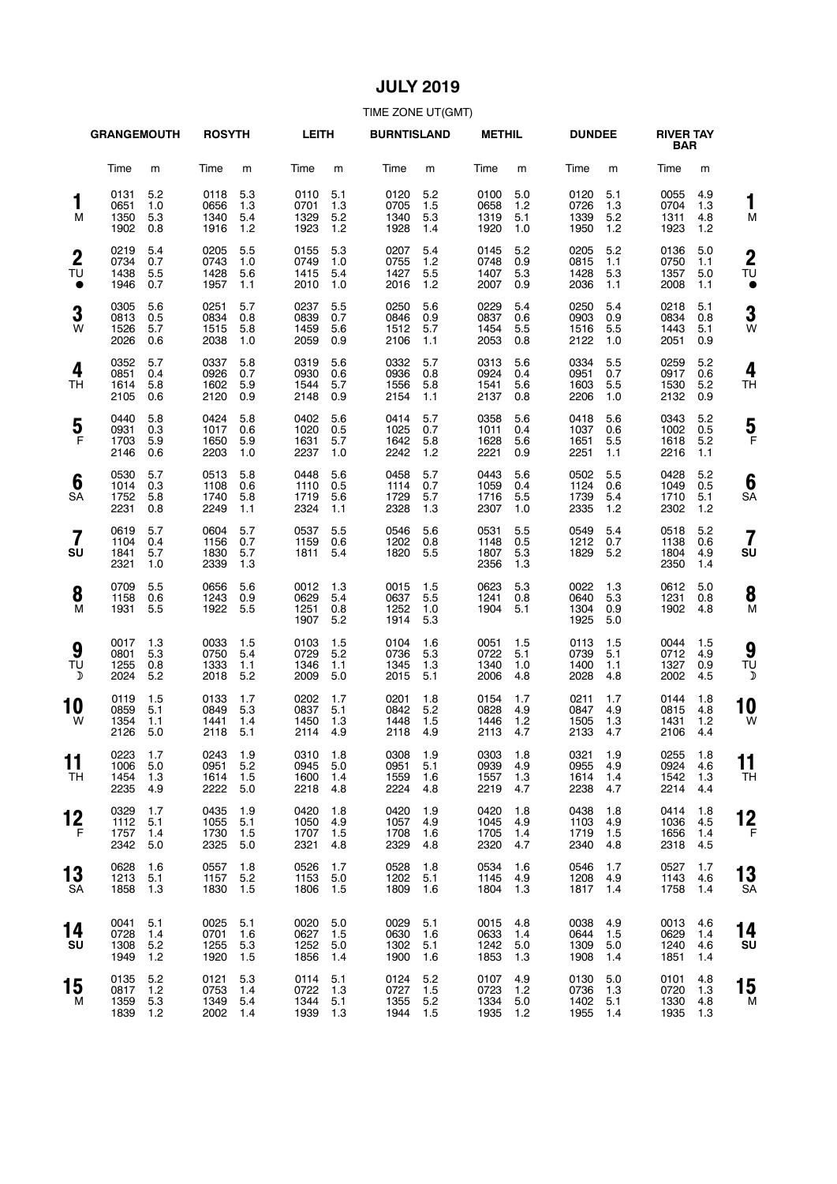# JULY 2019

TIME ZONE UT(GMT)

| | GRANGEMOUTH | | ROSYTH | | LEITH | | BURNTISLAND | | METHIL | | DUNDEE | | RIVER TAY BAR | | |
|---|---|---|---|---|---|---|---|---|---|---|---|---|---|---|---|
| | Time | m | Time | m | Time | m | Time | m | Time | m | Time | m | Time | m | |
| 1 M | 0131<br>0651<br>1350<br>1902 | 5.2<br>1.0<br>5.3<br>0.8 | 0118<br>0656<br>1340<br>1916 | 5.3<br>1.3<br>5.4<br>1.2 | 0110<br>0701<br>1329<br>1923 | 5.1<br>1.3<br>5.2<br>1.2 | 0120<br>0705<br>1340<br>1928 | 5.2<br>1.5<br>5.3<br>1.4 | 0100<br>0658<br>1319<br>1920 | 5.0<br>1.2<br>5.1<br>1.0 | 0120<br>0726<br>1339<br>1950 | 5.1<br>1.3<br>5.2<br>1.2 | 0055<br>0704<br>1311<br>1923 | 4.9<br>1.3<br>4.8<br>1.2 | 1 M |
| 2 TU ● | 0219<br>0734<br>1438<br>1946 | 5.4<br>0.7<br>5.5<br>0.7 | 0205<br>0743<br>1428<br>1957 | 5.5<br>1.0<br>5.6<br>1.1 | 0155<br>0749<br>1415<br>2010 | 5.3<br>1.0<br>5.4<br>1.0 | 0207<br>0755<br>1427<br>2016 | 5.4<br>1.2<br>5.5<br>1.2 | 0145<br>0748<br>1407<br>2007 | 5.2<br>0.9<br>5.3<br>0.9 | 0205<br>0815<br>1428<br>2036 | 5.2<br>1.1<br>5.3<br>1.1 | 0136<br>0750<br>1357<br>2008 | 5.0<br>1.1<br>5.0<br>1.1 | 2 TU ● |
| 3 W | 0305<br>0813<br>1526<br>2026 | 5.6<br>0.5<br>5.7<br>0.6 | 0251<br>0834<br>1515<br>2038 | 5.7<br>0.8<br>5.8<br>1.0 | 0237<br>0839<br>1459<br>2059 | 5.5<br>0.7<br>5.6<br>0.9 | 0250<br>0846<br>1512<br>2106 | 5.6<br>0.9<br>5.7<br>1.1 | 0229<br>0837<br>1454<br>2053 | 5.4<br>0.6<br>5.5<br>0.8 | 0250<br>0903<br>1516<br>2122 | 5.4<br>0.9<br>5.5<br>1.0 | 0218<br>0834<br>1443<br>2051 | 5.1<br>0.8<br>5.1<br>0.9 | 3 W |
| 4 TH | 0352<br>0851<br>1614<br>2105 | 5.7<br>0.4<br>5.8<br>0.6 | 0337<br>0926<br>1602<br>2120 | 5.8<br>0.7<br>5.9<br>0.9 | 0319<br>0930<br>1544<br>2148 | 5.6<br>0.6<br>5.7<br>0.9 | 0332<br>0936<br>1556<br>2154 | 5.7<br>0.8<br>5.8<br>1.1 | 0313<br>0924<br>1541<br>2137 | 5.6<br>0.4<br>5.6<br>0.8 | 0334<br>0951<br>1603<br>2206 | 5.5<br>0.7<br>5.5<br>1.0 | 0259<br>0917<br>1530<br>2132 | 5.2<br>0.6<br>5.2<br>0.9 | 4 TH |
| 5 F | 0440<br>0931<br>1703<br>2146 | 5.8<br>0.3<br>5.9<br>0.6 | 0424<br>1017<br>1650<br>2203 | 5.8<br>0.6<br>5.9<br>1.0 | 0402<br>1020<br>1631<br>2237 | 5.6<br>0.5<br>5.7<br>1.0 | 0414<br>1025<br>1642<br>2242 | 5.7<br>0.7<br>5.8<br>1.2 | 0358<br>1011<br>1628<br>2221 | 5.6<br>0.4<br>5.6<br>0.9 | 0418<br>1037<br>1651<br>2251 | 5.6<br>0.6<br>5.5<br>1.1 | 0343<br>1002<br>1618<br>2216 | 5.2<br>0.5<br>5.2<br>1.1 | 5 F |
| 6 SA | 0530<br>1014<br>1752<br>2231 | 5.7<br>0.3<br>5.8<br>0.8 | 0513<br>1108<br>1740<br>2249 | 5.8<br>0.6<br>5.8<br>1.1 | 0448<br>1110<br>1719<br>2324 | 5.6<br>0.5<br>5.6<br>1.1 | 0458<br>1114<br>1729<br>2328 | 5.7<br>0.7<br>5.7<br>1.3 | 0443<br>1059<br>1716<br>2307 | 5.6<br>0.4<br>5.5<br>1.0 | 0502<br>1124<br>1739<br>2335 | 5.5<br>0.6<br>5.4<br>1.2 | 0428<br>1049<br>1710<br>2302 | 5.2<br>0.5<br>5.1<br>1.2 | 6 SA |
| 7 SU | 0619<br>1104<br>1841<br>2321 | 5.7<br>0.4<br>5.7<br>1.0 | 0604<br>1156<br>1830<br>2339 | 5.7<br>0.7<br>5.7<br>1.3 | 0537<br>1159<br>1811 | 5.5<br>0.6<br>5.4 | 0546<br>1202<br>1820 | 5.6<br>0.8<br>5.5 | 0531<br>1148<br>1807<br>2356 | 5.5<br>0.5<br>5.3<br>1.3 | 0549<br>1212<br>1829 | 5.4<br>0.7<br>5.2 | 0518<br>1138<br>1804<br>2350 | 5.2<br>0.6<br>4.9<br>1.4 | 7 SU |
| 8 M | 0709<br>1158<br>1931 | 5.5<br>0.6<br>5.5 | 0656<br>1243<br>1922 | 5.6<br>0.9<br>5.5 | 0012<br>0629<br>1251<br>1907 | 1.3<br>5.4<br>0.8<br>5.2 | 0015<br>0637<br>1252<br>1914 | 1.5<br>5.5<br>1.0<br>5.3 | 0623<br>1241<br>1904 | 5.3<br>0.8<br>5.1 | 0022<br>0640<br>1304<br>1925 | 1.3<br>5.3<br>0.9<br>5.0 | 0612<br>1231<br>1902 | 5.0<br>0.8<br>4.8 | 8 M |
| 9 TU ☽ | 0017<br>0801<br>1255<br>2024 | 1.3<br>5.3<br>0.8<br>5.2 | 0033<br>0750<br>1333<br>2018 | 1.5<br>5.4<br>1.1<br>5.2 | 0103<br>0729<br>1346<br>2009 | 1.5<br>5.2<br>1.1<br>5.0 | 0104<br>0736<br>1345<br>2015 | 1.6<br>5.3<br>1.3<br>5.1 | 0051<br>0722<br>1340<br>2006 | 1.5<br>5.1<br>1.0<br>4.8 | 0113<br>0739<br>1400<br>2028 | 1.5<br>5.1<br>1.1<br>4.8 | 0044<br>0712<br>1327<br>2002 | 1.5<br>4.9<br>0.9<br>4.5 | 9 TU ☽ |
| 10 W | 0119<br>0859<br>1354<br>2126 | 1.5<br>5.1<br>1.1<br>5.0 | 0133<br>0849<br>1441<br>2118 | 1.7<br>5.3<br>1.4<br>5.1 | 0202<br>0837<br>1450<br>2114 | 1.7<br>5.1<br>1.3<br>4.9 | 0201<br>0842<br>1448<br>2118 | 1.8<br>5.2<br>1.5<br>4.9 | 0154<br>0828<br>1446<br>2113 | 1.7<br>4.9<br>1.2<br>4.7 | 0211<br>0847<br>1505<br>2133 | 1.7<br>4.9<br>1.3<br>4.7 | 0144<br>0815<br>1431<br>2106 | 1.8<br>4.8<br>1.2<br>4.4 | 10 W |
| 11 TH | 0223<br>1006<br>1454<br>2235 | 1.7<br>5.0<br>1.3<br>4.9 | 0243<br>0951<br>1614<br>2222 | 1.9<br>5.2<br>1.5<br>5.0 | 0310<br>0945<br>1600<br>2218 | 1.8<br>5.0<br>1.4<br>4.8 | 0308<br>0951<br>1559<br>2224 | 1.9<br>5.1<br>1.6<br>4.8 | 0303<br>0939<br>1557<br>2219 | 1.8<br>4.9<br>1.3<br>4.7 | 0321<br>0955<br>1614<br>2238 | 1.9<br>4.9<br>1.4<br>4.7 | 0255<br>0924<br>1542<br>2214 | 1.8<br>4.6<br>1.3<br>4.4 | 11 TH |
| 12 F | 0329<br>1112<br>1757<br>2342 | 1.7<br>5.1<br>1.4<br>5.0 | 0435<br>1055<br>1730<br>2325 | 1.9<br>5.1<br>1.5<br>5.0 | 0420<br>1050<br>1707<br>2321 | 1.8<br>4.9<br>1.5<br>4.8 | 0420<br>1057<br>1708<br>2329 | 1.9<br>4.9<br>1.6<br>4.8 | 0420<br>1045<br>1705<br>2320 | 1.8<br>4.9<br>1.4<br>4.7 | 0438<br>1103<br>1719<br>2340 | 1.8<br>4.9<br>1.5<br>4.8 | 0414<br>1036<br>1656<br>2318 | 1.8<br>4.5<br>1.4<br>4.5 | 12 F |
| 13 SA | 0628<br>1213<br>1858 | 1.6<br>5.1<br>1.3 | 0557<br>1157<br>1830 | 1.8<br>5.2<br>1.5 | 0526<br>1153<br>1806 | 1.7<br>5.0<br>1.5 | 0528<br>1202<br>1809 | 1.8<br>5.1<br>1.6 | 0534<br>1145<br>1804 | 1.6<br>4.9<br>1.3 | 0546<br>1208<br>1817 | 1.7<br>4.9<br>1.4 | 0527<br>1143<br>1758 | 1.7<br>4.6<br>1.4 | 13 SA |
| 14 SU | 0041<br>0728<br>1308<br>1949 | 5.1<br>1.4<br>5.2<br>1.2 | 0025<br>0701<br>1255<br>1920 | 5.1<br>1.6<br>5.3<br>1.5 | 0020<br>0627<br>1252<br>1856 | 5.0<br>1.5<br>5.0<br>1.4 | 0029<br>0630<br>1302<br>1900 | 5.1<br>1.6<br>5.1<br>1.6 | 0015<br>0633<br>1242<br>1853 | 4.8<br>1.4<br>5.0<br>1.3 | 0038<br>0644<br>1309<br>1908 | 4.9<br>1.5<br>5.0<br>1.4 | 0013<br>0629<br>1240<br>1851 | 4.6<br>1.4<br>4.6<br>1.4 | 14 SU |
| 15 M | 0135<br>0817<br>1359<br>1839 | 5.2<br>1.2<br>5.3<br>1.2 | 0121<br>0753<br>1349<br>2002 | 5.3<br>1.4<br>5.4<br>1.4 | 0114<br>0722<br>1344<br>1939 | 5.1<br>1.3<br>5.1<br>1.3 | 0124<br>0727<br>1355<br>1944 | 5.2<br>1.5<br>5.2<br>1.5 | 0107<br>0723<br>1334<br>1935 | 4.9<br>1.2<br>5.0<br>1.2 | 0130<br>0736<br>1402<br>1955 | 5.0<br>1.3<br>5.1<br>1.4 | 0101<br>0720<br>1330<br>1935 | 4.8<br>1.3<br>4.8<br>1.3 | 15 M |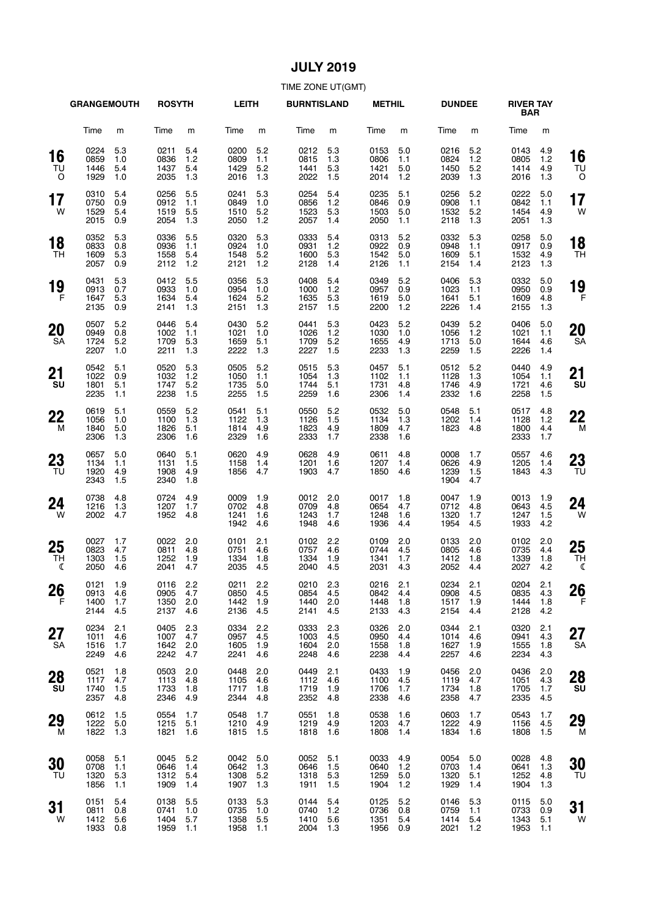## JULY 2019

TIME ZONE UT(GMT)

| | GRANGEMOUTH | | ROSYTH | | LEITH | | BURNTISLAND | | METHIL | | DUNDEE | | RIVER TAY BAR | | |
|---|---|---|---|---|---|---|---|---|---|---|---|---|---|---|---|
| | Time | m | Time | m | Time | m | Time | m | Time | m | Time | m | Time | m | |
| 16 TU O | 0224<br>0859<br>1446<br>1929 | 5.3<br>1.0<br>5.4<br>1.0 | 0211<br>0836<br>1437<br>2035 | 5.4<br>1.2<br>5.4<br>1.3 | 0200<br>0809<br>1429<br>2016 | 5.2<br>1.1<br>5.2<br>1.3 | 0212<br>0815<br>1441<br>2022 | 5.3<br>1.3<br>5.3<br>1.5 | 0153<br>0806<br>1421<br>2014 | 5.0<br>1.1<br>5.0<br>1.2 | 0216<br>0824<br>1450<br>2039 | 5.2<br>1.2<br>5.2<br>1.3 | 0143<br>0805<br>1414<br>2016 | 4.9<br>1.2<br>4.9<br>1.3 | 16 TU O |
| 17 W | 0310<br>0750<br>1529<br>2015 | 5.4<br>0.9<br>5.4<br>0.9 | 0256<br>0912<br>1519<br>2054 | 5.5<br>1.1<br>5.5<br>1.3 | 0241<br>0849<br>1510<br>2050 | 5.3<br>1.0<br>5.2<br>1.2 | 0254<br>0856<br>1523<br>2057 | 5.4<br>1.2<br>5.3<br>1.4 | 0235<br>0846<br>1503<br>2050 | 5.1<br>0.9<br>5.0<br>1.1 | 0256<br>0908<br>1532<br>2118 | 5.2<br>1.1<br>5.2<br>1.3 | 0222<br>0842<br>1454<br>2051 | 5.0<br>1.1<br>4.9<br>1.3 | 17 W |
| 18 TH | 0352<br>0833<br>1609<br>2057 | 5.3<br>0.8<br>5.3<br>0.9 | 0336<br>0936<br>1558<br>2112 | 5.5<br>1.1<br>5.4<br>1.2 | 0320<br>0924<br>1548<br>2121 | 5.3<br>1.0<br>5.2<br>1.2 | 0333<br>0931<br>1600<br>2128 | 5.4<br>1.2<br>5.3<br>1.4 | 0313<br>0922<br>1542<br>2126 | 5.2<br>0.9<br>5.0<br>1.1 | 0332<br>0948<br>1609<br>2154 | 5.3<br>1.1<br>5.1<br>1.4 | 0258<br>0917<br>1532<br>2123 | 5.0<br>0.9<br>4.9<br>1.3 | 18 TH |
| 19 F | 0431<br>0913<br>1647<br>2135 | 5.3<br>0.7<br>5.3<br>0.9 | 0412<br>0933<br>1634<br>2141 | 5.5<br>1.0<br>5.4<br>1.3 | 0356<br>0954<br>1624<br>2151 | 5.3<br>1.0<br>5.2<br>1.3 | 0408<br>1000<br>1635<br>2157 | 5.4<br>1.2<br>5.3<br>1.5 | 0349<br>0957<br>1619<br>2200 | 5.2<br>0.9<br>5.0<br>1.2 | 0406<br>1023<br>1641<br>2226 | 5.3<br>1.1<br>5.1<br>1.4 | 0332<br>0950<br>1609<br>2155 | 5.0<br>0.9<br>4.8<br>1.3 | 19 F |
| 20 SA | 0507<br>0949<br>1724<br>2207 | 5.2<br>0.8<br>5.2<br>1.0 | 0446<br>1002<br>1709<br>2211 | 5.4<br>1.1<br>5.3<br>1.3 | 0430<br>1021<br>1659<br>2222 | 5.2<br>1.0<br>5.1<br>1.3 | 0441<br>1026<br>1709<br>2227 | 5.3<br>1.2<br>5.2<br>1.5 | 0423<br>1030<br>1655<br>2233 | 5.2<br>1.0<br>4.9<br>1.3 | 0439<br>1056<br>1713<br>2259 | 5.2<br>1.2<br>5.0<br>1.5 | 0406<br>1021<br>1644<br>2226 | 5.0<br>1.1<br>4.6<br>1.4 | 20 SA |
| 21 SU | 0542<br>1022<br>1801<br>2235 | 5.1<br>0.9<br>5.1<br>1.1 | 0520<br>1032<br>1747<br>2238 | 5.3<br>1.2<br>5.2<br>1.5 | 0505<br>1050<br>1735<br>2255 | 5.2<br>1.1<br>5.0<br>1.5 | 0515<br>1054<br>1744<br>2259 | 5.3<br>1.3<br>5.1<br>1.6 | 0457<br>1102<br>1731<br>2306 | 5.1<br>1.1<br>4.8<br>1.4 | 0512<br>1128<br>1746<br>2332 | 5.2<br>1.3<br>4.9<br>1.6 | 0440<br>1054<br>1721<br>2258 | 4.9<br>1.1<br>4.6<br>1.5 | 21 SU |
| 22 M | 0619<br>1056<br>1840<br>2306 | 5.1<br>1.0<br>5.0<br>1.3 | 0559<br>1100<br>1826<br>2306 | 5.2<br>1.3<br>5.1<br>1.6 | 0541<br>1122<br>1814<br>2329 | 5.1<br>1.3<br>4.9<br>1.6 | 0550<br>1126<br>1823<br>2333 | 5.2<br>1.5<br>4.9<br>1.7 | 0532<br>1134<br>1809<br>2338 | 5.0<br>1.3<br>4.7<br>1.6 | 0548<br>1202<br>1823 | 5.1<br>1.4<br>4.8 | 0517<br>1128<br>1800<br>2333 | 4.8<br>1.2<br>4.4<br>1.7 | 22 M |
| 23 TU | 0657<br>1134<br>1920<br>2343 | 5.0<br>1.1<br>4.9<br>1.5 | 0640<br>1131<br>1908<br>2340 | 5.1<br>1.5<br>4.9<br>1.8 | 0620<br>1158<br>1856 | 4.9<br>1.4<br>4.7 | 0628<br>1201<br>1903 | 4.9<br>1.6<br>4.7 | 0611<br>1207<br>1850 | 4.8<br>1.4<br>4.6 | 0008<br>0626<br>1239<br>1904 | 1.7<br>4.9<br>1.5<br>4.7 | 0557<br>1205<br>1843 | 4.6<br>1.4<br>4.3 | 23 TU |
| 24 W | 0738<br>1216<br>2002 | 4.8<br>1.3<br>4.7 | 0724<br>1207<br>1952 | 4.9<br>1.7<br>4.8 | 0009<br>0702<br>1241<br>1942 | 1.9<br>4.8<br>1.6<br>4.6 | 0012<br>0709<br>1243<br>1948 | 2.0<br>4.8<br>1.7<br>4.6 | 0017<br>0654<br>1248<br>1936 | 1.8<br>4.7<br>1.6<br>4.4 | 0047<br>0712<br>1320<br>1954 | 1.9<br>4.8<br>1.7<br>4.5 | 0013<br>0643<br>1247<br>1933 | 1.9<br>4.5<br>1.5<br>4.2 | 24 W |
| 25 TH ☾ | 0027<br>0823<br>1303<br>2050 | 1.7<br>4.7<br>1.5<br>4.6 | 0022<br>0811<br>1252<br>2041 | 2.0<br>4.8<br>1.9<br>4.7 | 0101<br>0751<br>1334<br>2035 | 2.1<br>4.6<br>1.8<br>4.5 | 0102<br>0757<br>1334<br>2040 | 2.2<br>4.6<br>1.9<br>4.5 | 0109<br>0744<br>1341<br>2031 | 2.0<br>4.5<br>1.7<br>4.3 | 0133<br>0805<br>1412<br>2052 | 2.0<br>4.6<br>1.8<br>4.4 | 0102<br>0735<br>1339<br>2027 | 2.0<br>4.4<br>1.8<br>4.2 | 25 TH ☾ |
| 26 F | 0121<br>0913<br>1400<br>2144 | 1.9<br>4.6<br>1.7<br>4.5 | 0116<br>0905<br>1350<br>2137 | 2.2<br>4.7<br>2.0<br>4.6 | 0211<br>0850<br>1442<br>2136 | 2.2<br>4.5<br>1.9<br>4.5 | 0210<br>0854<br>1440<br>2141 | 2.3<br>4.5<br>2.0<br>4.5 | 0216<br>0842<br>1448<br>2133 | 2.1<br>4.4<br>1.8<br>4.3 | 0234<br>0908<br>1517<br>2154 | 2.1<br>4.5<br>1.9<br>4.4 | 0204<br>0835<br>1444<br>2128 | 2.1<br>4.3<br>1.8<br>4.2 | 26 F |
| 27 SA | 0234<br>1011<br>1516<br>2249 | 2.1<br>4.6<br>1.7<br>4.6 | 0405<br>1007<br>1642<br>2242 | 2.3<br>4.7<br>2.0<br>4.7 | 0334<br>0957<br>1605<br>2241 | 2.2<br>4.5<br>1.9<br>4.6 | 0333<br>1003<br>1604<br>2248 | 2.3<br>4.5<br>2.0<br>4.6 | 0326<br>0950<br>1558<br>2238 | 2.0<br>4.4<br>1.8<br>4.4 | 0344<br>1014<br>1627<br>2257 | 2.1<br>4.6<br>1.9<br>4.6 | 0320<br>0941<br>1555<br>2234 | 2.1<br>4.3<br>1.8<br>4.3 | 27 SA |
| 28 SU | 0521<br>1117<br>1740<br>2357 | 1.8<br>4.7<br>1.5<br>4.8 | 0503<br>1113<br>1733<br>2346 | 2.0<br>4.8<br>1.8<br>4.9 | 0448<br>1105<br>1717<br>2344 | 2.0<br>4.6<br>1.8<br>4.8 | 0449<br>1112<br>1719<br>2352 | 2.1<br>4.6<br>1.9<br>4.8 | 0433<br>1100<br>1706<br>2338 | 1.9<br>4.5<br>1.7<br>4.6 | 0456<br>1119<br>1734<br>2358 | 2.0<br>4.7<br>1.8<br>4.7 | 0436<br>1051<br>1705<br>2335 | 2.0<br>4.3<br>1.7<br>4.5 | 28 SU |
| 29 M | 0612<br>1222<br>1822 | 1.5<br>5.0<br>1.3 | 0554<br>1215<br>1821 | 1.7<br>5.1<br>1.6 | 0548<br>1210<br>1815 | 1.7<br>4.9<br>1.5 | 0551<br>1219<br>1818 | 1.8<br>4.9<br>1.6 | 0538<br>1203<br>1808 | 1.6<br>4.7<br>1.4 | 0603<br>1222<br>1834 | 1.7<br>4.9<br>1.6 | 0543<br>1156<br>1808 | 1.7<br>4.5<br>1.5 | 29 M |
| 30 TU | 0058<br>0708<br>1320<br>1856 | 5.1<br>1.1<br>5.3<br>1.1 | 0045<br>0646<br>1312<br>1909 | 5.2<br>1.4<br>5.4<br>1.4 | 0042<br>0642<br>1308<br>1907 | 5.0<br>1.3<br>5.2<br>1.3 | 0052<br>0646<br>1318<br>1911 | 5.1<br>1.5<br>5.3<br>1.5 | 0033<br>0640<br>1259<br>1904 | 4.9<br>1.2<br>5.0<br>1.2 | 0054<br>0703<br>1320<br>1929 | 5.0<br>1.4<br>5.1<br>1.4 | 0028<br>0641<br>1252<br>1904 | 4.8<br>1.3<br>4.8<br>1.3 | 30 TU |
| 31 W | 0151<br>0811<br>1412<br>1933 | 5.4<br>0.8<br>5.6<br>0.8 | 0138<br>0741<br>1404<br>1959 | 5.5<br>1.0<br>5.7<br>1.1 | 0133<br>0735<br>1358<br>1958 | 5.3<br>1.0<br>5.5<br>1.1 | 0144<br>0740<br>1410<br>2004 | 5.4<br>1.2<br>5.6<br>1.3 | 0125<br>0736<br>1351<br>1956 | 5.2<br>0.8<br>5.4<br>0.9 | 0146<br>0759<br>1414<br>2021 | 5.3<br>1.1<br>5.4<br>1.2 | 0115<br>0733<br>1343<br>1953 | 5.0<br>0.9<br>5.1<br>1.1 | 31 W |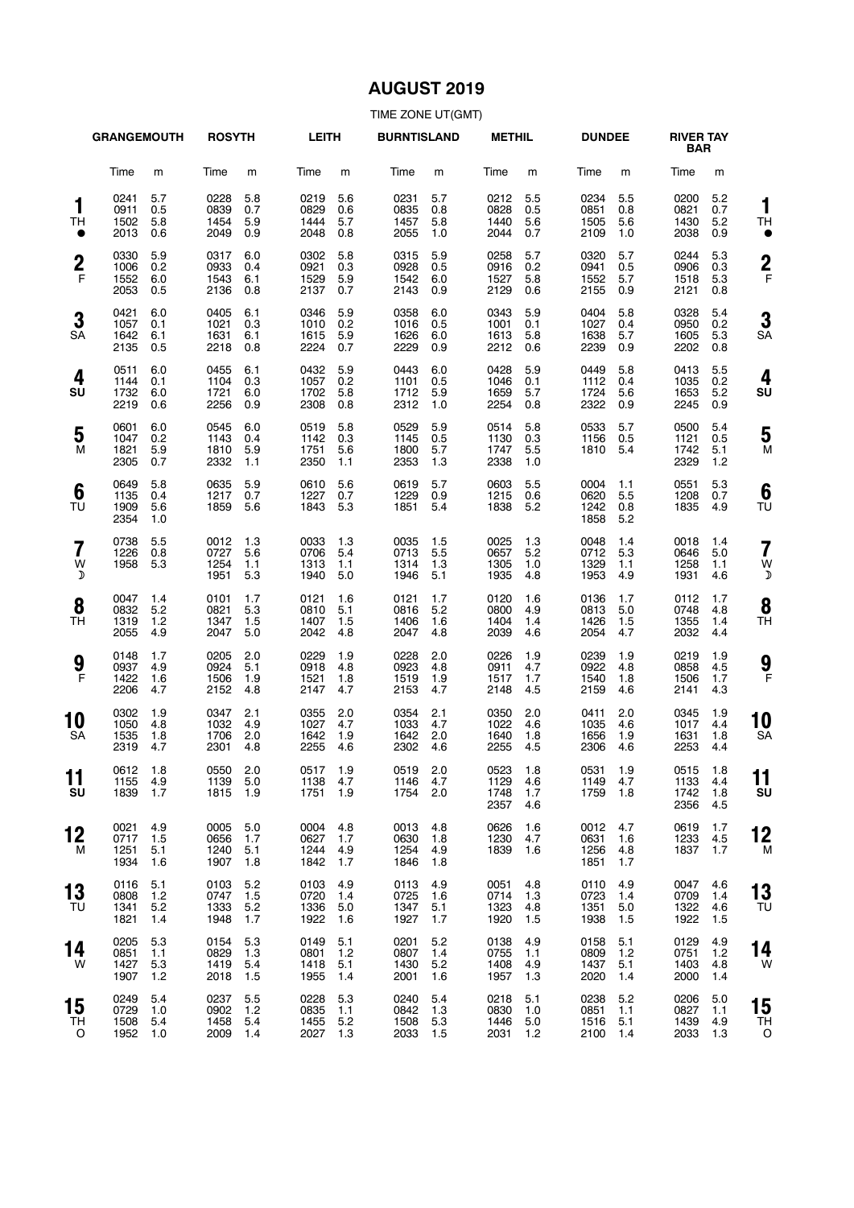## AUGUST 2019

TIME ZONE UT(GMT)

| | GRANGEMOUTH | | ROSYTH | | LEITH | | BURNTISLAND | | METHIL | | DUNDEE | | RIVER TAY BAR | | |
|---|---|---|---|---|---|---|---|---|---|---|---|---|---|---|---|
| | Time | m | Time | m | Time | m | Time | m | Time | m | Time | m | Time | m | |
| 1 TH ● | 0241<br>0911<br>1502<br>2013 | 5.7<br>0.5<br>5.8<br>0.6 | 0228<br>0839<br>1454<br>2049 | 5.8<br>0.7<br>5.9<br>0.9 | 0219<br>0829<br>1444<br>2048 | 5.6<br>0.6<br>5.7<br>0.8 | 0231<br>0835<br>1457<br>2055 | 5.7<br>0.8<br>5.8<br>1.0 | 0212<br>0828<br>1440<br>2044 | 5.5<br>0.5<br>5.6<br>0.7 | 0234<br>0851<br>1505<br>2109 | 5.5<br>0.8<br>5.6<br>1.0 | 0200<br>0821<br>1430<br>2038 | 5.2<br>0.7<br>5.2<br>0.9 | 1 TH ● |
| 2 F | 0330<br>1006<br>1552<br>2053 | 5.9<br>0.2<br>6.0<br>0.5 | 0317<br>0933<br>1543<br>2136 | 6.0<br>0.4<br>6.1<br>0.8 | 0302<br>0921<br>1529<br>2137 | 5.8<br>0.3<br>5.9<br>0.7 | 0315<br>0928<br>1542<br>2143 | 5.9<br>0.5<br>6.0<br>0.9 | 0258<br>0916<br>1527<br>2129 | 5.7<br>0.2<br>5.8<br>0.6 | 0320<br>0941<br>1552<br>2155 | 5.7<br>0.5<br>5.7<br>0.9 | 0244<br>0906<br>1518<br>2121 | 5.3<br>0.3<br>5.3<br>0.8 | 2 F |
| 3 SA | 0421<br>1057<br>1642<br>2135 | 6.0<br>0.1<br>6.1<br>0.5 | 0405<br>1021<br>1631<br>2218 | 6.1<br>0.3<br>6.1<br>0.8 | 0346<br>1010<br>1615<br>2224 | 5.9<br>0.2<br>5.9<br>0.7 | 0358<br>1016<br>1626<br>2229 | 6.0<br>0.5<br>6.0<br>0.9 | 0343<br>1001<br>1613<br>2212 | 5.9<br>0.1<br>5.8<br>0.6 | 0404<br>1027<br>1638<br>2239 | 5.8<br>0.4<br>5.7<br>0.9 | 0328<br>0950<br>1605<br>2202 | 5.4<br>0.2<br>5.3<br>0.8 | 3 SA |
| 4 SU | 0511<br>1144<br>1732<br>2219 | 6.0<br>0.1<br>6.0<br>0.6 | 0455<br>1104<br>1721<br>2256 | 6.1<br>0.3<br>6.0<br>0.9 | 0432<br>1057<br>1702<br>2308 | 5.9<br>0.2<br>5.8<br>0.8 | 0443<br>1101<br>1712<br>2312 | 6.0<br>0.5<br>5.9<br>1.0 | 0428<br>1046<br>1659<br>2254 | 5.9<br>0.1<br>5.7<br>0.8 | 0449<br>1112<br>1724<br>2322 | 5.8<br>0.4<br>5.6<br>0.9 | 0413<br>1035<br>1653<br>2245 | 5.5<br>0.2<br>5.2<br>0.9 | 4 SU |
| 5 M | 0601<br>1047<br>1821<br>2305 | 6.0<br>0.2<br>5.9<br>0.7 | 0545<br>1143<br>1810<br>2332 | 6.0<br>0.4<br>5.9<br>1.1 | 0519<br>1142<br>1751<br>2350 | 5.8<br>0.3<br>5.6<br>1.1 | 0529<br>1145<br>1800<br>2353 | 5.9<br>0.5<br>5.7<br>1.3 | 0514<br>1130<br>1747<br>2338 | 5.8<br>0.3<br>5.5<br>1.0 | 0533<br>1156<br>1810 | 5.7<br>0.5<br>5.4 | 0500<br>1121<br>1742<br>2329 | 5.4<br>0.5<br>5.1<br>1.2 | 5 M |
| 6 TU | 0649<br>1135<br>1909<br>2354 | 5.8<br>0.4<br>5.6<br>1.0 | 0635<br>1217<br>1859 | 5.9<br>0.7<br>5.6 | 0610<br>1227<br>1843 | 5.6<br>0.7<br>5.3 | 0619<br>1229<br>1851 | 5.7<br>0.9<br>5.4 | 0603<br>1215<br>1838 | 5.5<br>0.6<br>5.2 | 0004<br>0620<br>1242<br>1858 | 1.1<br>5.5<br>0.8<br>5.2 | 0551<br>1208<br>1835 | 5.3<br>0.7<br>4.9 | 6 TU |
| 7 W ☽ | 0738<br>1226<br>1958 | 5.5<br>0.8<br>5.3 | 0012<br>0727<br>1254<br>1951 | 1.3<br>5.6<br>1.1<br>5.3 | 0033<br>0706<br>1313<br>1940 | 1.3<br>5.4<br>1.1<br>5.0 | 0035<br>0713<br>1314<br>1946 | 1.5<br>5.5<br>1.3<br>5.1 | 0025<br>0657<br>1305<br>1935 | 1.3<br>5.2<br>1.0<br>4.8 | 0048<br>0712<br>1329<br>1953 | 1.4<br>5.3<br>1.1<br>4.9 | 0018<br>0646<br>1258<br>1931 | 1.4<br>5.0<br>1.1<br>4.6 | 7 W ☽ |
| 8 TH | 0047<br>0832<br>1319<br>2055 | 1.4<br>5.2<br>1.2<br>4.9 | 0101<br>0821<br>1347<br>2047 | 1.7<br>5.3<br>1.5<br>5.0 | 0121<br>0810<br>1407<br>2042 | 1.6<br>5.1<br>1.5<br>4.8 | 0121<br>0816<br>1406<br>2047 | 1.7<br>5.2<br>1.6<br>4.8 | 0120<br>0800<br>1404<br>2039 | 1.6<br>4.9<br>1.4<br>4.6 | 0136<br>0813<br>1426<br>2054 | 1.7<br>5.0<br>1.5<br>4.7 | 0112<br>0748<br>1355<br>2032 | 1.7<br>4.8<br>1.4<br>4.4 | 8 TH |
| 9 F | 0148<br>0937<br>1422<br>2206 | 1.7<br>4.9<br>1.6<br>4.7 | 0205<br>0924<br>1506<br>2152 | 2.0<br>5.1<br>1.9<br>4.8 | 0229<br>0918<br>1521<br>2147 | 1.9<br>4.8<br>1.8<br>4.7 | 0228<br>0923<br>1519<br>2153 | 2.0<br>4.8<br>1.9<br>4.7 | 0226<br>0911<br>1517<br>2148 | 1.9<br>4.7<br>1.7<br>4.5 | 0239<br>0922<br>1540<br>2159 | 1.9<br>4.8<br>1.8<br>4.6 | 0219<br>0858<br>1506<br>2141 | 1.9<br>4.5<br>1.7<br>4.3 | 9 F |
| 10 SA | 0302<br>1050<br>1535<br>2319 | 1.9<br>4.8<br>1.8<br>4.7 | 0347<br>1032<br>1706<br>2301 | 2.1<br>4.9<br>2.0<br>4.8 | 0355<br>1027<br>1642<br>2255 | 2.0<br>4.7<br>1.9<br>4.6 | 0354<br>1033<br>1642<br>2302 | 2.1<br>4.7<br>2.0<br>4.6 | 0350<br>1022<br>1640<br>2255 | 2.0<br>4.6<br>1.8<br>4.5 | 0411<br>1035<br>1656<br>2306 | 2.0<br>4.6<br>1.9<br>4.6 | 0345<br>1017<br>1631<br>2253 | 1.9<br>4.4<br>1.8<br>4.4 | 10 SA |
| 11 SU | 0612<br>1155<br>1839 | 1.8<br>4.9<br>1.7 | 0550<br>1139<br>1815 | 2.0<br>5.0<br>1.9 | 0517<br>1138<br>1751 | 1.9<br>4.7<br>1.9 | 0519<br>1146<br>1754 | 2.0<br>4.7<br>2.0 | 0523<br>1129<br>1748<br>2357 | 1.8<br>4.6<br>1.7<br>4.6 | 0531<br>1149<br>1759 | 1.9<br>4.7<br>1.8 | 0515<br>1133<br>1742<br>2356 | 1.8<br>4.4<br>1.8<br>4.5 | 11 SU |
| 12 M | 0021<br>0717<br>1251<br>1934 | 4.9<br>1.5<br>5.1<br>1.6 | 0005<br>0656<br>1240<br>1907 | 5.0<br>1.7<br>5.1<br>1.8 | 0004<br>0627<br>1244<br>1842 | 4.8<br>1.7<br>4.9<br>1.7 | 0013<br>0630<br>1254<br>1846 | 4.8<br>1.8<br>4.9<br>1.8 | 0626<br>1230<br>1839 | 1.6<br>4.7<br>1.6 | 0012<br>0631<br>1256<br>1851 | 4.7<br>1.6<br>4.8<br>1.7 | 0619<br>1233<br>1837 | 1.7<br>4.5<br>1.7 | 12 M |
| 13 TU | 0116<br>0808<br>1341<br>1821 | 5.1<br>1.2<br>5.2<br>1.4 | 0103<br>0747<br>1333<br>1948 | 5.2<br>1.5<br>5.2<br>1.7 | 0103<br>0720<br>1336<br>1922 | 4.9<br>1.4<br>5.0<br>1.6 | 0113<br>0725<br>1347<br>1927 | 4.9<br>1.6<br>5.1<br>1.7 | 0051<br>0714<br>1323<br>1920 | 4.8<br>1.3<br>4.8<br>1.5 | 0110<br>0723<br>1351<br>1938 | 4.9<br>1.4<br>5.0<br>1.5 | 0047<br>0709<br>1322<br>1922 | 4.6<br>1.4<br>4.6<br>1.5 | 13 TU |
| 14 W | 0205<br>0851<br>1427<br>1907 | 5.3<br>1.1<br>5.3<br>1.2 | 0154<br>0829<br>1419<br>2018 | 5.3<br>1.3<br>5.4<br>1.5 | 0149<br>0801<br>1418<br>1955 | 5.1<br>1.2<br>5.1<br>1.4 | 0201<br>0807<br>1430<br>2001 | 5.2<br>1.4<br>5.2<br>1.6 | 0138<br>0755<br>1408<br>1957 | 4.9<br>1.1<br>4.9<br>1.3 | 0158<br>0809<br>1437<br>2020 | 5.1<br>1.2<br>5.1<br>1.4 | 0129<br>0751<br>1403<br>2000 | 4.9<br>1.2<br>4.8<br>1.4 | 14 W |
| 15 TH O | 0249<br>0729<br>1508<br>1952 | 5.4<br>1.0<br>5.4<br>1.0 | 0237<br>0902<br>1458<br>2009 | 5.5<br>1.2<br>5.4<br>1.4 | 0228<br>0835<br>1455<br>2027 | 5.3<br>1.1<br>5.2<br>1.3 | 0240<br>0842<br>1508<br>2033 | 5.4<br>1.3<br>5.3<br>1.5 | 0218<br>0830<br>1446<br>2031 | 5.1<br>1.0<br>5.0<br>1.2 | 0238<br>0851<br>1516<br>2100 | 5.2<br>1.1<br>5.1<br>1.4 | 0206<br>0827<br>1439<br>2033 | 5.0<br>1.1<br>4.9<br>1.3 | 15 TH O |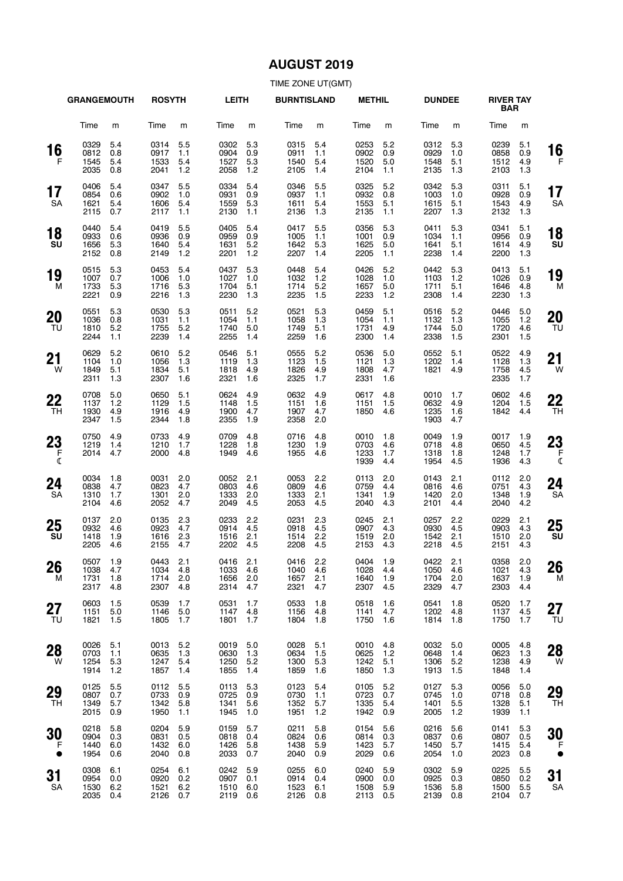# AUGUST 2019

TIME ZONE UT(GMT)

| | GRANGEMOUTH | | ROSYTH | | LEITH | | BURNTISLAND | | METHIL | | DUNDEE | | RIVER TAY BAR | | |
|---|---|---|---|---|---|---|---|---|---|---|---|---|---|---|---|
| | Time | m | Time | m | Time | m | Time | m | Time | m | Time | m | Time | m | |
| **16** F | 0329<br>0812<br>1545<br>2035 | 5.4<br>0.8<br>5.4<br>0.8 | 0314<br>0917<br>1533<br>2041 | 5.5<br>1.1<br>5.4<br>1.2 | 0302<br>0904<br>1527<br>2058 | 5.3<br>0.9<br>5.3<br>1.2 | 0315<br>0911<br>1540<br>2105 | 5.4<br>1.1<br>5.4<br>1.4 | 0253<br>0902<br>1520<br>2104 | 5.2<br>0.9<br>5.0<br>1.1 | 0312<br>0929<br>1548<br>2135 | 5.3<br>1.0<br>5.1<br>1.3 | 0239<br>0858<br>1512<br>2103 | 5.1<br>0.9<br>4.9<br>1.3 | **16** F |
| **17** SA | 0406<br>0854<br>1621<br>2115 | 5.4<br>0.6<br>5.4<br>0.7 | 0347<br>0902<br>1606<br>2117 | 5.5<br>1.0<br>5.4<br>1.1 | 0334<br>0931<br>1559<br>2130 | 5.4<br>0.9<br>5.3<br>1.1 | 0346<br>0937<br>1611<br>2136 | 5.5<br>1.1<br>5.4<br>1.3 | 0325<br>0932<br>1553<br>2135 | 5.2<br>0.8<br>5.1<br>1.1 | 0342<br>1003<br>1615<br>2207 | 5.3<br>1.0<br>5.1<br>1.3 | 0311<br>0928<br>1543<br>2132 | 5.1<br>0.9<br>4.9<br>1.3 | **17** SA |
| **18** SU | 0440<br>0933<br>1656<br>2152 | 5.4<br>0.6<br>5.3<br>0.8 | 0419<br>0936<br>1640<br>2149 | 5.5<br>0.9<br>5.4<br>1.2 | 0405<br>0959<br>1631<br>2201 | 5.4<br>0.9<br>5.2<br>1.2 | 0417<br>1005<br>1642<br>2207 | 5.5<br>1.1<br>5.3<br>1.4 | 0356<br>1001<br>1625<br>2205 | 5.3<br>0.9<br>5.0<br>1.1 | 0411<br>1034<br>1641<br>2238 | 5.3<br>1.1<br>5.1<br>1.4 | 0341<br>0956<br>1614<br>2200 | 5.1<br>0.9<br>4.9<br>1.3 | **18** SU |
| **19** M | 0515<br>1007<br>1733<br>2221 | 5.3<br>0.7<br>5.3<br>0.9 | 0453<br>1006<br>1716<br>2216 | 5.4<br>1.0<br>5.3<br>1.3 | 0437<br>1027<br>1704<br>2230 | 5.3<br>1.0<br>5.1<br>1.3 | 0448<br>1032<br>1714<br>2235 | 5.4<br>1.2<br>5.2<br>1.5 | 0426<br>1028<br>1657<br>2233 | 5.2<br>1.0<br>5.0<br>1.2 | 0442<br>1103<br>1711<br>2308 | 5.3<br>1.2<br>5.1<br>1.4 | 0413<br>1026<br>1646<br>2230 | 5.1<br>0.9<br>4.8<br>1.3 | **19** M |
| **20** TU | 0551<br>1036<br>1810<br>2244 | 5.3<br>0.8<br>5.2<br>1.1 | 0530<br>1031<br>1755<br>2239 | 5.3<br>1.1<br>5.2<br>1.4 | 0511<br>1054<br>1740<br>2255 | 5.2<br>1.1<br>5.0<br>1.4 | 0521<br>1058<br>1749<br>2259 | 5.3<br>1.3<br>5.1<br>1.6 | 0459<br>1054<br>1731<br>2300 | 5.1<br>1.1<br>4.9<br>1.4 | 0516<br>1132<br>1744<br>2338 | 5.2<br>1.3<br>5.0<br>1.5 | 0446<br>1055<br>1720<br>2301 | 5.0<br>1.2<br>4.6<br>1.5 | **20** TU |
| **21** W | 0629<br>1104<br>1849<br>2311 | 5.2<br>1.0<br>5.1<br>1.3 | 0610<br>1056<br>1834<br>2307 | 5.2<br>1.3<br>5.1<br>1.6 | 0546<br>1119<br>1818<br>2321 | 5.1<br>1.3<br>4.9<br>1.6 | 0555<br>1123<br>1826<br>2325 | 5.2<br>1.5<br>4.9<br>1.7 | 0536<br>1121<br>1808<br>2331 | 5.0<br>1.3<br>4.7<br>1.6 | 0552<br>1202<br>1821 | 5.1<br>1.4<br>4.9 | 0522<br>1128<br>1758<br>2335 | 4.9<br>1.3<br>4.5<br>1.7 | **21** W |
| **22** TH | 0708<br>1137<br>1930<br>2347 | 5.0<br>1.2<br>4.9<br>1.5 | 0650<br>1129<br>1916<br>2344 | 5.1<br>1.5<br>4.9<br>1.8 | 0624<br>1148<br>1900<br>2355 | 4.9<br>1.5<br>4.7<br>1.9 | 0632<br>1151<br>1907<br>2358 | 4.9<br>1.6<br>4.7<br>2.0 | 0617<br>1151<br>1850 | 4.8<br>1.5<br>4.6 | 0010<br>0632<br>1235<br>1903 | 1.7<br>4.9<br>1.6<br>4.7 | 0602<br>1204<br>1842 | 4.6<br>1.5<br>4.4 | **22** TH |
| **23** F ☾ | 0750<br>1219<br>2014 | 4.9<br>1.4<br>4.7 | 0733<br>1210<br>2000 | 4.9<br>1.7<br>4.8 | 0709<br>1228<br>1949 | 4.8<br>1.8<br>4.6 | 0716<br>1230<br>1955 | 4.8<br>1.9<br>4.6 | 0010<br>0703<br>1233<br>1939 | 1.8<br>4.6<br>1.7<br>4.4 | 0049<br>0718<br>1318<br>1954 | 1.9<br>4.8<br>1.8<br>4.5 | 0017<br>0650<br>1248<br>1936 | 1.9<br>4.5<br>1.7<br>4.3 | **23** F ☾ |
| **24** SA | 0034<br>0838<br>1310<br>2104 | 1.8<br>4.7<br>1.7<br>4.6 | 0031<br>0823<br>1301<br>2052 | 2.0<br>4.7<br>2.0<br>4.7 | 0052<br>0803<br>1333<br>2049 | 2.1<br>4.6<br>2.0<br>4.5 | 0053<br>0809<br>1333<br>2053 | 2.2<br>4.6<br>2.1<br>4.5 | 0113<br>0759<br>1341<br>2040 | 2.0<br>4.4<br>1.9<br>4.3 | 0143<br>0816<br>1420<br>2101 | 2.1<br>4.6<br>2.0<br>4.4 | 0112<br>0751<br>1348<br>2040 | 2.0<br>4.3<br>1.9<br>4.2 | **24** SA |
| **25** SU | 0137<br>0932<br>1418<br>2205 | 2.0<br>4.6<br>1.9<br>4.6 | 0135<br>0923<br>1616<br>2155 | 2.3<br>4.7<br>2.3<br>4.7 | 0233<br>0914<br>1516<br>2202 | 2.2<br>4.5<br>2.1<br>4.5 | 0231<br>0918<br>1514<br>2208 | 2.3<br>4.5<br>2.2<br>4.5 | 0245<br>0907<br>1519<br>2153 | 2.1<br>4.3<br>2.0<br>4.3 | 0257<br>0930<br>1542<br>2218 | 2.2<br>4.5<br>2.1<br>4.5 | 0229<br>0903<br>1510<br>2151 | 2.1<br>4.3<br>2.0<br>4.3 | **25** SU |
| **26** M | 0507<br>1038<br>1731<br>2317 | 1.9<br>4.7<br>1.8<br>4.8 | 0443<br>1034<br>1714<br>2307 | 2.1<br>4.8<br>2.0<br>4.8 | 0416<br>1033<br>1656<br>2314 | 2.1<br>4.6<br>2.0<br>4.7 | 0416<br>1040<br>1657<br>2321 | 2.2<br>4.6<br>2.1<br>4.7 | 0404<br>1028<br>1640<br>2307 | 1.9<br>4.4<br>1.9<br>4.5 | 0422<br>1050<br>1704<br>2329 | 2.1<br>4.6<br>2.0<br>4.7 | 0358<br>1021<br>1637<br>2303 | 2.0<br>4.3<br>1.9<br>4.4 | **26** M |
| **27** TU | 0603<br>1151<br>1821 | 1.5<br>5.0<br>1.5 | 0539<br>1146<br>1805 | 1.7<br>5.0<br>1.7 | 0531<br>1147<br>1801 | 1.7<br>4.8<br>1.7 | 0533<br>1156<br>1804 | 1.8<br>4.8<br>1.8 | 0518<br>1141<br>1750 | 1.6<br>4.7<br>1.6 | 0541<br>1202<br>1814 | 1.8<br>4.8<br>1.8 | 0520<br>1137<br>1750 | 1.7<br>4.5<br>1.7 | **27** TU |
| **28** W | 0026<br>0703<br>1254<br>1914 | 5.1<br>1.1<br>5.3<br>1.2 | 0013<br>0635<br>1247<br>1857 | 5.2<br>1.3<br>5.4<br>1.4 | 0019<br>0630<br>1250<br>1855 | 5.0<br>1.3<br>5.2<br>1.4 | 0028<br>0634<br>1300<br>1859 | 5.1<br>1.5<br>5.3<br>1.6 | 0010<br>0625<br>1242<br>1850 | 4.8<br>1.2<br>5.1<br>1.3 | 0032<br>0648<br>1306<br>1913 | 5.0<br>1.4<br>5.2<br>1.5 | 0005<br>0623<br>1238<br>1848 | 4.8<br>1.3<br>4.9<br>1.4 | **28** W |
| **29** TH | 0125<br>0807<br>1349<br>2015 | 5.5<br>0.7<br>5.7<br>0.9 | 0112<br>0733<br>1342<br>1950 | 5.5<br>0.9<br>5.8<br>1.1 | 0113<br>0725<br>1341<br>1945 | 5.3<br>0.9<br>5.6<br>1.0 | 0123<br>0730<br>1352<br>1951 | 5.4<br>1.1<br>5.7<br>1.2 | 0105<br>0723<br>1335<br>1942 | 5.2<br>0.7<br>5.4<br>0.9 | 0127<br>0745<br>1401<br>2005 | 5.3<br>1.0<br>5.5<br>1.2 | 0056<br>0718<br>1328<br>1939 | 5.0<br>0.8<br>5.1<br>1.1 | **29** TH |
| **30** F ● | 0218<br>0904<br>1440<br>1954 | 5.8<br>0.3<br>6.0<br>0.6 | 0204<br>0831<br>1432<br>2040 | 5.9<br>0.5<br>6.0<br>0.8 | 0159<br>0818<br>1426<br>2033 | 5.7<br>0.4<br>5.8<br>0.7 | 0211<br>0824<br>1438<br>2040 | 5.8<br>0.6<br>5.9<br>0.9 | 0154<br>0814<br>1423<br>2029 | 5.6<br>0.3<br>5.7<br>0.6 | 0216<br>0837<br>1450<br>2054 | 5.6<br>0.6<br>5.7<br>1.0 | 0141<br>0807<br>1415<br>2023 | 5.3<br>0.5<br>5.4<br>0.8 | **30** F ● |
| **31** SA | 0308<br>0954<br>1530<br>2035 | 6.1<br>0.0<br>6.2<br>0.4 | 0254<br>0920<br>1521<br>2126 | 6.1<br>0.2<br>6.2<br>0.7 | 0242<br>0907<br>1510<br>2119 | 5.9<br>0.1<br>6.0<br>0.6 | 0255<br>0914<br>1523<br>2126 | 6.0<br>0.4<br>6.1<br>0.8 | 0240<br>0900<br>1508<br>2113 | 5.9<br>0.0<br>5.9<br>0.5 | 0302<br>0925<br>1536<br>2139 | 5.9<br>0.3<br>5.8<br>0.8 | 0225<br>0850<br>1500<br>2104 | 5.5<br>0.2<br>5.5<br>0.7 | **31** SA |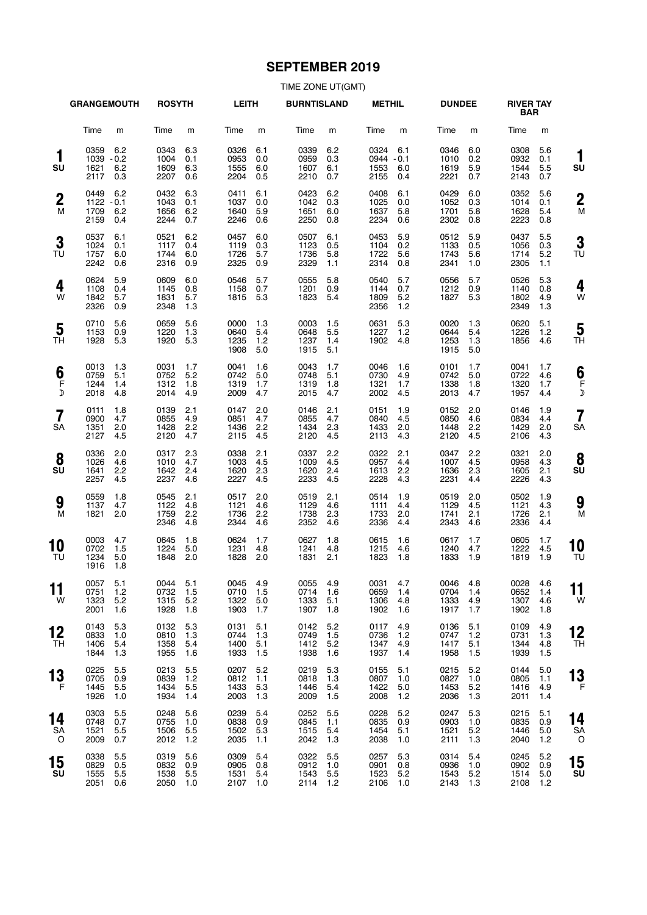# SEPTEMBER 2019

TIME ZONE UT(GMT)

| | GRANGEMOUTH | | ROSYTH | | LEITH | | BURNTISLAND | | METHIL | | DUNDEE | | RIVER TAY BAR | | |
|---|---|---|---|---|---|---|---|---|---|---|---|---|---|---|---|
| | Time | m | Time | m | Time | m | Time | m | Time | m | Time | m | Time | m | |
| **1** SU | 0359<br>1039<br>1621<br>2117 | 6.2<br>-0.2<br>6.2<br>0.3 | 0343<br>1004<br>1609<br>2207 | 6.3<br>0.1<br>6.3<br>0.6 | 0326<br>0953<br>1555<br>2204 | 6.1<br>0.0<br>6.0<br>0.5 | 0339<br>0959<br>1607<br>2210 | 6.2<br>0.3<br>6.1<br>0.7 | 0324<br>0944<br>1553<br>2155 | 6.1<br>-0.1<br>6.0<br>0.4 | 0346<br>1010<br>1619<br>2221 | 6.0<br>0.2<br>5.9<br>0.7 | 0308<br>0932<br>1544<br>2143 | 5.6<br>0.1<br>5.5<br>0.7 | **1** SU |
| **2** M | 0449<br>1122<br>1709<br>2159 | 6.2<br>-0.1<br>6.2<br>0.4 | 0432<br>1043<br>1656<br>2244 | 6.3<br>0.1<br>6.2<br>0.7 | 0411<br>1037<br>1640<br>2246 | 6.1<br>0.0<br>5.9<br>0.6 | 0423<br>1042<br>1651<br>2250 | 6.2<br>0.3<br>6.0<br>0.8 | 0408<br>1025<br>1637<br>2234 | 6.1<br>0.0<br>5.8<br>0.6 | 0429<br>1052<br>1701<br>2302 | 6.0<br>0.3<br>5.8<br>0.8 | 0352<br>1014<br>1628<br>2223 | 5.6<br>0.1<br>5.4<br>0.8 | **2** M |
| **3** TU | 0537<br>1024<br>1757<br>2242 | 6.1<br>0.1<br>6.0<br>0.6 | 0521<br>1117<br>1744<br>2316 | 6.2<br>0.4<br>6.0<br>0.9 | 0457<br>1119<br>1726<br>2325 | 6.0<br>0.3<br>5.7<br>0.9 | 0507<br>1123<br>1736<br>2329 | 6.1<br>0.5<br>5.8<br>1.1 | 0453<br>1104<br>1722<br>2314 | 5.9<br>0.2<br>5.6<br>0.8 | 0512<br>1133<br>1743<br>2341 | 5.9<br>0.5<br>5.6<br>1.0 | 0437<br>1056<br>1714<br>2305 | 5.5<br>0.3<br>5.2<br>1.1 | **3** TU |
| **4** W | 0624<br>1108<br>1842<br>2326 | 5.9<br>0.4<br>5.7<br>0.9 | 0609<br>1145<br>1831<br>2348 | 6.0<br>0.8<br>5.7<br>1.3 | 0546<br>1158<br>1815 | 5.7<br>0.7<br>5.3 | 0555<br>1201<br>1823 | 5.8<br>0.9<br>5.4 | 0540<br>1144<br>1809<br>2356 | 5.7<br>0.7<br>5.2<br>1.2 | 0556<br>1212<br>1827 | 5.7<br>0.9<br>5.3 | 0526<br>1140<br>1802<br>2349 | 5.3<br>0.8<br>4.9<br>1.3 | **4** W |
| **5** TH | 0710<br>1153<br>1928 | 5.6<br>0.9<br>5.3 | 0659<br>1220<br>1920 | 5.6<br>1.3<br>5.3 | 0000<br>0640<br>1235<br>1908 | 1.3<br>5.4<br>1.2<br>5.0 | 0003<br>0648<br>1237<br>1915 | 1.5<br>5.5<br>1.4<br>5.1 | 0631<br>1227<br>1902 | 5.3<br>1.2<br>4.8 | 0020<br>0644<br>1253<br>1915 | 1.3<br>5.4<br>1.3<br>5.0 | 0620<br>1226<br>1856 | 5.1<br>1.2<br>4.6 | **5** TH |
| **6** F ☽ | 0013<br>0759<br>1244<br>2018 | 1.3<br>5.1<br>1.4<br>4.8 | 0031<br>0752<br>1312<br>2014 | 1.7<br>5.2<br>1.8<br>4.9 | 0041<br>0742<br>1319<br>2009 | 1.6<br>5.0<br>1.7<br>4.7 | 0043<br>0748<br>1319<br>2015 | 1.7<br>5.1<br>1.8<br>4.7 | 0046<br>0730<br>1321<br>2002 | 1.6<br>4.9<br>1.7<br>4.5 | 0101<br>0742<br>1338<br>2013 | 1.7<br>5.0<br>1.8<br>4.7 | 0041<br>0722<br>1320<br>1957 | 1.7<br>4.6<br>1.7<br>4.4 | **6** F ☽ |
| **7** SA | 0111<br>0900<br>1351<br>2127 | 1.8<br>4.7<br>2.0<br>4.5 | 0139<br>0855<br>1428<br>2120 | 2.1<br>4.9<br>2.2<br>4.7 | 0147<br>0851<br>1436<br>2115 | 2.0<br>4.7<br>2.2<br>4.5 | 0146<br>0855<br>1434<br>2120 | 2.1<br>4.7<br>2.3<br>4.5 | 0151<br>0840<br>1433<br>2113 | 1.9<br>4.5<br>2.0<br>4.3 | 0152<br>0850<br>1448<br>2120 | 2.0<br>4.6<br>2.2<br>4.5 | 0146<br>0834<br>1429<br>2106 | 1.9<br>4.4<br>2.0<br>4.3 | **7** SA |
| **8** SU | 0336<br>1026<br>1641<br>2257 | 2.0<br>4.6<br>2.2<br>4.5 | 0317<br>1010<br>1642<br>2237 | 2.3<br>4.7<br>2.4<br>4.6 | 0338<br>1003<br>1620<br>2227 | 2.1<br>4.5<br>2.3<br>4.5 | 0337<br>1009<br>1620<br>2233 | 2.2<br>4.5<br>2.4<br>4.5 | 0322<br>0957<br>1613<br>2228 | 2.1<br>4.4<br>2.2<br>4.3 | 0347<br>1007<br>1636<br>2231 | 2.2<br>4.5<br>2.3<br>4.4 | 0321<br>0958<br>1605<br>2226 | 2.0<br>4.3<br>2.1<br>4.3 | **8** SU |
| **9** M | 0559<br>1137<br>1821 | 1.8<br>4.7<br>2.0 | 0545<br>1122<br>1759<br>2346 | 2.1<br>4.8<br>2.2<br>4.8 | 0517<br>1121<br>1736<br>2344 | 2.0<br>4.6<br>2.2<br>4.6 | 0519<br>1129<br>1738<br>2352 | 2.1<br>4.6<br>2.3<br>4.6 | 0514<br>1111<br>1733<br>2336 | 1.9<br>4.4<br>2.0<br>4.4 | 0519<br>1129<br>1741<br>2343 | 2.0<br>4.5<br>2.1<br>4.6 | 0502<br>1121<br>1726<br>2336 | 1.9<br>4.3<br>2.1<br>4.4 | **9** M |
| **10** TU | 0003<br>0702<br>1234<br>1916 | 4.7<br>1.5<br>5.0<br>1.8 | 0645<br>1224<br>1848 | 1.8<br>5.0<br>2.0 | 0624<br>1231<br>1828 | 1.7<br>4.8<br>2.0 | 0627<br>1241<br>1831 | 1.8<br>4.8<br>2.1 | 0615<br>1215<br>1823 | 1.6<br>4.6<br>1.8 | 0617<br>1240<br>1833 | 1.7<br>4.7<br>1.9 | 0605<br>1222<br>1819 | 1.7<br>4.5<br>1.9 | **10** TU |
| **11** W | 0057<br>0751<br>1323<br>2001 | 5.1<br>1.2<br>5.2<br>1.6 | 0044<br>0732<br>1315<br>1928 | 5.1<br>1.5<br>5.2<br>1.8 | 0045<br>0710<br>1322<br>1903 | 4.9<br>1.5<br>5.0<br>1.7 | 0055<br>0714<br>1333<br>1907 | 4.9<br>1.6<br>5.1<br>1.8 | 0031<br>0659<br>1306<br>1902 | 4.7<br>1.4<br>4.8<br>1.6 | 0046<br>0704<br>1333<br>1917 | 4.8<br>1.4<br>4.9<br>1.7 | 0028<br>0652<br>1307<br>1902 | 4.6<br>1.4<br>4.6<br>1.8 | **11** W |
| **12** TH | 0143<br>0833<br>1406<br>1844 | 5.3<br>1.0<br>5.4<br>1.3 | 0132<br>0810<br>1358<br>1955 | 5.3<br>1.3<br>5.4<br>1.6 | 0131<br>0744<br>1400<br>1933 | 5.1<br>1.3<br>5.1<br>1.5 | 0142<br>0749<br>1412<br>1938 | 5.2<br>1.5<br>5.2<br>1.6 | 0117<br>0736<br>1347<br>1937 | 4.9<br>1.2<br>4.9<br>1.4 | 0136<br>0747<br>1417<br>1958 | 5.1<br>1.2<br>5.1<br>1.5 | 0109<br>0731<br>1344<br>1939 | 4.9<br>1.3<br>4.8<br>1.5 | **12** TH |
| **13** F | 0225<br>0705<br>1445<br>1926 | 5.5<br>0.9<br>5.5<br>1.0 | 0213<br>0839<br>1434<br>1934 | 5.5<br>1.2<br>5.5<br>1.4 | 0207<br>0812<br>1433<br>2003 | 5.2<br>1.1<br>5.3<br>1.3 | 0219<br>0818<br>1446<br>2009 | 5.3<br>1.3<br>5.4<br>1.5 | 0155<br>0807<br>1422<br>2008 | 5.1<br>1.0<br>5.0<br>1.2 | 0215<br>0827<br>1453<br>2036 | 5.2<br>1.0<br>5.2<br>1.3 | 0144<br>0805<br>1416<br>2011 | 5.0<br>1.1<br>4.9<br>1.4 | **13** F |
| **14** SA O | 0303<br>0748<br>1521<br>2009 | 5.5<br>0.7<br>5.5<br>0.7 | 0248<br>0755<br>1506<br>2012 | 5.6<br>1.0<br>5.5<br>1.2 | 0239<br>0838<br>1502<br>2035 | 5.4<br>0.9<br>5.3<br>1.1 | 0252<br>0845<br>1515<br>2042 | 5.5<br>1.1<br>5.4<br>1.3 | 0228<br>0835<br>1454<br>2038 | 5.2<br>0.9<br>5.1<br>1.0 | 0247<br>0903<br>1521<br>2111 | 5.3<br>1.0<br>5.2<br>1.3 | 0215<br>0835<br>1446<br>2040 | 5.1<br>0.9<br>5.0<br>1.2 | **14** SA O |
| **15** SU | 0338<br>0829<br>1555<br>2051 | 5.5<br>0.5<br>5.5<br>0.6 | 0319<br>0832<br>1538<br>2050 | 5.6<br>0.9<br>5.5<br>1.0 | 0309<br>0905<br>1531<br>2107 | 5.4<br>0.8<br>5.4<br>1.0 | 0322<br>0912<br>1543<br>2114 | 5.5<br>1.0<br>5.5<br>1.2 | 0257<br>0901<br>1523<br>2106 | 5.3<br>0.8<br>5.2<br>1.0 | 0314<br>0936<br>1543<br>2143 | 5.4<br>1.0<br>5.2<br>1.3 | 0245<br>0902<br>1514<br>2108 | 5.2<br>0.9<br>5.0<br>1.2 | **15** SU |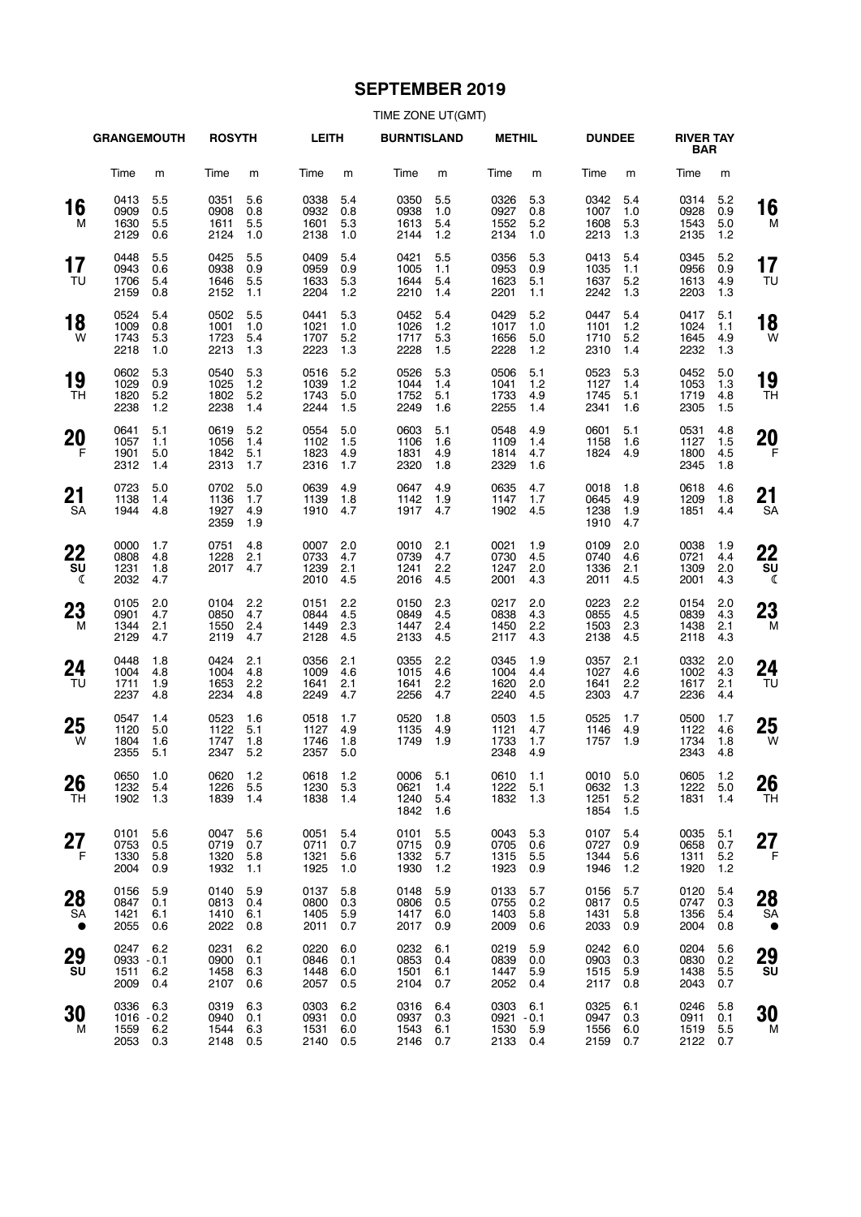# SEPTEMBER 2019

TIME ZONE UT(GMT)

| | GRANGEMOUTH | | ROSYTH | | LEITH | | BURNTISLAND | | METHIL | | DUNDEE | | RIVER TAY BAR | |
|---|---|---|---|---|---|---|---|---|---|---|---|---|---|---|
| | Time | m | Time | m | Time | m | Time | m | Time | m | Time | m | Time | m |
| **16** M | 0413<br>0909<br>1630<br>2129 | 5.5<br>0.5<br>5.5<br>0.6 | 0351<br>0908<br>1611<br>2124 | 5.6<br>0.8<br>5.5<br>1.0 | 0338<br>0932<br>1601<br>2138 | 5.4<br>0.8<br>5.3<br>1.0 | 0350<br>0938<br>1613<br>2144 | 5.5<br>1.0<br>5.4<br>1.2 | 0326<br>0927<br>1552<br>2134 | 5.3<br>0.8<br>5.2<br>1.0 | 0342<br>1007<br>1608<br>2213 | 5.4<br>1.0<br>5.3<br>1.3 | 0314<br>0928<br>1543<br>2135 | 5.2<br>0.9<br>5.0<br>1.2 |
| **17** TU | 0448<br>0943<br>1706<br>2159 | 5.5<br>0.6<br>5.4<br>0.8 | 0425<br>0938<br>1646<br>2152 | 5.5<br>0.9<br>5.5<br>1.1 | 0409<br>0959<br>1633<br>2204 | 5.4<br>0.9<br>5.3<br>1.2 | 0421<br>1005<br>1644<br>2210 | 5.5<br>1.1<br>5.4<br>1.4 | 0356<br>0953<br>1623<br>2201 | 5.3<br>0.9<br>5.1<br>1.1 | 0413<br>1035<br>1637<br>2242 | 5.4<br>1.1<br>5.2<br>1.3 | 0345<br>0956<br>1613<br>2203 | 5.2<br>0.9<br>4.9<br>1.3 |
| **18** W | 0524<br>1009<br>1743<br>2218 | 5.4<br>0.8<br>5.3<br>1.0 | 0502<br>1001<br>1723<br>2213 | 5.5<br>1.0<br>5.4<br>1.3 | 0441<br>1021<br>1707<br>2223 | 5.3<br>1.0<br>5.2<br>1.3 | 0452<br>1026<br>1717<br>2228 | 5.4<br>1.2<br>5.3<br>1.5 | 0429<br>1017<br>1656<br>2228 | 5.2<br>1.0<br>5.0<br>1.2 | 0447<br>1101<br>1710<br>2310 | 5.4<br>1.2<br>5.2<br>1.4 | 0417<br>1024<br>1645<br>2232 | 5.1<br>1.1<br>4.9<br>1.3 |
| **19** TH | 0602<br>1029<br>1820<br>2238 | 5.3<br>0.9<br>5.2<br>1.2 | 0540<br>1025<br>1802<br>2238 | 5.3<br>1.2<br>5.2<br>1.4 | 0516<br>1039<br>1743<br>2244 | 5.2<br>1.2<br>5.0<br>1.5 | 0526<br>1044<br>1752<br>2249 | 5.3<br>1.4<br>5.1<br>1.6 | 0506<br>1041<br>1733<br>2255 | 5.1<br>1.2<br>4.9<br>1.4 | 0523<br>1127<br>1745<br>2341 | 5.3<br>1.4<br>5.1<br>1.6 | 0452<br>1053<br>1719<br>2305 | 5.0<br>1.3<br>4.8<br>1.5 |
| **20** F | 0641<br>1057<br>1901<br>2312 | 5.1<br>1.1<br>5.0<br>1.4 | 0619<br>1056<br>1842<br>2313 | 5.2<br>1.4<br>5.1<br>1.7 | 0554<br>1102<br>1823<br>2316 | 5.0<br>1.5<br>4.9<br>1.7 | 0603<br>1106<br>1831<br>2320 | 5.1<br>1.6<br>4.9<br>1.8 | 0548<br>1109<br>1814<br>2329 | 4.9<br>1.4<br>4.7<br>1.6 | 0601<br>1158<br>1824 | 5.1<br>1.6<br>4.9 | 0531<br>1127<br>1800<br>2345 | 4.8<br>1.5<br>4.5<br>1.8 |
| **21** SA | 0723<br>1138<br>1944 | 5.0<br>1.4<br>4.8 | 0702<br>1136<br>1927<br>2359 | 5.0<br>1.7<br>4.9<br>1.9 | 0639<br>1139<br>1910 | 4.9<br>1.8<br>4.7 | 0647<br>1142<br>1917 | 4.9<br>1.9<br>4.7 | 0635<br>1147<br>1902 | 4.7<br>1.7<br>4.5 | 0018<br>0645<br>1238<br>1910 | 1.8<br>4.9<br>1.9<br>4.7 | 0618<br>1209<br>1851 | 4.6<br>1.8<br>4.4 |
| **22** SU ☾ | 0000<br>0808<br>1231<br>2032 | 1.7<br>4.8<br>1.8<br>4.7 | 0751<br>1228<br>2017 | 4.8<br>2.1<br>4.7 | 0007<br>0733<br>1239<br>2010 | 2.0<br>4.7<br>2.1<br>4.5 | 0010<br>0739<br>1241<br>2016 | 2.1<br>4.7<br>2.2<br>4.5 | 0021<br>0730<br>1247<br>2001 | 1.9<br>4.5<br>2.0<br>4.3 | 0109<br>0740<br>1336<br>2011 | 2.0<br>4.6<br>2.1<br>4.5 | 0038<br>0721<br>1309<br>2001 | 1.9<br>4.4<br>2.0<br>4.3 |
| **23** M | 0105<br>0901<br>1344<br>2129 | 2.0<br>4.7<br>2.1<br>4.7 | 0104<br>0850<br>1550<br>2119 | 2.2<br>4.7<br>2.4<br>4.7 | 0151<br>0844<br>1449<br>2128 | 2.2<br>4.5<br>2.3<br>4.5 | 0150<br>0849<br>1447<br>2133 | 2.3<br>4.5<br>2.4<br>4.5 | 0217<br>0838<br>1450<br>2117 | 2.0<br>4.3<br>2.2<br>4.3 | 0223<br>0855<br>1503<br>2138 | 2.2<br>4.5<br>2.3<br>4.5 | 0154<br>0839<br>1438<br>2118 | 2.0<br>4.3<br>2.1<br>4.3 |
| **24** TU | 0448<br>1004<br>1711<br>2237 | 1.8<br>4.8<br>1.9<br>4.8 | 0424<br>1004<br>1653<br>2234 | 2.1<br>4.8<br>2.2<br>4.8 | 0356<br>1009<br>1641<br>2249 | 2.1<br>4.6<br>2.1<br>4.7 | 0355<br>1015<br>1641<br>2256 | 2.2<br>4.6<br>2.2<br>4.7 | 0345<br>1004<br>1620<br>2240 | 1.9<br>4.4<br>2.0<br>4.5 | 0357<br>1027<br>1641<br>2303 | 2.1<br>4.6<br>2.2<br>4.7 | 0332<br>1002<br>1617<br>2236 | 2.0<br>4.3<br>2.1<br>4.4 |
| **25** W | 0547<br>1120<br>1804<br>2355 | 1.4<br>5.0<br>1.6<br>5.1 | 0523<br>1122<br>1747<br>2347 | 1.6<br>5.1<br>1.8<br>5.2 | 0518<br>1127<br>1746<br>2357 | 1.7<br>4.9<br>1.8<br>5.0 | 0520<br>1135<br>1749 | 1.8<br>4.9<br>1.9 | 0503<br>1121<br>1733<br>2348 | 1.5<br>4.7<br>1.7<br>4.9 | 0525<br>1146<br>1757 | 1.7<br>4.9<br>1.9 | 0500<br>1122<br>1734<br>2343 | 1.7<br>4.6<br>1.8<br>4.8 |
| **26** TH | 0650<br>1232<br>1902 | 1.0<br>5.4<br>1.3 | 0620<br>1226<br>1839 | 1.2<br>5.5<br>1.4 | 0618<br>1230<br>1838 | 1.2<br>5.3<br>1.4 | 0006<br>0621<br>1240<br>1842 | 5.1<br>1.4<br>5.4<br>1.6 | 0610<br>1222<br>1832 | 1.1<br>5.1<br>1.3 | 0010<br>0632<br>1251<br>1854 | 5.0<br>1.3<br>5.2<br>1.5 | 0605<br>1222<br>1831 | 1.2<br>5.0<br>1.4 |
| **27** F | 0101<br>0753<br>1330<br>2004 | 5.6<br>0.5<br>5.8<br>0.9 | 0047<br>0719<br>1320<br>1932 | 5.6<br>0.7<br>5.8<br>1.1 | 0051<br>0711<br>1321<br>1925 | 5.4<br>0.7<br>5.6<br>1.0 | 0101<br>0715<br>1332<br>1930 | 5.5<br>0.9<br>5.7<br>1.2 | 0043<br>0705<br>1315<br>1923 | 5.3<br>0.6<br>5.5<br>0.9 | 0107<br>0727<br>1344<br>1946 | 5.4<br>0.9<br>5.6<br>1.2 | 0035<br>0658<br>1311<br>1920 | 5.1<br>0.7<br>5.2<br>1.2 |
| **28** SA ● | 0156<br>0847<br>1421<br>2055 | 5.9<br>0.1<br>6.1<br>0.6 | 0140<br>0813<br>1410<br>2022 | 5.9<br>0.4<br>6.1<br>0.8 | 0137<br>0800<br>1405<br>2011 | 5.8<br>0.3<br>5.9<br>0.7 | 0148<br>0806<br>1417<br>2017 | 5.9<br>0.5<br>6.0<br>0.9 | 0133<br>0755<br>1403<br>2009 | 5.7<br>0.2<br>5.8<br>0.6 | 0156<br>0817<br>1431<br>2033 | 5.7<br>0.5<br>5.8<br>0.9 | 0120<br>0747<br>1356<br>2004 | 5.4<br>0.3<br>5.4<br>0.8 |
| **29** SU | 0247<br>0933<br>1511<br>2009 | 6.2<br>-0.1<br>6.2<br>0.4 | 0231<br>0900<br>1458<br>2107 | 6.2<br>0.1<br>6.3<br>0.6 | 0220<br>0846<br>1448<br>2057 | 6.0<br>0.1<br>6.0<br>0.5 | 0232<br>0853<br>1501<br>2104 | 6.1<br>0.4<br>6.1<br>0.7 | 0219<br>0839<br>1447<br>2052 | 5.9<br>0.0<br>5.9<br>0.4 | 0242<br>0903<br>1515<br>2117 | 6.0<br>0.3<br>5.9<br>0.8 | 0204<br>0830<br>1438<br>2043 | 5.6<br>0.2<br>5.5<br>0.7 |
| **30** M | 0336<br>1016<br>1559<br>2053 | 6.3<br>-0.2<br>6.2<br>0.3 | 0319<br>0940<br>1544<br>2148 | 6.3<br>0.1<br>6.3<br>0.5 | 0303<br>0931<br>1531<br>2140 | 6.2<br>0.0<br>6.0<br>0.5 | 0316<br>0937<br>1543<br>2146 | 6.4<br>0.3<br>6.1<br>0.7 | 0303<br>0921<br>1530<br>2133 | 6.1<br>-0.1<br>5.9<br>0.4 | 0325<br>0947<br>1556<br>2159 | 6.1<br>0.3<br>6.0<br>0.7 | 0246<br>0911<br>1519<br>2122 | 5.8<br>0.1<br>5.5<br>0.7 |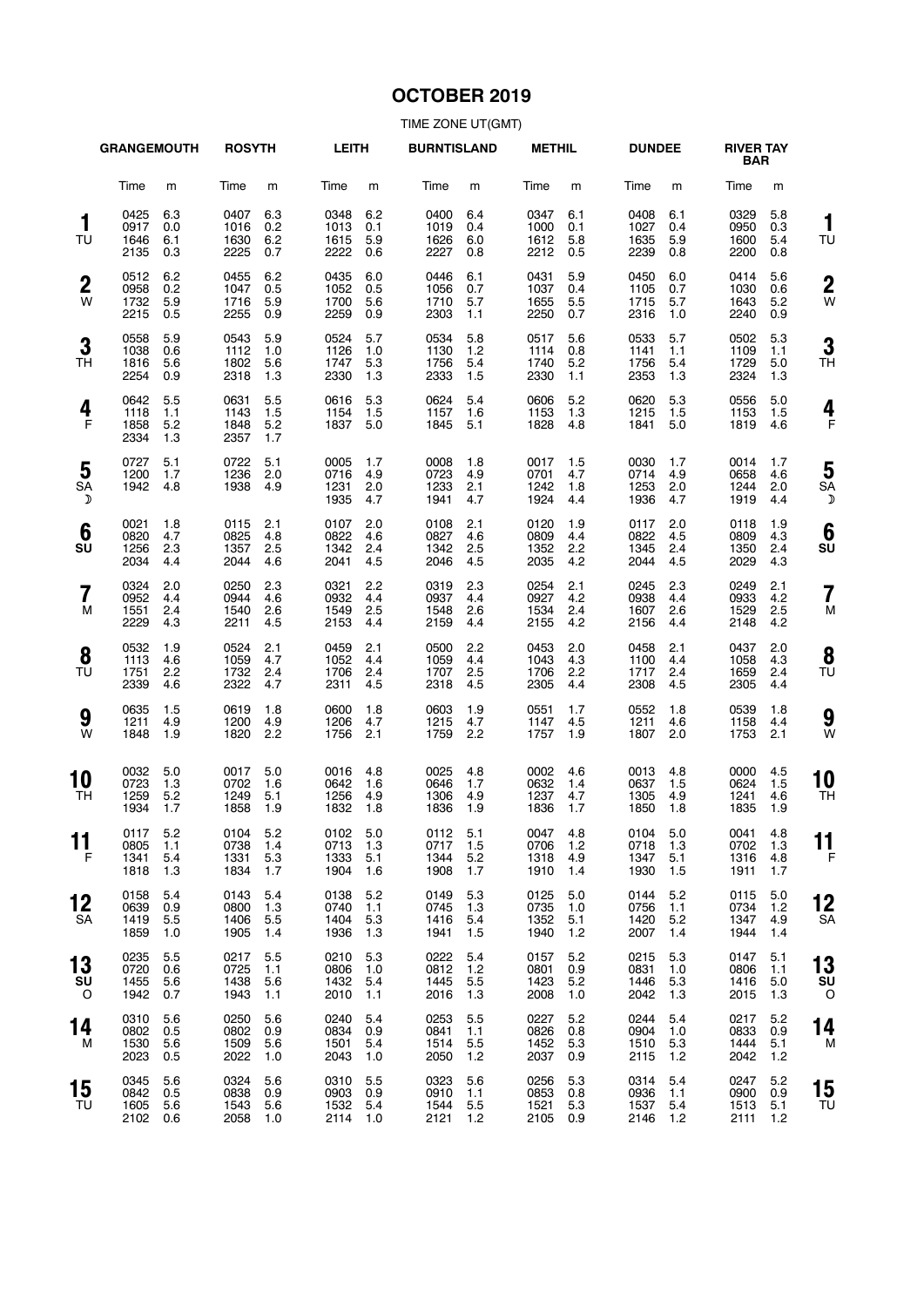# OCTOBER 2019

TIME ZONE UT(GMT)

| | GRANGEMOUTH | | ROSYTH | | LEITH | | BURNTISLAND | | METHIL | | DUNDEE | | RIVER TAY BAR | | |
|---|---|---|---|---|---|---|---|---|---|---|---|---|---|---|---|
| | Time | m | Time | m | Time | m | Time | m | Time | m | Time | m | Time | m | |
| **1** TU | 0425<br>0917<br>1646<br>2135 | 6.3<br>0.0<br>6.1<br>0.3 | 0407<br>1016<br>1630<br>2225 | 6.3<br>0.2<br>6.2<br>0.7 | 0348<br>1013<br>1615<br>2222 | 6.2<br>0.1<br>5.9<br>0.6 | 0400<br>1019<br>1626<br>2227 | 6.4<br>0.4<br>6.0<br>0.8 | 0347<br>1000<br>1612<br>2212 | 6.1<br>0.1<br>5.8<br>0.5 | 0408<br>1027<br>1635<br>2239 | 6.1<br>0.4<br>5.9<br>0.8 | 0329<br>0950<br>1600<br>2200 | 5.8<br>0.3<br>5.4<br>0.8 | **1** TU |
| **2** W | 0512<br>0958<br>1732<br>2215 | 6.2<br>0.2<br>5.9<br>0.5 | 0455<br>1047<br>1716<br>2255 | 6.2<br>0.5<br>5.9<br>0.9 | 0435<br>1052<br>1700<br>2259 | 6.0<br>0.5<br>5.6<br>0.9 | 0446<br>1056<br>1710<br>2303 | 6.1<br>0.7<br>5.7<br>1.1 | 0431<br>1037<br>1655<br>2250 | 5.9<br>0.4<br>5.5<br>0.7 | 0450<br>1105<br>1715<br>2316 | 6.0<br>0.7<br>5.7<br>1.0 | 0414<br>1030<br>1643<br>2240 | 5.6<br>0.6<br>5.2<br>0.9 | **2** W |
| **3** TH | 0558<br>1038<br>1816<br>2254 | 5.9<br>0.6<br>5.6<br>0.9 | 0543<br>1112<br>1802<br>2318 | 5.9<br>1.0<br>5.6<br>1.3 | 0524<br>1126<br>1747<br>2330 | 5.7<br>1.0<br>5.3<br>1.3 | 0534<br>1130<br>1756<br>2333 | 5.8<br>1.2<br>5.4<br>1.5 | 0517<br>1114<br>1740<br>2330 | 5.6<br>0.8<br>5.2<br>1.1 | 0533<br>1141<br>1756<br>2353 | 5.7<br>1.1<br>5.4<br>1.3 | 0502<br>1109<br>1729<br>2324 | 5.3<br>1.1<br>5.0<br>1.3 | **3** TH |
| **4** F | 0642<br>1118<br>1858<br>2334 | 5.5<br>1.1<br>5.2<br>1.3 | 0631<br>1143<br>1848<br>2357 | 5.5<br>1.5<br>5.2<br>1.7 | 0616<br>1154<br>1837 | 5.3<br>1.5<br>5.0 | 0624<br>1157<br>1845 | 5.4<br>1.6<br>5.1 | 0606<br>1153<br>1828 | 5.2<br>1.3<br>4.8 | 0620<br>1215<br>1841 | 5.3<br>1.5<br>5.0 | 0556<br>1153<br>1819 | 5.0<br>1.5<br>4.6 | **4** F |
| **5** SA ☽ | 0727<br>1200<br>1942 | 5.1<br>1.7<br>4.8 | 0722<br>1236<br>1938 | 5.1<br>2.0<br>4.9 | 0005<br>0716<br>1231<br>1935 | 1.7<br>4.9<br>2.0<br>4.7 | 0008<br>0723<br>1233<br>1941 | 1.8<br>4.9<br>2.1<br>4.7 | 0017<br>0701<br>1242<br>1924 | 1.5<br>4.7<br>1.8<br>4.4 | 0030<br>0714<br>1253<br>1936 | 1.7<br>4.9<br>2.0<br>4.7 | 0014<br>0658<br>1244<br>1919 | 1.7<br>4.6<br>2.0<br>4.4 | **5** SA ☽ |
| **6** SU | 0021<br>0820<br>1256<br>2034 | 1.8<br>4.7<br>2.3<br>4.4 | 0115<br>0825<br>1357<br>2044 | 2.1<br>4.8<br>2.5<br>4.6 | 0107<br>0822<br>1342<br>2041 | 2.0<br>4.6<br>2.4<br>4.5 | 0108<br>0827<br>1342<br>2046 | 2.1<br>4.6<br>2.5<br>4.5 | 0120<br>0809<br>1352<br>2035 | 1.9<br>4.4<br>2.2<br>4.2 | 0117<br>0822<br>1345<br>2044 | 2.0<br>4.5<br>2.4<br>4.5 | 0118<br>0809<br>1350<br>2029 | 1.9<br>4.3<br>2.4<br>4.3 | **6** SU |
| **7** M | 0324<br>0952<br>1551<br>2229 | 2.0<br>4.4<br>2.4<br>4.3 | 0250<br>0944<br>1540<br>2211 | 2.3<br>4.6<br>2.6<br>4.5 | 0321<br>0932<br>1549<br>2153 | 2.2<br>4.4<br>2.5<br>4.4 | 0319<br>0937<br>1548<br>2159 | 2.3<br>4.4<br>2.6<br>4.4 | 0254<br>0927<br>1534<br>2155 | 2.1<br>4.2<br>2.4<br>4.2 | 0245<br>0938<br>1607<br>2156 | 2.3<br>4.4<br>2.6<br>4.4 | 0249<br>0933<br>1529<br>2148 | 2.1<br>4.2<br>2.5<br>4.2 | **7** M |
| **8** TU | 0532<br>1113<br>1751<br>2339 | 1.9<br>4.6<br>2.2<br>4.6 | 0524<br>1059<br>1732<br>2322 | 2.1<br>4.7<br>2.4<br>4.7 | 0459<br>1052<br>1706<br>2311 | 2.1<br>4.4<br>2.4<br>4.5 | 0500<br>1059<br>1707<br>2318 | 2.2<br>4.4<br>2.5<br>4.5 | 0453<br>1043<br>1706<br>2305 | 2.0<br>4.3<br>2.2<br>4.4 | 0458<br>1100<br>1717<br>2308 | 2.1<br>4.4<br>2.4<br>4.5 | 0437<br>1058<br>1659<br>2305 | 2.0<br>4.3<br>2.4<br>4.4 | **8** TU |
| **9** W | 0635<br>1211<br>1848 | 1.5<br>4.9<br>1.9 | 0619<br>1200<br>1820 | 1.8<br>4.9<br>2.2 | 0600<br>1206<br>1756 | 1.8<br>4.7<br>2.1 | 0603<br>1215<br>1759 | 1.9<br>4.7<br>2.2 | 0551<br>1147<br>1757 | 1.7<br>4.5<br>1.9 | 0552<br>1211<br>1807 | 1.8<br>4.6<br>2.0 | 0539<br>1158<br>1753 | 1.8<br>4.4<br>2.1 | **9** W |
| **10** TH | 0032<br>0723<br>1259<br>1934 | 5.0<br>1.3<br>5.2<br>1.7 | 0017<br>0702<br>1249<br>1858 | 5.0<br>1.6<br>5.1<br>1.9 | 0016<br>0642<br>1256<br>1832 | 4.8<br>1.6<br>4.9<br>1.8 | 0025<br>0646<br>1306<br>1836 | 4.8<br>1.7<br>4.9<br>1.9 | 0002<br>0632<br>1237<br>1836 | 4.6<br>1.4<br>4.7<br>1.7 | 0013<br>0637<br>1305<br>1850 | 4.8<br>1.5<br>4.9<br>1.8 | 0000<br>0624<br>1241<br>1835 | 4.5<br>1.5<br>4.6<br>1.9 | **10** TH |
| **11** F | 0117<br>0805<br>1341<br>1818 | 5.2<br>1.1<br>5.4<br>1.3 | 0104<br>0738<br>1331<br>1834 | 5.2<br>1.4<br>5.3<br>1.7 | 0102<br>0713<br>1333<br>1904 | 5.0<br>1.3<br>5.1<br>1.6 | 0112<br>0717<br>1344<br>1908 | 5.1<br>1.5<br>5.2<br>1.7 | 0047<br>0706<br>1318<br>1910 | 4.8<br>1.2<br>4.9<br>1.4 | 0104<br>0718<br>1347<br>1930 | 5.0<br>1.3<br>5.1<br>1.5 | 0041<br>0702<br>1316<br>1911 | 4.8<br>1.3<br>4.8<br>1.7 | **11** F |
| **12** SA | 0158<br>0639<br>1419<br>1859 | 5.4<br>0.9<br>5.5<br>1.0 | 0143<br>0800<br>1406<br>1905 | 5.4<br>1.3<br>5.5<br>1.4 | 0138<br>0740<br>1404<br>1936 | 5.2<br>1.1<br>5.3<br>1.3 | 0149<br>0745<br>1416<br>1941 | 5.3<br>1.3<br>5.4<br>1.5 | 0125<br>0735<br>1352<br>1940 | 5.0<br>1.0<br>5.1<br>1.2 | 0144<br>0756<br>1420<br>2007 | 5.2<br>1.1<br>5.2<br>1.4 | 0115<br>0734<br>1347<br>1944 | 5.0<br>1.2<br>4.9<br>1.4 | **12** SA |
| **13** SU O | 0235<br>0720<br>1455<br>1942 | 5.5<br>0.6<br>5.6<br>0.7 | 0217<br>0725<br>1438<br>1943 | 5.5<br>1.1<br>5.6<br>1.1 | 0210<br>0806<br>1432<br>2010 | 5.3<br>1.0<br>5.4<br>1.1 | 0222<br>0812<br>1445<br>2016 | 5.4<br>1.2<br>5.5<br>1.3 | 0157<br>0801<br>1423<br>2008 | 5.2<br>0.9<br>5.2<br>1.0 | 0215<br>0831<br>1446<br>2042 | 5.3<br>1.0<br>5.3<br>1.3 | 0147<br>0806<br>1416<br>2015 | 5.1<br>1.1<br>5.0<br>1.3 | **13** SU O |
| **14** M | 0310<br>0802<br>1530<br>2023 | 5.6<br>0.5<br>5.6<br>0.5 | 0250<br>0802<br>1509<br>2022 | 5.6<br>0.9<br>5.6<br>1.0 | 0240<br>0834<br>1501<br>2043 | 5.4<br>0.9<br>5.4<br>1.0 | 0253<br>0841<br>1514<br>2050 | 5.5<br>1.1<br>5.5<br>1.2 | 0227<br>0826<br>1452<br>2037 | 5.2<br>0.8<br>5.3<br>0.9 | 0244<br>0904<br>1510<br>2115 | 5.4<br>1.0<br>5.3<br>1.2 | 0217<br>0833<br>1444<br>2042 | 5.2<br>0.9<br>5.1<br>1.2 | **14** M |
| **15** TU | 0345<br>0842<br>1605<br>2102 | 5.6<br>0.5<br>5.6<br>0.6 | 0324<br>0838<br>1543<br>2058 | 5.6<br>0.9<br>5.6<br>1.0 | 0310<br>0903<br>1532<br>2114 | 5.5<br>0.9<br>5.4<br>1.0 | 0323<br>0910<br>1544<br>2121 | 5.6<br>1.1<br>5.5<br>1.2 | 0256<br>0853<br>1521<br>2105 | 5.3<br>0.8<br>5.3<br>0.9 | 0314<br>0936<br>1537<br>2146 | 5.4<br>1.1<br>5.4<br>1.2 | 0247<br>0900<br>1513<br>2111 | 5.2<br>0.9<br>5.1<br>1.2 | **15** TU |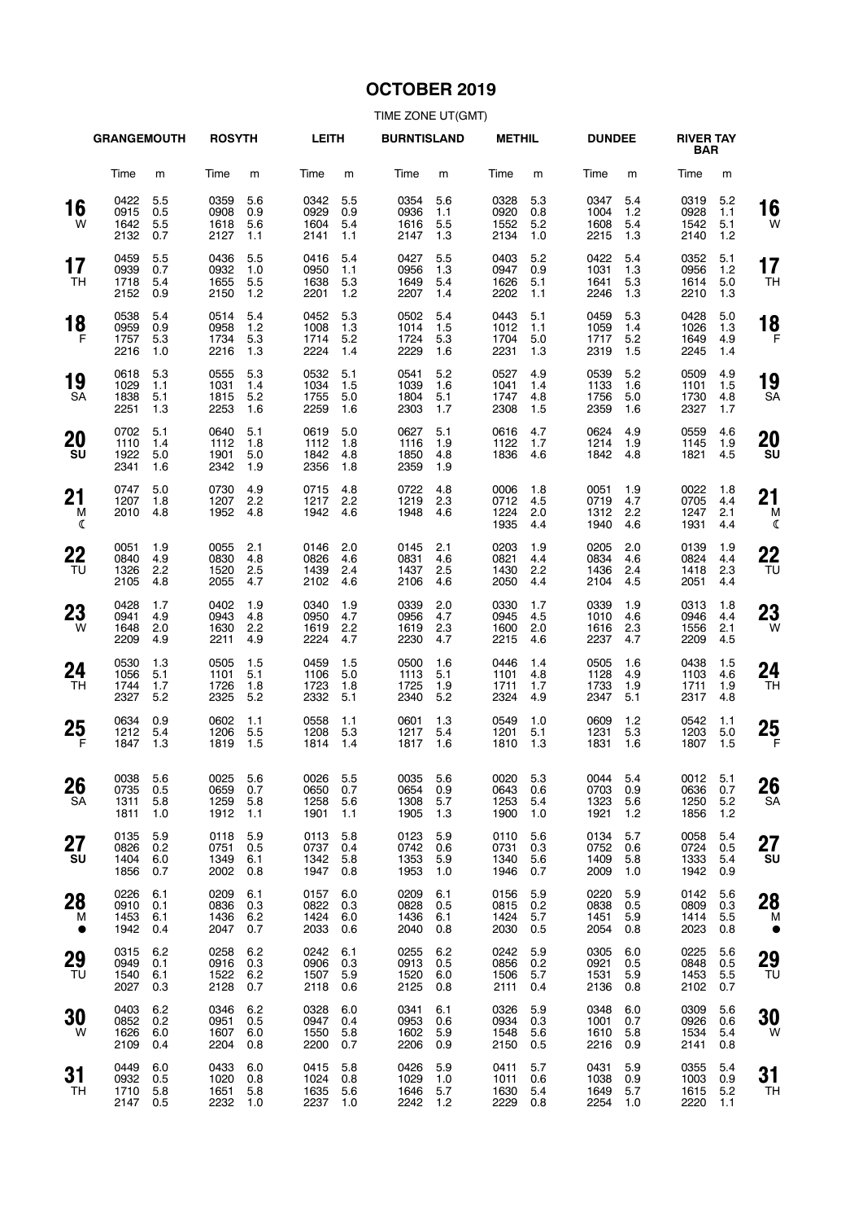# OCTOBER 2019

TIME ZONE UT(GMT)

| | GRANGEMOUTH | | ROSYTH | | LEITH | | BURNTISLAND | | METHIL | | DUNDEE | | RIVER TAY BAR | | |
|---|---|---|---|---|---|---|---|---|---|---|---|---|---|---|---|
| | Time | m | Time | m | Time | m | Time | m | Time | m | Time | m | Time | m | |
| **16** W | 0422<br>0915<br>1642<br>2132 | 5.5<br>0.5<br>5.5<br>0.7 | 0359<br>0908<br>1618<br>2127 | 5.6<br>0.9<br>5.6<br>1.1 | 0342<br>0929<br>1604<br>2141 | 5.5<br>0.9<br>5.4<br>1.1 | 0354<br>0936<br>1616<br>2147 | 5.6<br>1.1<br>5.5<br>1.3 | 0328<br>0920<br>1552<br>2134 | 5.3<br>0.8<br>5.2<br>1.0 | 0347<br>1004<br>1608<br>2215 | 5.4<br>1.2<br>5.4<br>1.3 | 0319<br>0928<br>1542<br>2140 | 5.2<br>1.1<br>5.1<br>1.2 | **16** W |
| **17** TH | 0459<br>0939<br>1718<br>2152 | 5.5<br>0.7<br>5.4<br>0.9 | 0436<br>0932<br>1655<br>2150 | 5.5<br>1.0<br>5.5<br>1.2 | 0416<br>0950<br>1638<br>2201 | 5.4<br>1.1<br>5.3<br>1.2 | 0427<br>0956<br>1649<br>2207 | 5.5<br>1.3<br>5.4<br>1.4 | 0403<br>0947<br>1626<br>2202 | 5.2<br>0.9<br>5.1<br>1.1 | 0422<br>1031<br>1641<br>2246 | 5.4<br>1.3<br>5.3<br>1.3 | 0352<br>0956<br>1614<br>2210 | 5.1<br>1.2<br>5.0<br>1.3 | **17** TH |
| **18** F | 0538<br>0959<br>1757<br>2216 | 5.4<br>0.9<br>5.3<br>1.0 | 0514<br>0958<br>1734<br>2216 | 5.4<br>1.2<br>5.3<br>1.3 | 0452<br>1008<br>1714<br>2224 | 5.3<br>1.3<br>5.2<br>1.4 | 0502<br>1014<br>1724<br>2229 | 5.4<br>1.5<br>5.3<br>1.6 | 0443<br>1012<br>1704<br>2231 | 5.1<br>1.1<br>5.0<br>1.3 | 0459<br>1059<br>1717<br>2319 | 5.3<br>1.4<br>5.2<br>1.5 | 0428<br>1026<br>1649<br>2245 | 5.0<br>1.3<br>4.9<br>1.4 | **18** F |
| **19** SA | 0618<br>1029<br>1838<br>2251 | 5.3<br>1.1<br>5.1<br>1.3 | 0555<br>1031<br>1815<br>2253 | 5.3<br>1.4<br>5.2<br>1.6 | 0532<br>1034<br>1755<br>2259 | 5.1<br>1.5<br>5.0<br>1.6 | 0541<br>1039<br>1804<br>2303 | 5.2<br>1.6<br>5.1<br>1.7 | 0527<br>1041<br>1747<br>2308 | 4.9<br>1.4<br>4.8<br>1.5 | 0539<br>1133<br>1756<br>2359 | 5.2<br>1.6<br>5.0<br>1.6 | 0509<br>1101<br>1730<br>2327 | 4.9<br>1.5<br>4.8<br>1.7 | **19** SA |
| **20** SU | 0702<br>1110<br>1922<br>2341 | 5.1<br>1.4<br>5.0<br>1.6 | 0640<br>1112<br>1901<br>2342 | 5.1<br>1.8<br>5.0<br>1.9 | 0619<br>1112<br>1842<br>2356 | 5.0<br>1.8<br>4.8<br>1.8 | 0627<br>1116<br>1850<br>2359 | 5.1<br>1.9<br>4.8<br>1.9 | 0616<br>1122<br>1836 | 4.7<br>1.7<br>4.6 | 0624<br>1214<br>1842 | 4.9<br>1.9<br>4.8 | 0559<br>1145<br>1821 | 4.6<br>1.9<br>4.5 | **20** SU |
| **21** M ☾ | 0747<br>1207<br>2010 | 5.0<br>1.8<br>4.8 | 0730<br>1207<br>1952 | 4.9<br>2.2<br>4.8 | 0715<br>1217<br>1942 | 4.8<br>2.2<br>4.6 | 0722<br>1219<br>1948 | 4.8<br>2.3<br>4.6 | 0006<br>0712<br>1224<br>1935 | 1.8<br>4.5<br>2.0<br>4.4 | 0051<br>0719<br>1312<br>1940 | 1.9<br>4.7<br>2.2<br>4.6 | 0022<br>0705<br>1247<br>1931 | 1.8<br>4.4<br>2.1<br>4.4 | **21** M ☾ |
| **22** TU | 0051<br>0840<br>1326<br>2105 | 1.9<br>4.9<br>2.2<br>4.8 | 0055<br>0830<br>1520<br>2055 | 2.1<br>4.8<br>2.5<br>4.7 | 0146<br>0826<br>1439<br>2102 | 2.0<br>4.6<br>2.4<br>4.6 | 0145<br>0831<br>1437<br>2106 | 2.1<br>4.6<br>2.5<br>4.6 | 0203<br>0821<br>1430<br>2050 | 1.9<br>4.4<br>2.2<br>4.4 | 0205<br>0834<br>1436<br>2104 | 2.0<br>4.6<br>2.4<br>4.5 | 0139<br>0824<br>1418<br>2051 | 1.9<br>4.4<br>2.3<br>4.4 | **22** TU |
| **23** W | 0428<br>0941<br>1648<br>2209 | 1.7<br>4.9<br>2.0<br>4.9 | 0402<br>0943<br>1630<br>2211 | 1.9<br>4.8<br>2.2<br>4.9 | 0340<br>0950<br>1619<br>2224 | 1.9<br>4.7<br>2.2<br>4.7 | 0339<br>0956<br>1619<br>2230 | 2.0<br>4.7<br>2.3<br>4.7 | 0330<br>0945<br>1600<br>2215 | 1.7<br>4.5<br>2.0<br>4.6 | 0339<br>1010<br>1616<br>2237 | 1.9<br>4.6<br>2.3<br>4.7 | 0313<br>0946<br>1556<br>2209 | 1.8<br>4.4<br>2.1<br>4.5 | **23** W |
| **24** TH | 0530<br>1056<br>1744<br>2327 | 1.3<br>5.1<br>1.7<br>5.2 | 0505<br>1101<br>1726<br>2325 | 1.5<br>5.1<br>1.8<br>5.2 | 0459<br>1106<br>1723<br>2332 | 1.5<br>5.0<br>1.8<br>5.1 | 0500<br>1113<br>1725<br>2340 | 1.6<br>5.1<br>1.9<br>5.2 | 0446<br>1101<br>1711<br>2324 | 1.4<br>4.8<br>1.7<br>4.9 | 0505<br>1128<br>1733<br>2347 | 1.6<br>4.9<br>1.9<br>5.1 | 0438<br>1103<br>1711<br>2317 | 1.5<br>4.6<br>1.9<br>4.8 | **24** TH |
| **25** F | 0634<br>1212<br>1847 | 0.9<br>5.4<br>1.3 | 0602<br>1206<br>1819 | 1.1<br>5.5<br>1.5 | 0558<br>1208<br>1814 | 1.1<br>5.3<br>1.4 | 0601<br>1217<br>1817 | 1.3<br>5.4<br>1.6 | 0549<br>1201<br>1810 | 1.0<br>5.1<br>1.3 | 0609<br>1231<br>1831 | 1.2<br>5.3<br>1.6 | 0542<br>1203<br>1807 | 1.1<br>5.0<br>1.5 | **25** F |
| **26** SA | 0038<br>0735<br>1311<br>1811 | 5.6<br>0.5<br>5.8<br>1.0 | 0025<br>0659<br>1259<br>1912 | 5.6<br>0.7<br>5.8<br>1.1 | 0026<br>0650<br>1258<br>1901 | 5.5<br>0.7<br>5.6<br>1.1 | 0035<br>0654<br>1308<br>1905 | 5.6<br>0.9<br>5.7<br>1.3 | 0020<br>0643<br>1253<br>1900 | 5.3<br>0.6<br>5.4<br>1.0 | 0044<br>0703<br>1323<br>1921 | 5.4<br>0.9<br>5.6<br>1.2 | 0012<br>0636<br>1250<br>1856 | 5.1<br>0.7<br>5.2<br>1.2 | **26** SA |
| **27** SU | 0135<br>0826<br>1404<br>1856 | 5.9<br>0.2<br>6.0<br>0.7 | 0118<br>0751<br>1349<br>2002 | 5.9<br>0.5<br>6.1<br>0.8 | 0113<br>0737<br>1342<br>1947 | 5.8<br>0.4<br>5.8<br>0.8 | 0123<br>0742<br>1353<br>1953 | 5.9<br>0.6<br>5.9<br>1.0 | 0110<br>0731<br>1340<br>1946 | 5.6<br>0.3<br>5.6<br>0.7 | 0134<br>0752<br>1409<br>2009 | 5.7<br>0.6<br>5.8<br>1.0 | 0058<br>0724<br>1333<br>1942 | 5.4<br>0.5<br>5.4<br>0.9 | **27** SU |
| **28** M ● | 0226<br>0910<br>1453<br>1942 | 6.1<br>0.1<br>6.1<br>0.4 | 0209<br>0836<br>1436<br>2047 | 6.1<br>0.3<br>6.2<br>0.7 | 0157<br>0822<br>1424<br>2033 | 6.0<br>0.3<br>6.0<br>0.6 | 0209<br>0828<br>1436<br>2040 | 6.1<br>0.5<br>6.1<br>0.8 | 0156<br>0815<br>1424<br>2030 | 5.9<br>0.2<br>5.7<br>0.5 | 0220<br>0838<br>1451<br>2054 | 5.9<br>0.5<br>5.9<br>0.8 | 0142<br>0809<br>1414<br>2023 | 5.6<br>0.3<br>5.5<br>0.8 | **28** M ● |
| **29** TU | 0315<br>0949<br>1540<br>2027 | 6.2<br>0.1<br>6.1<br>0.3 | 0258<br>0916<br>1522<br>2128 | 6.2<br>0.3<br>6.2<br>0.7 | 0242<br>0906<br>1507<br>2118 | 6.1<br>0.3<br>5.9<br>0.6 | 0255<br>0913<br>1520<br>2125 | 6.2<br>0.5<br>6.0<br>0.8 | 0242<br>0856<br>1506<br>2111 | 5.9<br>0.2<br>5.7<br>0.4 | 0305<br>0921<br>1531<br>2136 | 6.0<br>0.5<br>5.9<br>0.8 | 0225<br>0848<br>1453<br>2102 | 5.6<br>0.5<br>5.5<br>0.7 | **29** TU |
| **30** W | 0403<br>0852<br>1626<br>2109 | 6.2<br>0.2<br>6.0<br>0.4 | 0346<br>0951<br>1607<br>2204 | 6.2<br>0.5<br>6.0<br>0.8 | 0328<br>0947<br>1550<br>2200 | 6.0<br>0.4<br>5.8<br>0.7 | 0341<br>0953<br>1602<br>2206 | 6.1<br>0.6<br>5.9<br>0.9 | 0326<br>0934<br>1548<br>2150 | 5.9<br>0.3<br>5.6<br>0.5 | 0348<br>1001<br>1610<br>2216 | 6.0<br>0.7<br>5.8<br>0.9 | 0309<br>0926<br>1534<br>2141 | 5.6<br>0.6<br>5.4<br>0.8 | **30** W |
| **31** TH | 0449<br>0932<br>1710<br>2147 | 6.0<br>0.5<br>5.8<br>0.5 | 0433<br>1020<br>1651<br>2232 | 6.0<br>0.8<br>5.8<br>1.0 | 0415<br>1024<br>1635<br>2237 | 5.8<br>0.8<br>5.6<br>1.0 | 0426<br>1029<br>1646<br>2242 | 5.9<br>1.0<br>5.7<br>1.2 | 0411<br>1011<br>1630<br>2229 | 5.7<br>0.6<br>5.4<br>0.8 | 0431<br>1038<br>1649<br>2254 | 5.9<br>0.9<br>5.7<br>1.0 | 0355<br>1003<br>1615<br>2220 | 5.4<br>0.9<br>5.2<br>1.1 | **31** TH |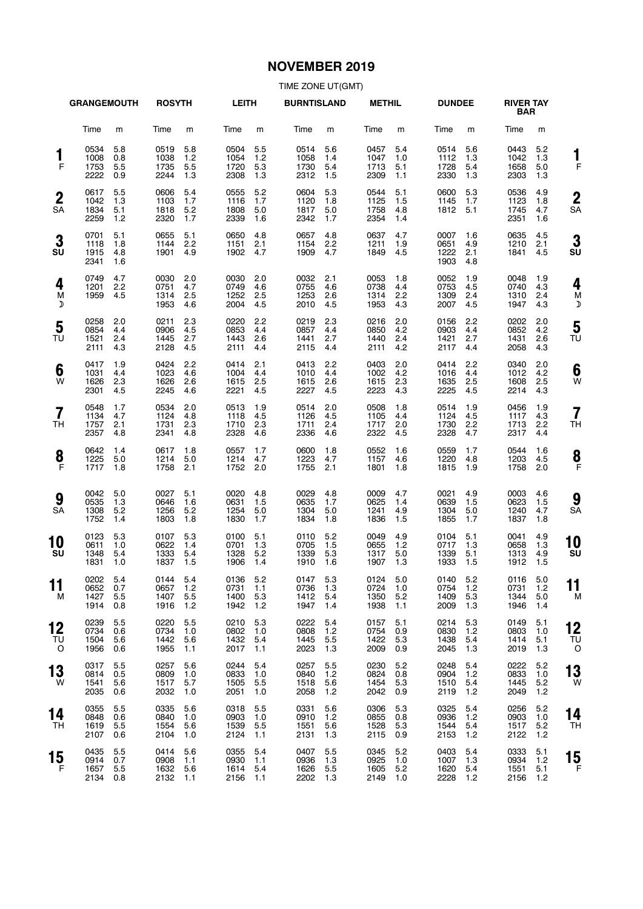# NOVEMBER 2019

TIME ZONE UT(GMT)

| | GRANGEMOUTH | | ROSYTH | | LEITH | | BURNTISLAND | | METHIL | | DUNDEE | | RIVER TAY BAR | | |
|---|---|---|---|---|---|---|---|---|---|---|---|---|---|---|---|
| | Time | m | Time | m | Time | m | Time | m | Time | m | Time | m | Time | m | |
| **1** F | 0534<br>1008<br>1753<br>2222 | 5.8<br>0.8<br>5.5<br>0.9 | 0519<br>1038<br>1735<br>2244 | 5.8<br>1.2<br>5.5<br>1.3 | 0504<br>1054<br>1720<br>2308 | 5.5<br>1.2<br>5.3<br>1.3 | 0514<br>1058<br>1730<br>2312 | 5.6<br>1.4<br>5.4<br>1.5 | 0457<br>1047<br>1713<br>2309 | 5.4<br>1.0<br>5.1<br>1.1 | 0514<br>1112<br>1728<br>2330 | 5.6<br>1.3<br>5.4<br>1.3 | 0443<br>1042<br>1658<br>2303 | 5.2<br>1.3<br>5.0<br>1.3 | **1** F |
| **2** SA | 0617<br>1042<br>1834<br>2259 | 5.5<br>1.3<br>5.1<br>1.2 | 0606<br>1103<br>1818<br>2320 | 5.4<br>1.7<br>5.2<br>1.7 | 0555<br>1116<br>1808<br>2339 | 5.2<br>1.7<br>5.0<br>1.6 | 0604<br>1120<br>1817<br>2342 | 5.3<br>1.8<br>5.0<br>1.7 | 0544<br>1125<br>1758<br>2354 | 5.1<br>1.5<br>4.8<br>1.4 | 0600<br>1145<br>1812 | 5.3<br>1.7<br>5.1 | 0536<br>1123<br>1745<br>2351 | 4.9<br>1.8<br>4.7<br>1.6 | **2** SA |
| **3** SU | 0701<br>1118<br>1915<br>2341 | 5.1<br>1.8<br>4.8<br>1.6 | 0655<br>1144<br>1901 | 5.1<br>2.2<br>4.9 | 0650<br>1151<br>1902 | 4.8<br>2.1<br>4.7 | 0657<br>1154<br>1909 | 4.8<br>2.2<br>4.7 | 0637<br>1211<br>1849 | 4.7<br>1.9<br>4.5 | 0007<br>0651<br>1222<br>1903 | 1.6<br>4.9<br>2.1<br>4.8 | 0635<br>1210<br>1841 | 4.5<br>2.1<br>4.5 | **3** SU |
| **4** M ☽ | 0749<br>1201<br>1959 | 4.7<br>2.2<br>4.5 | 0030<br>0751<br>1314<br>1953 | 2.0<br>4.7<br>2.5<br>4.6 | 0030<br>0749<br>1252<br>2004 | 2.0<br>4.6<br>2.5<br>4.5 | 0032<br>0755<br>1253<br>2010 | 2.1<br>4.6<br>2.6<br>4.5 | 0053<br>0738<br>1314<br>1953 | 1.8<br>4.4<br>2.2<br>4.3 | 0052<br>0753<br>1309<br>2007 | 1.9<br>4.5<br>2.4<br>4.5 | 0048<br>0740<br>1310<br>1947 | 1.9<br>4.3<br>2.4<br>4.3 | **4** M ☽ |
| **5** TU | 0258<br>0854<br>1521<br>2111 | 2.0<br>4.4<br>2.4<br>4.3 | 0211<br>0906<br>1445<br>2128 | 2.3<br>4.5<br>2.7<br>4.5 | 0220<br>0853<br>1443<br>2111 | 2.2<br>4.4<br>2.6<br>4.4 | 0219<br>0857<br>1441<br>2115 | 2.3<br>4.4<br>2.7<br>4.4 | 0216<br>0850<br>1440<br>2111 | 2.0<br>4.2<br>2.4<br>4.2 | 0156<br>0903<br>1421<br>2117 | 2.2<br>4.4<br>2.7<br>4.4 | 0202<br>0852<br>1431<br>2058 | 2.0<br>4.2<br>2.6<br>4.3 | **5** TU |
| **6** W | 0417<br>1031<br>1626<br>2301 | 1.9<br>4.4<br>2.3<br>4.5 | 0424<br>1023<br>1626<br>2245 | 2.2<br>4.6<br>2.6<br>4.6 | 0414<br>1004<br>1615<br>2221 | 2.1<br>4.4<br>2.5<br>4.5 | 0413<br>1010<br>1615<br>2227 | 2.2<br>4.4<br>2.6<br>4.5 | 0403<br>1002<br>1615<br>2223 | 2.0<br>4.2<br>2.3<br>4.3 | 0414<br>1016<br>1635<br>2225 | 2.2<br>4.4<br>2.5<br>4.5 | 0340<br>1012<br>1608<br>2214 | 2.0<br>4.2<br>2.5<br>4.3 | **6** W |
| **7** TH | 0548<br>1134<br>1757<br>2357 | 1.7<br>4.7<br>2.1<br>4.8 | 0534<br>1124<br>1731<br>2341 | 2.0<br>4.8<br>2.3<br>4.8 | 0513<br>1118<br>1710<br>2328 | 1.9<br>4.5<br>2.3<br>4.6 | 0514<br>1126<br>1711<br>2336 | 2.0<br>4.5<br>2.4<br>4.6 | 0508<br>1105<br>1717<br>2322 | 1.8<br>4.4<br>2.0<br>4.5 | 0514<br>1124<br>1730<br>2328 | 1.9<br>4.5<br>2.2<br>4.7 | 0456<br>1117<br>1713<br>2317 | 1.9<br>4.3<br>2.2<br>4.4 | **7** TH |
| **8** F | 0642<br>1225<br>1717 | 1.4<br>5.0<br>1.8 | 0617<br>1214<br>1758 | 1.8<br>5.0<br>2.1 | 0557<br>1214<br>1752 | 1.7<br>4.7<br>2.0 | 0600<br>1223<br>1755 | 1.8<br>4.7<br>2.1 | 0552<br>1157<br>1801 | 1.6<br>4.6<br>1.8 | 0559<br>1220<br>1815 | 1.7<br>4.8<br>1.9 | 0544<br>1203<br>1758 | 1.6<br>4.5<br>2.0 | **8** F |
| **9** SA | 0042<br>0535<br>1308<br>1752 | 5.0<br>1.3<br>5.2<br>1.4 | 0027<br>0646<br>1256<br>1803 | 5.1<br>1.6<br>5.2<br>1.8 | 0020<br>0631<br>1254<br>1830 | 4.8<br>1.5<br>5.0<br>1.7 | 0029<br>0635<br>1304<br>1834 | 4.8<br>1.7<br>5.0<br>1.8 | 0009<br>0625<br>1241<br>1836 | 4.7<br>1.4<br>4.9<br>1.5 | 0021<br>0639<br>1304<br>1855 | 4.9<br>1.5<br>5.0<br>1.7 | 0003<br>0623<br>1240<br>1837 | 4.6<br>1.5<br>4.7<br>1.8 | **9** SA |
| **10** SU | 0123<br>0611<br>1348<br>1831 | 5.3<br>1.0<br>5.4<br>1.0 | 0107<br>0622<br>1333<br>1837 | 5.3<br>1.4<br>5.4<br>1.5 | 0100<br>0701<br>1328<br>1906 | 5.1<br>1.3<br>5.2<br>1.4 | 0110<br>0705<br>1339<br>1910 | 5.2<br>1.5<br>5.3<br>1.6 | 0049<br>0655<br>1317<br>1907 | 4.9<br>1.2<br>5.0<br>1.3 | 0104<br>0717<br>1339<br>1933 | 5.1<br>1.3<br>5.1<br>1.5 | 0041<br>0658<br>1313<br>1912 | 4.9<br>1.3<br>4.9<br>1.5 | **10** SU |
| **11** M | 0202<br>0652<br>1427<br>1914 | 5.4<br>0.7<br>5.5<br>0.8 | 0144<br>0657<br>1407<br>1916 | 5.4<br>1.2<br>5.5<br>1.2 | 0136<br>0731<br>1400<br>1942 | 5.2<br>1.1<br>5.3<br>1.2 | 0147<br>0736<br>1412<br>1947 | 5.3<br>1.3<br>5.4<br>1.4 | 0124<br>0724<br>1350<br>1938 | 5.0<br>1.0<br>5.2<br>1.1 | 0140<br>0754<br>1409<br>2009 | 5.2<br>1.2<br>5.3<br>1.3 | 0116<br>0731<br>1344<br>1946 | 5.0<br>1.2<br>5.0<br>1.4 | **11** M |
| **12** TU O | 0239<br>0734<br>1504<br>1956 | 5.5<br>0.6<br>5.6<br>0.6 | 0220<br>0734<br>1442<br>1955 | 5.5<br>1.0<br>5.6<br>1.1 | 0210<br>0802<br>1432<br>2017 | 5.3<br>1.0<br>5.4<br>1.1 | 0222<br>0808<br>1445<br>2023 | 5.4<br>1.2<br>5.5<br>1.3 | 0157<br>0754<br>1422<br>2009 | 5.1<br>0.9<br>5.3<br>0.9 | 0214<br>0830<br>1438<br>2045 | 5.3<br>1.2<br>5.4<br>1.3 | 0149<br>0803<br>1414<br>2019 | 5.1<br>1.0<br>5.1<br>1.3 | **12** TU O |
| **13** W | 0317<br>0814<br>1541<br>2035 | 5.5<br>0.5<br>5.6<br>0.6 | 0257<br>0809<br>1517<br>2032 | 5.6<br>1.0<br>5.7<br>1.0 | 0244<br>0833<br>1505<br>2051 | 5.4<br>1.0<br>5.5<br>1.0 | 0257<br>0840<br>1518<br>2058 | 5.5<br>1.2<br>5.6<br>1.2 | 0230<br>0824<br>1454<br>2042 | 5.2<br>0.8<br>5.3<br>0.9 | 0248<br>0904<br>1510<br>2119 | 5.4<br>1.2<br>5.4<br>1.2 | 0222<br>0833<br>1445<br>2049 | 5.2<br>1.0<br>5.2<br>1.2 | **13** W |
| **14** TH | 0355<br>0848<br>1619<br>2107 | 5.5<br>0.6<br>5.5<br>0.6 | 0335<br>0840<br>1554<br>2104 | 5.6<br>1.0<br>5.6<br>1.0 | 0318<br>0903<br>1539<br>2124 | 5.5<br>1.0<br>5.5<br>1.1 | 0331<br>0910<br>1551<br>2131 | 5.6<br>1.2<br>5.6<br>1.3 | 0306<br>0855<br>1528<br>2115 | 5.3<br>0.8<br>5.3<br>0.9 | 0325<br>0936<br>1544<br>2153 | 5.4<br>1.2<br>5.4<br>1.2 | 0256<br>0903<br>1517<br>2122 | 5.2<br>1.0<br>5.2<br>1.2 | **14** TH |
| **15** F | 0435<br>0914<br>1657<br>2134 | 5.5<br>0.7<br>5.5<br>0.8 | 0414<br>0908<br>1632<br>2132 | 5.6<br>1.1<br>5.6<br>1.1 | 0355<br>0930<br>1614<br>2156 | 5.4<br>1.1<br>5.4<br>1.1 | 0407<br>0936<br>1626<br>2202 | 5.5<br>1.3<br>5.5<br>1.3 | 0345<br>0925<br>1605<br>2149 | 5.2<br>1.0<br>5.2<br>1.0 | 0403<br>1007<br>1620<br>2228 | 5.4<br>1.3<br>5.4<br>1.2 | 0333<br>0934<br>1551<br>2156 | 5.1<br>1.2<br>5.1<br>1.2 | **15** F |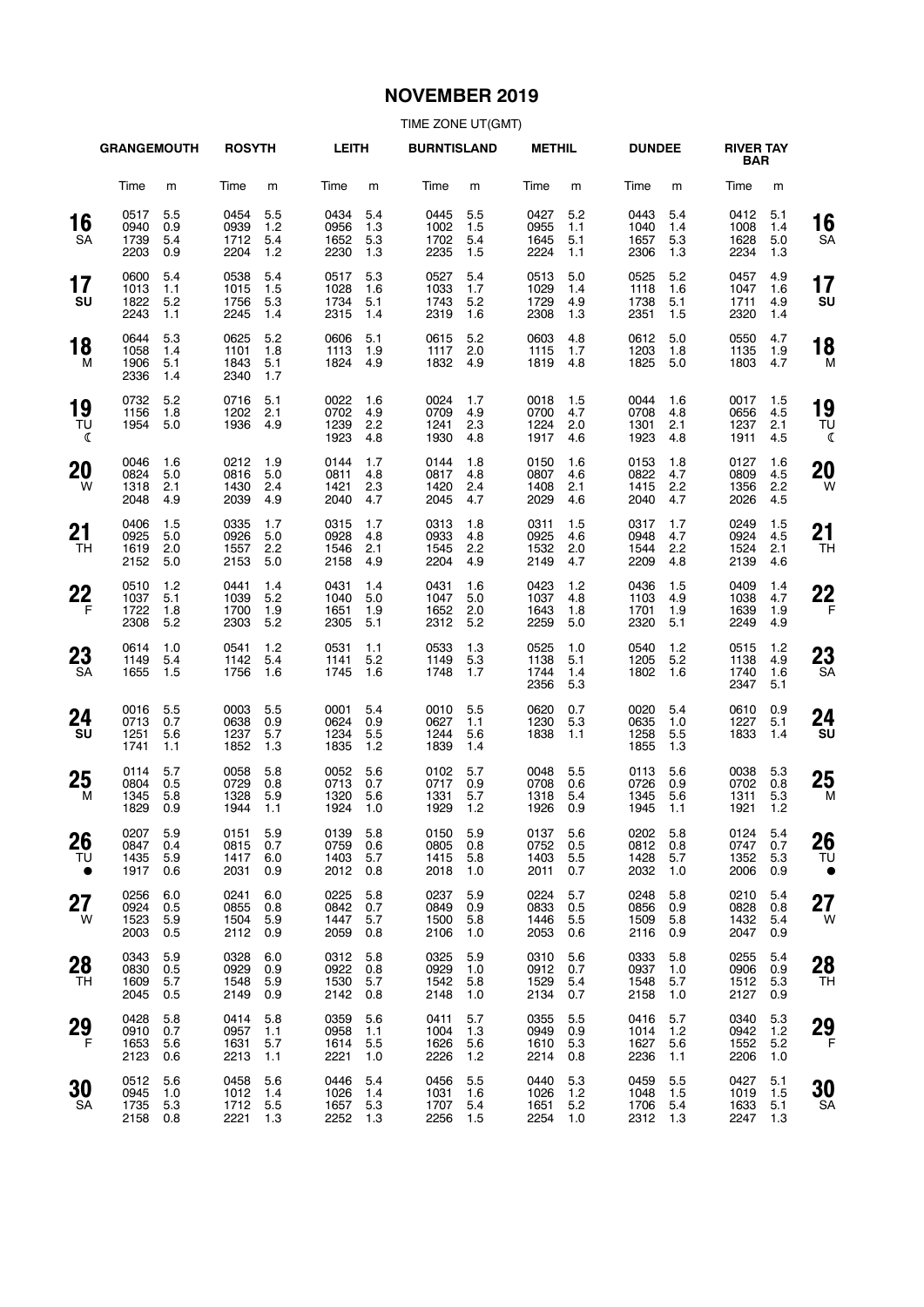## NOVEMBER 2019

TIME ZONE UT(GMT)

| | GRANGEMOUTH | | ROSYTH | | LEITH | | BURNTISLAND | | METHIL | | DUNDEE | | RIVER TAY BAR | | |
|---|---|---|---|---|---|---|---|---|---|---|---|---|---|---|---|
| | Time | m | Time | m | Time | m | Time | m | Time | m | Time | m | Time | m | |
| **16** SA | 0517<br>0940<br>1739<br>2203 | 5.5<br>0.9<br>5.4<br>0.9 | 0454<br>0939<br>1712<br>2204 | 5.5<br>1.2<br>5.4<br>1.2 | 0434<br>0956<br>1652<br>2230 | 5.4<br>1.3<br>5.3<br>1.3 | 0445<br>1002<br>1702<br>2235 | 5.5<br>1.5<br>5.4<br>1.5 | 0427<br>0955<br>1645<br>2224 | 5.2<br>1.1<br>5.1<br>1.1 | 0443<br>1040<br>1657<br>2306 | 5.4<br>1.4<br>5.3<br>1.3 | 0412<br>1008<br>1628<br>2234 | 5.1<br>1.4<br>5.0<br>1.3 | **16** SA |
| **17** SU | 0600<br>1013<br>1822<br>2243 | 5.4<br>1.1<br>5.2<br>1.1 | 0538<br>1015<br>1756<br>2245 | 5.4<br>1.5<br>5.3<br>1.4 | 0517<br>1028<br>1734<br>2315 | 5.3<br>1.6<br>5.1<br>1.4 | 0527<br>1033<br>1743<br>2319 | 5.4<br>1.7<br>5.2<br>1.6 | 0513<br>1029<br>1729<br>2308 | 5.0<br>1.4<br>4.9<br>1.3 | 0525<br>1118<br>1738<br>2351 | 5.2<br>1.6<br>5.1<br>1.5 | 0457<br>1047<br>1711<br>2320 | 4.9<br>1.6<br>4.9<br>1.4 | **17** SU |
| **18** M | 0644<br>1058<br>1906<br>2336 | 5.3<br>1.4<br>5.1<br>1.4 | 0625<br>1101<br>1843<br>2340 | 5.2<br>1.8<br>5.1<br>1.7 | 0606<br>1113<br>1824 | 5.1<br>1.9<br>4.9 | 0615<br>1117<br>1832 | 5.2<br>2.0<br>4.9 | 0603<br>1115<br>1819 | 4.8<br>1.7<br>4.8 | 0612<br>1203<br>1825 | 5.0<br>1.8<br>5.0 | 0550<br>1135<br>1803 | 4.7<br>1.9<br>4.7 | **18** M |
| **19** TU ☾ | 0732<br>1156<br>1954 | 5.2<br>1.8<br>5.0 | 0716<br>1202<br>1936 | 5.1<br>2.1<br>4.9 | 0022<br>0702<br>1239<br>1923 | 1.6<br>4.9<br>2.2<br>4.8 | 0024<br>0709<br>1241<br>1930 | 1.7<br>4.9<br>2.3<br>4.8 | 0018<br>0700<br>1224<br>1917 | 1.5<br>4.7<br>2.0<br>4.6 | 0044<br>0708<br>1301<br>1923 | 1.6<br>4.8<br>2.1<br>4.8 | 0017<br>0656<br>1237<br>1911 | 1.5<br>4.5<br>2.1<br>4.5 | **19** TU ☾ |
| **20** W | 0046<br>0824<br>1318<br>2048 | 1.6<br>5.0<br>2.1<br>4.9 | 0212<br>0816<br>1430<br>2039 | 1.9<br>5.0<br>2.4<br>4.9 | 0144<br>0811<br>1421<br>2040 | 1.7<br>4.8<br>2.3<br>4.7 | 0144<br>0817<br>1420<br>2045 | 1.8<br>4.8<br>2.4<br>4.7 | 0150<br>0807<br>1408<br>2029 | 1.6<br>4.6<br>2.1<br>4.6 | 0153<br>0822<br>1415<br>2040 | 1.8<br>4.7<br>2.2<br>4.7 | 0127<br>0809<br>1356<br>2026 | 1.6<br>4.5<br>2.2<br>4.5 | **20** W |
| **21** TH | 0406<br>0925<br>1619<br>2152 | 1.5<br>5.0<br>2.0<br>5.0 | 0335<br>0926<br>1557<br>2153 | 1.7<br>5.0<br>2.2<br>5.0 | 0315<br>0928<br>1546<br>2158 | 1.7<br>4.8<br>2.1<br>4.9 | 0313<br>0933<br>1545<br>2204 | 1.8<br>4.8<br>2.2<br>4.9 | 0311<br>0925<br>1532<br>2149 | 1.5<br>4.6<br>2.0<br>4.7 | 0317<br>0948<br>1544<br>2209 | 1.7<br>4.7<br>2.2<br>4.8 | 0249<br>0924<br>1524<br>2139 | 1.5<br>4.5<br>2.1<br>4.6 | **21** TH |
| **22** F | 0510<br>1037<br>1722<br>2308 | 1.2<br>5.1<br>1.8<br>5.2 | 0441<br>1039<br>1700<br>2303 | 1.4<br>5.2<br>1.9<br>5.2 | 0431<br>1040<br>1651<br>2305 | 1.4<br>5.0<br>1.9<br>5.1 | 0431<br>1047<br>1652<br>2312 | 1.6<br>5.0<br>2.0<br>5.2 | 0423<br>1037<br>1643<br>2259 | 1.2<br>4.8<br>1.8<br>5.0 | 0436<br>1103<br>1701<br>2320 | 1.5<br>4.9<br>1.9<br>5.1 | 0409<br>1038<br>1639<br>2249 | 1.4<br>4.7<br>1.9<br>4.9 | **22** F |
| **23** SA | 0614<br>1149<br>1655 | 1.0<br>5.4<br>1.5 | 0541<br>1142<br>1756 | 1.2<br>5.4<br>1.6 | 0531<br>1141<br>1745 | 1.1<br>5.2<br>1.6 | 0533<br>1149<br>1748 | 1.3<br>5.3<br>1.7 | 0525<br>1138<br>1744<br>2356 | 1.0<br>5.1<br>1.4<br>5.3 | 0540<br>1205<br>1802 | 1.2<br>5.2<br>1.6 | 0515<br>1138<br>1740<br>2347 | 1.2<br>4.9<br>1.6<br>5.1 | **23** SA |
| **24** SU | 0016<br>0713<br>1251<br>1741 | 5.5<br>0.7<br>5.6<br>1.1 | 0003<br>0638<br>1237<br>1852 | 5.5<br>0.9<br>5.7<br>1.3 | 0001<br>0624<br>1234<br>1835 | 5.4<br>0.9<br>5.5<br>1.2 | 0010<br>0627<br>1244<br>1839 | 5.5<br>1.1<br>5.6<br>1.4 | 0620<br>1230<br>1838 | 0.7<br>5.3<br>1.1 | 0020<br>0635<br>1258<br>1855 | 5.4<br>1.0<br>5.5<br>1.3 | 0610<br>1227<br>1833 | 0.9<br>5.1<br>1.4 | **24** SU |
| **25** M | 0114<br>0804<br>1345<br>1829 | 5.7<br>0.5<br>5.8<br>0.9 | 0058<br>0729<br>1328<br>1944 | 5.8<br>0.8<br>5.9<br>1.1 | 0052<br>0713<br>1320<br>1924 | 5.6<br>0.7<br>5.6<br>1.0 | 0102<br>0717<br>1331<br>1929 | 5.7<br>0.9<br>5.7<br>1.2 | 0048<br>0708<br>1318<br>1926 | 5.5<br>0.6<br>5.4<br>0.9 | 0113<br>0726<br>1345<br>1945 | 5.6<br>0.9<br>5.6<br>1.1 | 0038<br>0702<br>1311<br>1921 | 5.3<br>0.8<br>5.3<br>1.2 | **25** M |
| **26** TU ● | 0207<br>0847<br>1435<br>1917 | 5.9<br>0.4<br>5.9<br>0.6 | 0151<br>0815<br>1417<br>2031 | 5.9<br>0.7<br>6.0<br>0.9 | 0139<br>0759<br>1403<br>2012 | 5.8<br>0.6<br>5.7<br>0.8 | 0150<br>0805<br>1415<br>2018 | 5.9<br>0.8<br>5.8<br>1.0 | 0137<br>0752<br>1403<br>2011 | 5.6<br>0.5<br>5.5<br>0.7 | 0202<br>0812<br>1428<br>2032 | 5.8<br>0.8<br>5.7<br>1.0 | 0124<br>0747<br>1352<br>2006 | 5.4<br>0.7<br>5.3<br>0.9 | **26** TU ● |
| **27** W | 0256<br>0924<br>1523<br>2003 | 6.0<br>0.5<br>5.9<br>0.5 | 0241<br>0855<br>1504<br>2112 | 6.0<br>0.8<br>5.9<br>0.9 | 0225<br>0842<br>1447<br>2059 | 5.8<br>0.7<br>5.7<br>0.8 | 0237<br>0849<br>1500<br>2106 | 5.9<br>0.9<br>5.8<br>1.0 | 0224<br>0833<br>1446<br>2053 | 5.7<br>0.5<br>5.5<br>0.6 | 0248<br>0856<br>1509<br>2116 | 5.8<br>0.9<br>5.8<br>0.9 | 0210<br>0828<br>1432<br>2047 | 5.4<br>0.8<br>5.4<br>0.9 | **27** W |
| **28** TH | 0343<br>0830<br>1609<br>2045 | 5.9<br>0.5<br>5.7<br>0.5 | 0328<br>0929<br>1548<br>2149 | 6.0<br>0.9<br>5.9<br>0.9 | 0312<br>0922<br>1530<br>2142 | 5.8<br>0.8<br>5.7<br>0.8 | 0325<br>0929<br>1542<br>2148 | 5.9<br>1.0<br>5.8<br>1.0 | 0310<br>0912<br>1529<br>2134 | 5.6<br>0.7<br>5.4<br>0.7 | 0333<br>0937<br>1548<br>2158 | 5.8<br>1.0<br>5.7<br>1.0 | 0255<br>0906<br>1512<br>2127 | 5.4<br>0.9<br>5.3<br>0.9 | **28** TH |
| **29** F | 0428<br>0910<br>1653<br>2123 | 5.8<br>0.7<br>5.6<br>0.6 | 0414<br>0957<br>1631<br>2213 | 5.8<br>1.1<br>5.7<br>1.1 | 0359<br>0958<br>1614<br>2221 | 5.6<br>1.1<br>5.5<br>1.0 | 0411<br>1004<br>1626<br>2226 | 5.7<br>1.3<br>5.6<br>1.2 | 0355<br>0949<br>1610<br>2214 | 5.5<br>0.9<br>5.3<br>0.8 | 0416<br>1014<br>1627<br>2236 | 5.7<br>1.2<br>5.6<br>1.1 | 0340<br>0942<br>1552<br>2206 | 5.3<br>1.2<br>5.2<br>1.0 | **29** F |
| **30** SA | 0512<br>0945<br>1735<br>2158 | 5.6<br>1.0<br>5.3<br>0.8 | 0458<br>1012<br>1712<br>2221 | 5.6<br>1.4<br>5.5<br>1.3 | 0446<br>1026<br>1657<br>2252 | 5.4<br>1.4<br>5.3<br>1.3 | 0456<br>1031<br>1707<br>2256 | 5.5<br>1.6<br>5.4<br>1.5 | 0440<br>1026<br>1651<br>2254 | 5.3<br>1.2<br>5.2<br>1.0 | 0459<br>1048<br>1706<br>2312 | 5.5<br>1.5<br>5.4<br>1.3 | 0427<br>1019<br>1633<br>2247 | 5.1<br>1.5<br>5.1<br>1.3 | **30** SA |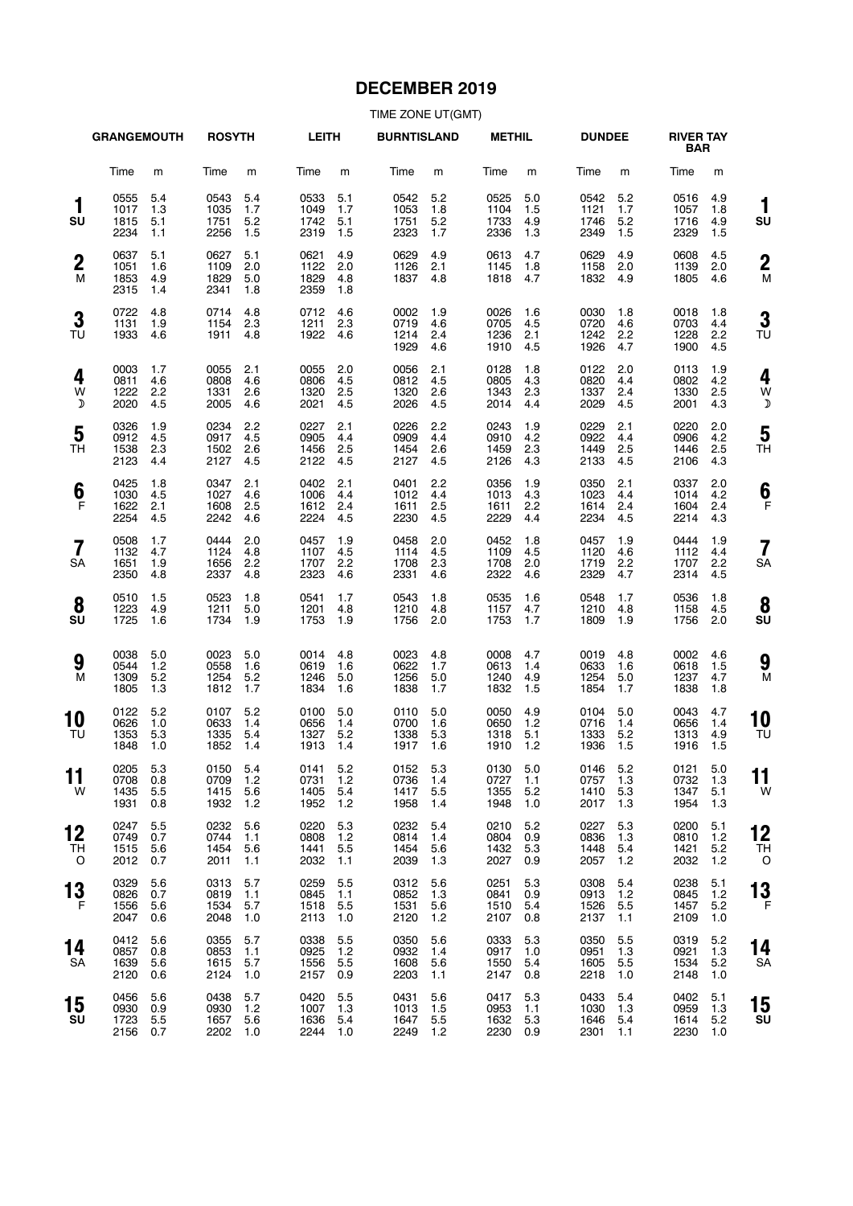# DECEMBER 2019

TIME ZONE UT(GMT)

| | GRANGEMOUTH | | ROSYTH | | LEITH | | BURNTISLAND | | METHIL | | DUNDEE | | RIVER TAY BAR | | |
|---|---|---|---|---|---|---|---|---|---|---|---|---|---|---|---|
| | Time | m | Time | m | Time | m | Time | m | Time | m | Time | m | Time | m | |
| **1** SU | 0555<br>1017<br>1815<br>2234 | 5.4<br>1.3<br>5.1<br>1.1 | 0543<br>1035<br>1751<br>2256 | 5.4<br>1.7<br>5.2<br>1.5 | 0533<br>1049<br>1742<br>2319 | 5.1<br>1.7<br>5.1<br>1.5 | 0542<br>1053<br>1751<br>2323 | 5.2<br>1.8<br>5.2<br>1.7 | 0525<br>1104<br>1733<br>2336 | 5.0<br>1.5<br>4.9<br>1.3 | 0542<br>1121<br>1746<br>2349 | 5.2<br>1.7<br>5.2<br>1.5 | 0516<br>1057<br>1716<br>2329 | 4.9<br>1.8<br>4.9<br>1.5 | **1** SU |
| **2** M | 0637<br>1051<br>1853<br>2315 | 5.1<br>1.6<br>4.9<br>1.4 | 0627<br>1109<br>1829<br>2341 | 5.1<br>2.0<br>5.0<br>1.8 | 0621<br>1122<br>1829<br>2359 | 4.9<br>2.0<br>4.8<br>1.8 | 0629<br>1126<br>1837 | 4.9<br>2.1<br>4.8 | 0613<br>1145<br>1818 | 4.7<br>1.8<br>4.7 | 0629<br>1158<br>1832 | 4.9<br>2.0<br>4.9 | 0608<br>1139<br>1805 | 4.5<br>2.0<br>4.6 | **2** M |
| **3** TU | 0722<br>1131<br>1933 | 4.8<br>1.9<br>4.6 | 0714<br>1154<br>1911 | 4.8<br>2.3<br>4.8 | 0712<br>1211<br>1922 | 4.6<br>2.3<br>4.6 | 0002<br>0719<br>1214<br>1929 | 1.9<br>4.6<br>2.4<br>4.6 | 0026<br>0705<br>1236<br>1910 | 1.6<br>4.5<br>2.1<br>4.5 | 0030<br>0720<br>1242<br>1926 | 1.8<br>4.6<br>2.2<br>4.7 | 0018<br>0703<br>1228<br>1900 | 1.8<br>4.4<br>2.2<br>4.5 | **3** TU |
| **4** W ☽ | 0003<br>0811<br>1222<br>2020 | 1.7<br>4.6<br>2.2<br>4.5 | 0055<br>0808<br>1331<br>2005 | 2.1<br>4.6<br>2.6<br>4.6 | 0055<br>0806<br>1320<br>2021 | 2.0<br>4.5<br>2.5<br>4.5 | 0056<br>0812<br>1320<br>2026 | 2.1<br>4.5<br>2.6<br>4.5 | 0128<br>0805<br>1343<br>2014 | 1.8<br>4.3<br>2.3<br>4.4 | 0122<br>0820<br>1337<br>2029 | 2.0<br>4.4<br>2.4<br>4.5 | 0113<br>0802<br>1330<br>2001 | 1.9<br>4.2<br>2.5<br>4.3 | **4** W ☽ |
| **5** TH | 0326<br>0912<br>1538<br>2123 | 1.9<br>4.5<br>2.3<br>4.4 | 0234<br>0917<br>1502<br>2127 | 2.2<br>4.5<br>2.6<br>4.5 | 0227<br>0905<br>1456<br>2122 | 2.1<br>4.4<br>2.5<br>4.5 | 0226<br>0909<br>1454<br>2127 | 2.2<br>4.4<br>2.6<br>4.5 | 0243<br>0910<br>1459<br>2126 | 1.9<br>4.2<br>2.3<br>4.3 | 0229<br>0922<br>1449<br>2133 | 2.1<br>4.4<br>2.5<br>4.5 | 0220<br>0906<br>1446<br>2106 | 2.0<br>4.2<br>2.5<br>4.3 | **5** TH |
| **6** F | 0425<br>1030<br>1622<br>2254 | 1.8<br>4.5<br>2.1<br>4.5 | 0347<br>1027<br>1608<br>2242 | 2.1<br>4.6<br>2.5<br>4.6 | 0402<br>1006<br>1612<br>2224 | 2.1<br>4.4<br>2.4<br>4.5 | 0401<br>1012<br>1611<br>2230 | 2.2<br>4.4<br>2.5<br>4.5 | 0356<br>1013<br>1611<br>2229 | 1.9<br>4.3<br>2.2<br>4.4 | 0350<br>1023<br>1614<br>2234 | 2.1<br>4.4<br>2.4<br>4.5 | 0337<br>1014<br>1604<br>2214 | 2.0<br>4.2<br>2.4<br>4.3 | **6** F |
| **7** SA | 0508<br>1132<br>1651<br>2350 | 1.7<br>4.7<br>1.9<br>4.8 | 0444<br>1124<br>1656<br>2337 | 2.0<br>4.8<br>2.2<br>4.8 | 0457<br>1107<br>1707<br>2323 | 1.9<br>4.5<br>2.2<br>4.6 | 0458<br>1114<br>1708<br>2331 | 2.0<br>4.5<br>2.3<br>4.6 | 0452<br>1109<br>1708<br>2322 | 1.8<br>4.5<br>2.0<br>4.6 | 0457<br>1120<br>1719<br>2329 | 1.9<br>4.6<br>2.2<br>4.7 | 0444<br>1112<br>1707<br>2314 | 1.9<br>4.4<br>2.2<br>4.5 | **7** SA |
| **8** SU | 0510<br>1223<br>1725 | 1.5<br>4.9<br>1.6 | 0523<br>1211<br>1734 | 1.8<br>5.0<br>1.9 | 0541<br>1201<br>1753 | 1.7<br>4.8<br>1.9 | 0543<br>1210<br>1756 | 1.8<br>4.8<br>2.0 | 0535<br>1157<br>1753 | 1.6<br>4.7<br>1.7 | 0548<br>1210<br>1809 | 1.7<br>4.8<br>1.9 | 0536<br>1158<br>1756 | 1.8<br>4.5<br>2.0 | **8** SU |
| **9** M | 0038<br>0544<br>1309<br>1805 | 5.0<br>1.2<br>5.2<br>1.3 | 0023<br>0558<br>1254<br>1812 | 5.0<br>1.6<br>5.2<br>1.7 | 0014<br>0619<br>1246<br>1834 | 4.8<br>1.6<br>5.0<br>1.6 | 0023<br>0622<br>1256<br>1838 | 4.8<br>1.7<br>5.0<br>1.7 | 0008<br>0613<br>1240<br>1832 | 4.7<br>1.4<br>4.9<br>1.5 | 0019<br>0633<br>1254<br>1854 | 4.8<br>1.6<br>5.0<br>1.7 | 0002<br>0618<br>1237<br>1838 | 4.6<br>1.5<br>4.7<br>1.8 | **9** M |
| **10** TU | 0122<br>0626<br>1353<br>1848 | 5.2<br>1.0<br>5.3<br>1.0 | 0107<br>0633<br>1335<br>1852 | 5.2<br>1.4<br>5.4<br>1.4 | 0100<br>0656<br>1327<br>1913 | 5.0<br>1.4<br>5.2<br>1.4 | 0110<br>0700<br>1338<br>1917 | 5.0<br>1.6<br>5.3<br>1.6 | 0050<br>0650<br>1318<br>1910 | 4.9<br>1.2<br>5.1<br>1.2 | 0104<br>0716<br>1333<br>1936 | 5.0<br>1.4<br>5.2<br>1.5 | 0043<br>0656<br>1313<br>1916 | 4.7<br>1.4<br>4.9<br>1.5 | **10** TU |
| **11** W | 0205<br>0708<br>1435<br>1931 | 5.3<br>0.8<br>5.5<br>0.8 | 0150<br>0709<br>1415<br>1932 | 5.4<br>1.2<br>5.6<br>1.2 | 0141<br>0731<br>1405<br>1952 | 5.2<br>1.2<br>5.4<br>1.2 | 0152<br>0736<br>1417<br>1958 | 5.3<br>1.4<br>5.5<br>1.4 | 0130<br>0727<br>1355<br>1948 | 5.0<br>1.1<br>5.2<br>1.0 | 0146<br>0757<br>1410<br>2017 | 5.2<br>1.3<br>5.3<br>1.3 | 0121<br>0732<br>1347<br>1954 | 5.0<br>1.3<br>5.1<br>1.3 | **11** W |
| **12** TH O | 0247<br>0749<br>1515<br>2012 | 5.5<br>0.7<br>5.6<br>0.7 | 0232<br>0744<br>1454<br>2011 | 5.6<br>1.1<br>5.6<br>1.1 | 0220<br>0808<br>1441<br>2032 | 5.3<br>1.2<br>5.5<br>1.1 | 0232<br>0814<br>1454<br>2039 | 5.4<br>1.4<br>5.6<br>1.3 | 0210<br>0804<br>1432<br>2027 | 5.2<br>0.9<br>5.3<br>0.9 | 0227<br>0836<br>1448<br>2057 | 5.3<br>1.3<br>5.4<br>1.2 | 0200<br>0810<br>1421<br>2032 | 5.1<br>1.2<br>5.2<br>1.2 | **12** TH O |
| **13** F | 0329<br>0826<br>1556<br>2047 | 5.6<br>0.7<br>5.6<br>0.6 | 0313<br>0819<br>1534<br>2048 | 5.7<br>1.1<br>5.7<br>1.0 | 0259<br>0845<br>1518<br>2113 | 5.5<br>1.1<br>5.5<br>1.0 | 0312<br>0852<br>1531<br>2120 | 5.6<br>1.3<br>5.6<br>1.2 | 0251<br>0841<br>1510<br>2107 | 5.3<br>0.9<br>5.4<br>0.8 | 0308<br>0913<br>1526<br>2137 | 5.4<br>1.2<br>5.5<br>1.1 | 0238<br>0845<br>1457<br>2109 | 5.1<br>1.2<br>5.2<br>1.0 | **13** F |
| **14** SA | 0412<br>0857<br>1639<br>2120 | 5.6<br>0.8<br>5.6<br>0.6 | 0355<br>0853<br>1615<br>2124 | 5.7<br>1.1<br>5.7<br>1.0 | 0338<br>0925<br>1556<br>2157 | 5.5<br>1.2<br>5.5<br>0.9 | 0350<br>0932<br>1608<br>2203 | 5.6<br>1.4<br>5.6<br>1.1 | 0333<br>0917<br>1550<br>2147 | 5.3<br>1.0<br>5.4<br>0.8 | 0350<br>0951<br>1605<br>2218 | 5.5<br>1.3<br>5.5<br>1.0 | 0319<br>0921<br>1534<br>2148 | 5.2<br>1.3<br>5.2<br>1.0 | **14** SA |
| **15** SU | 0456<br>0930<br>1723<br>2156 | 5.6<br>0.9<br>5.5<br>0.7 | 0438<br>0930<br>1657<br>2202 | 5.7<br>1.2<br>5.6<br>1.0 | 0420<br>1007<br>1636<br>2244 | 5.5<br>1.3<br>5.4<br>1.0 | 0431<br>1013<br>1647<br>2249 | 5.6<br>1.5<br>5.5<br>1.2 | 0417<br>0953<br>1632<br>2230 | 5.3<br>1.1<br>5.3<br>0.9 | 0433<br>1030<br>1646<br>2301 | 5.4<br>1.3<br>5.4<br>1.1 | 0402<br>0959<br>1614<br>2230 | 5.1<br>1.3<br>5.2<br>1.0 | **15** SU |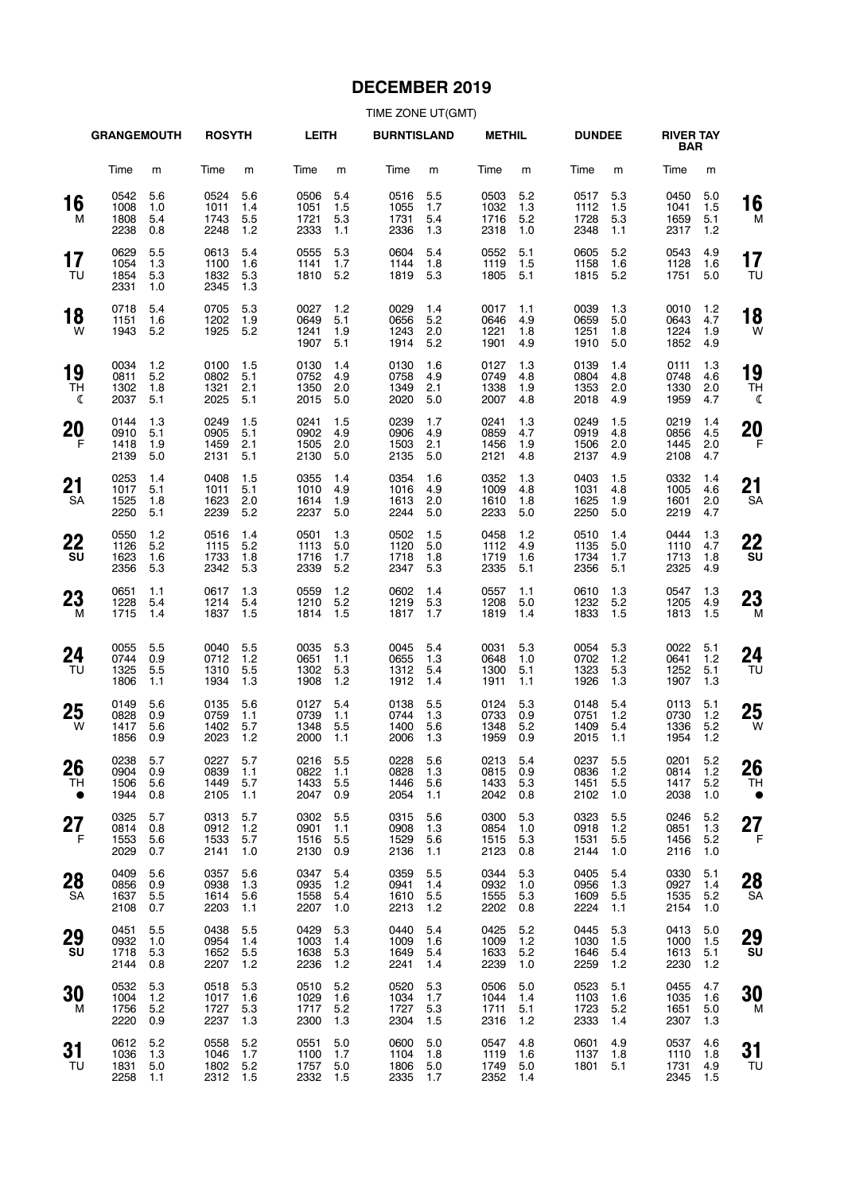# DECEMBER 2019

TIME ZONE UT(GMT)

| | GRANGEMOUTH | | ROSYTH | | LEITH | | BURNTISLAND | | METHIL | | DUNDEE | | RIVER TAY BAR | | |
|---|---|---|---|---|---|---|---|---|---|---|---|---|---|---|---|
| | Time | m | Time | m | Time | m | Time | m | Time | m | Time | m | Time | m | |
| **16** M | 0542<br>1008<br>1808<br>2238 | 5.6<br>1.0<br>5.4<br>0.8 | 0524<br>1011<br>1743<br>2248 | 5.6<br>1.4<br>5.5<br>1.2 | 0506<br>1051<br>1721<br>2333 | 5.4<br>1.5<br>5.3<br>1.1 | 0516<br>1055<br>1731<br>2336 | 5.5<br>1.7<br>5.4<br>1.3 | 0503<br>1032<br>1716<br>2318 | 5.2<br>1.3<br>5.2<br>1.0 | 0517<br>1112<br>1728<br>2348 | 5.3<br>1.5<br>5.3<br>1.1 | 0450<br>1041<br>1659<br>2317 | 5.0<br>1.5<br>5.1<br>1.2 | **16** M |
| **17** TU | 0629<br>1054<br>1854<br>2331 | 5.5<br>1.3<br>5.3<br>1.0 | 0613<br>1100<br>1832<br>2345 | 5.4<br>1.6<br>5.3<br>1.3 | 0555<br>1141<br>1810 | 5.3<br>1.7<br>5.2 | 0604<br>1144<br>1819 | 5.4<br>1.8<br>5.3 | 0552<br>1119<br>1805 | 5.1<br>1.5<br>5.1 | 0605<br>1158<br>1815 | 5.2<br>1.6<br>5.2 | 0543<br>1128<br>1751 | 4.9<br>1.6<br>5.0 | **17** TU |
| **18** W | 0718<br>1151<br>1943 | 5.4<br>1.6<br>5.2 | 0705<br>1202<br>1925 | 5.3<br>1.9<br>5.2 | 0027<br>0649<br>1241<br>1907 | 1.2<br>5.1<br>1.9<br>5.1 | 0029<br>0656<br>1243<br>1914 | 1.4<br>5.2<br>2.0<br>5.2 | 0017<br>0646<br>1221<br>1901 | 1.1<br>4.9<br>1.8<br>4.9 | 0039<br>0659<br>1251<br>1910 | 1.3<br>5.0<br>1.8<br>5.0 | 0010<br>0643<br>1224<br>1852 | 1.2<br>4.7<br>1.9<br>4.9 | **18** W |
| **19** TH ☾ | 0034<br>0811<br>1302<br>2037 | 1.2<br>5.2<br>1.8<br>5.1 | 0100<br>0802<br>1321<br>2025 | 1.5<br>5.1<br>2.1<br>5.1 | 0130<br>0752<br>1350<br>2015 | 1.4<br>4.9<br>2.0<br>5.0 | 0130<br>0758<br>1349<br>2020 | 1.6<br>4.9<br>2.1<br>5.0 | 0127<br>0749<br>1338<br>2007 | 1.3<br>4.8<br>1.9<br>4.8 | 0139<br>0804<br>1353<br>2018 | 1.4<br>4.8<br>2.0<br>4.9 | 0111<br>0748<br>1330<br>1959 | 1.3<br>4.6<br>2.0<br>4.7 | **19** TH ☾ |
| **20** F | 0144<br>0910<br>1418<br>2139 | 1.3<br>5.1<br>1.9<br>5.0 | 0249<br>0905<br>1459<br>2131 | 1.5<br>5.1<br>2.1<br>5.1 | 0241<br>0902<br>1505<br>2130 | 1.5<br>4.9<br>2.0<br>5.0 | 0239<br>0906<br>1503<br>2135 | 1.7<br>4.9<br>2.1<br>5.0 | 0241<br>0859<br>1456<br>2121 | 1.3<br>4.7<br>1.9<br>4.8 | 0249<br>0919<br>1506<br>2137 | 1.5<br>4.8<br>2.0<br>4.9 | 0219<br>0856<br>1445<br>2108 | 1.4<br>4.5<br>2.0<br>4.7 | **20** F |
| **21** SA | 0253<br>1017<br>1525<br>2250 | 1.4<br>5.1<br>1.8<br>5.1 | 0408<br>1011<br>1623<br>2239 | 1.5<br>5.1<br>2.0<br>5.2 | 0355<br>1010<br>1614<br>2237 | 1.4<br>4.9<br>1.9<br>5.0 | 0354<br>1016<br>1613<br>2244 | 1.6<br>4.9<br>2.0<br>5.0 | 0352<br>1009<br>1610<br>2233 | 1.3<br>4.8<br>1.8<br>5.0 | 0403<br>1031<br>1625<br>2250 | 1.5<br>4.8<br>1.9<br>5.0 | 0332<br>1005<br>1601<br>2219 | 1.4<br>4.6<br>2.0<br>4.7 | **21** SA |
| **22** SU | 0550<br>1126<br>1623<br>2356 | 1.2<br>5.2<br>1.6<br>5.3 | 0516<br>1115<br>1733<br>2342 | 1.4<br>5.2<br>1.8<br>5.3 | 0501<br>1113<br>1716<br>2339 | 1.3<br>5.0<br>1.7<br>5.2 | 0502<br>1120<br>1718<br>2347 | 1.5<br>5.0<br>1.8<br>5.3 | 0458<br>1112<br>1719<br>2335 | 1.2<br>4.9<br>1.6<br>5.1 | 0510<br>1135<br>1734<br>2356 | 1.4<br>5.0<br>1.7<br>5.1 | 0444<br>1110<br>1713<br>2325 | 1.3<br>4.7<br>1.8<br>4.9 | **22** SU |
| **23** M | 0651<br>1228<br>1715 | 1.1<br>5.4<br>1.4 | 0617<br>1214<br>1837 | 1.3<br>5.4<br>1.5 | 0559<br>1210<br>1814 | 1.2<br>5.2<br>1.5 | 0602<br>1219<br>1817 | 1.4<br>5.3<br>1.7 | 0557<br>1208<br>1819 | 1.1<br>5.0<br>1.4 | 0610<br>1232<br>1833 | 1.3<br>5.2<br>1.5 | 0547<br>1205<br>1813 | 1.3<br>4.9<br>1.5 | **23** M |
| **24** TU | 0055<br>0744<br>1325<br>1806 | 5.5<br>0.9<br>5.5<br>1.1 | 0040<br>0712<br>1310<br>1934 | 5.5<br>1.2<br>5.5<br>1.3 | 0035<br>0651<br>1302<br>1908 | 5.3<br>1.1<br>5.3<br>1.2 | 0045<br>0655<br>1312<br>1912 | 5.4<br>1.3<br>5.4<br>1.4 | 0031<br>0648<br>1300<br>1911 | 5.3<br>1.0<br>5.1<br>1.1 | 0054<br>0702<br>1323<br>1926 | 5.3<br>1.2<br>5.3<br>1.3 | 0022<br>0641<br>1252<br>1907 | 5.1<br>1.2<br>5.1<br>1.3 | **24** TU |
| **25** W | 0149<br>0828<br>1417<br>1856 | 5.6<br>0.9<br>5.6<br>0.9 | 0135<br>0759<br>1402<br>2023 | 5.6<br>1.1<br>5.7<br>1.2 | 0127<br>0739<br>1348<br>2000 | 5.4<br>1.1<br>5.5<br>1.1 | 0138<br>0744<br>1400<br>2006 | 5.5<br>1.3<br>5.6<br>1.3 | 0124<br>0733<br>1348<br>1959 | 5.3<br>0.9<br>5.2<br>0.9 | 0148<br>0751<br>1409<br>2015 | 5.4<br>1.2<br>5.4<br>1.1 | 0113<br>0730<br>1336<br>1954 | 5.1<br>1.2<br>5.2<br>1.2 | **25** W |
| **26** TH ● | 0238<br>0904<br>1506<br>1944 | 5.7<br>0.9<br>5.6<br>0.8 | 0227<br>0839<br>1449<br>2105 | 5.7<br>1.1<br>5.7<br>1.1 | 0216<br>0822<br>1433<br>2047 | 5.5<br>1.1<br>5.5<br>0.9 | 0228<br>0828<br>1446<br>2054 | 5.6<br>1.3<br>5.6<br>1.1 | 0213<br>0815<br>1433<br>2042 | 5.4<br>0.9<br>5.3<br>0.8 | 0237<br>0836<br>1451<br>2102 | 5.5<br>1.2<br>5.5<br>1.0 | 0201<br>0814<br>1417<br>2038 | 5.2<br>1.2<br>5.2<br>1.0 | **26** TH ● |
| **27** F | 0325<br>0814<br>1553<br>2029 | 5.7<br>0.8<br>5.6<br>0.7 | 0313<br>0912<br>1533<br>2141 | 5.7<br>1.2<br>5.7<br>1.0 | 0302<br>0901<br>1516<br>2130 | 5.5<br>1.1<br>5.5<br>0.9 | 0315<br>0908<br>1529<br>2136 | 5.6<br>1.3<br>5.6<br>1.1 | 0300<br>0854<br>1515<br>2123 | 5.3<br>1.0<br>5.3<br>0.8 | 0323<br>0918<br>1531<br>2144 | 5.5<br>1.2<br>5.5<br>1.0 | 0246<br>0851<br>1456<br>2116 | 5.2<br>1.3<br>5.2<br>1.0 | **27** F |
| **28** SA | 0409<br>0856<br>1637<br>2108 | 5.6<br>0.9<br>5.5<br>0.7 | 0357<br>0938<br>1614<br>2203 | 5.6<br>1.3<br>5.6<br>1.1 | 0347<br>0935<br>1558<br>2207 | 5.4<br>1.2<br>5.4<br>1.0 | 0359<br>0941<br>1610<br>2213 | 5.5<br>1.4<br>5.5<br>1.2 | 0344<br>0932<br>1555<br>2202 | 5.3<br>1.0<br>5.3<br>0.8 | 0405<br>0956<br>1609<br>2224 | 5.4<br>1.3<br>5.5<br>1.1 | 0330<br>0927<br>1535<br>2154 | 5.1<br>1.4<br>5.2<br>1.0 | **28** SA |
| **29** SU | 0451<br>0932<br>1718<br>2144 | 5.5<br>1.0<br>5.3<br>0.8 | 0438<br>0954<br>1652<br>2207 | 5.5<br>1.4<br>5.5<br>1.2 | 0429<br>1003<br>1638<br>2236 | 5.3<br>1.4<br>5.3<br>1.2 | 0440<br>1009<br>1649<br>2241 | 5.4<br>1.6<br>5.4<br>1.4 | 0425<br>1009<br>1633<br>2239 | 5.2<br>1.2<br>5.2<br>1.0 | 0445<br>1030<br>1646<br>2259 | 5.3<br>1.5<br>5.4<br>1.2 | 0413<br>1000<br>1613<br>2230 | 5.0<br>1.5<br>5.1<br>1.2 | **29** SU |
| **30** M | 0532<br>1004<br>1756<br>2220 | 5.3<br>1.2<br>5.2<br>0.9 | 0518<br>1017<br>1727<br>2237 | 5.3<br>1.6<br>5.3<br>1.3 | 0510<br>1029<br>1717<br>2300 | 5.2<br>1.6<br>5.2<br>1.3 | 0520<br>1034<br>1727<br>2304 | 5.3<br>1.7<br>5.3<br>1.5 | 0506<br>1044<br>1711<br>2316 | 5.0<br>1.4<br>5.1<br>1.2 | 0523<br>1103<br>1723<br>2333 | 5.1<br>1.6<br>5.2<br>1.4 | 0455<br>1035<br>1651<br>2307 | 4.7<br>1.6<br>5.0<br>1.3 | **30** M |
| **31** TU | 0612<br>1036<br>1831<br>2258 | 5.2<br>1.3<br>5.0<br>1.1 | 0558<br>1046<br>1802<br>2312 | 5.2<br>1.7<br>5.2<br>1.5 | 0551<br>1100<br>1757<br>2332 | 5.0<br>1.7<br>5.0<br>1.5 | 0600<br>1104<br>1806<br>2335 | 5.0<br>1.8<br>5.0<br>1.7 | 0547<br>1119<br>1749<br>2352 | 4.8<br>1.6<br>5.0<br>1.4 | 0601<br>1137<br>1801 | 4.9<br>1.8<br>5.1 | 0537<br>1110<br>1731<br>2345 | 4.6<br>1.8<br>4.9<br>1.5 | **31** TU |